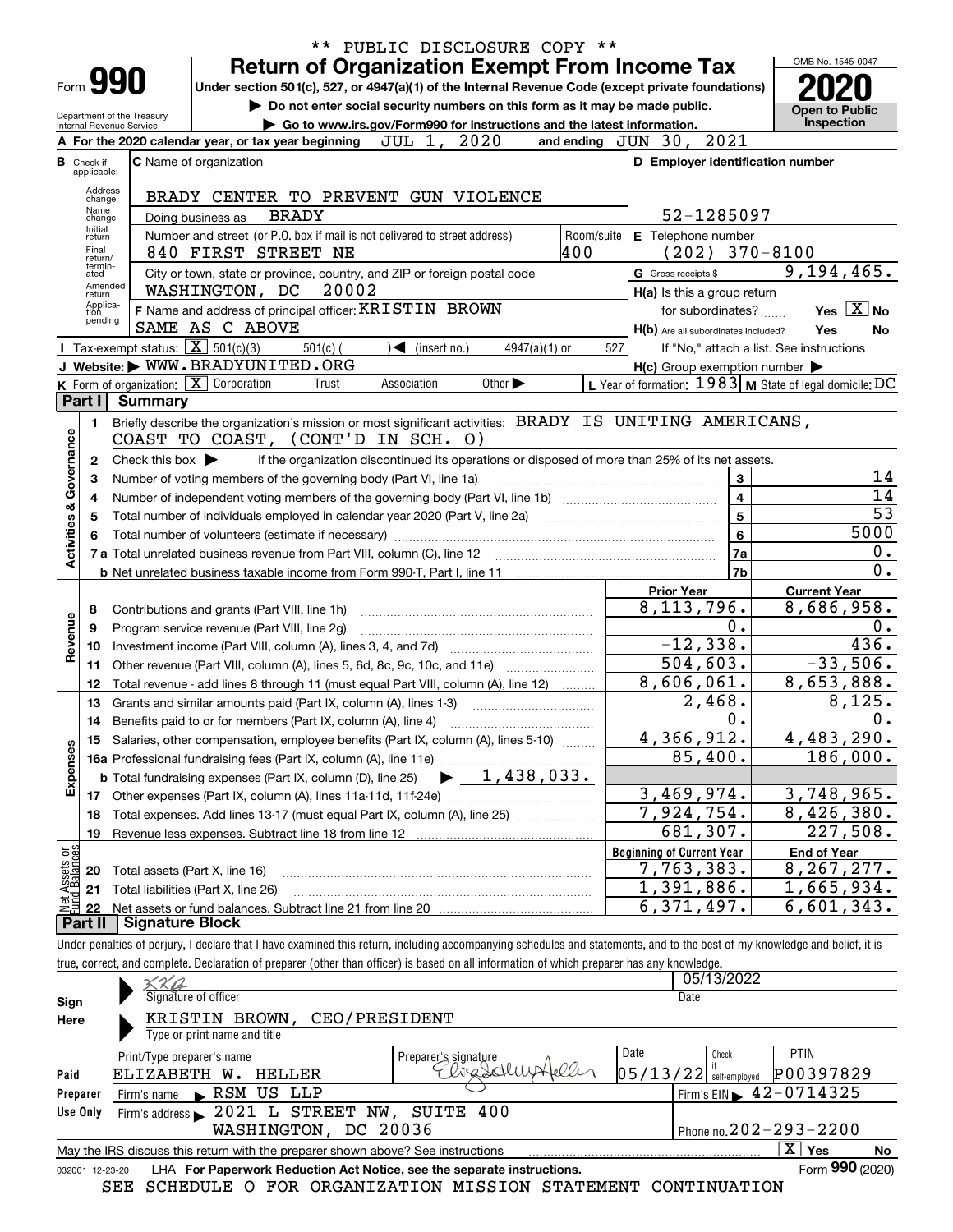\*\* PUBLIC DISCLOSURE COPY \*\*

# Form 990 — Return of Organization Exempt From Income Tax (2020)

Under section 501(c), 527, or 4947(a)(1) of the Internal Revenue Code (except private foundations)

▶ Do not enter social security numbers on this form as it may be made public.

▶ Go to www.irs.gov/Form990 for instructions and the latest information.

Department of the Treasury, Internal Revenue Service

OMB No. 1545-0047 — Open to Public Inspection

**A** For the 2020 calendar year, or tax year beginning JUL 1, 2020 and ending JUN 30, 2021

**B** Check if applicable: Address change, Name change, Initial return, Final return/terminated, Amended return, Application pending

**C** Name of organization: BRADY CENTER TO PREVENT GUN VIOLENCE

Doing business as: BRADY

Number and street (or P.O. box if mail is not delivered to street address): 840 FIRST STREET NE — Room/suite: 400

City or town, state or province, country, and ZIP or foreign postal code: WASHINGTON, DC 20002

**D** Employer identification number: 52-1285097

**E** Telephone number: (202) 370-8100

**G** Gross receipts $ 9,194,465.

**F** Name and address of principal officer: KRISTIN BROWN, SAME AS C ABOVE

**H(a)** Is this a group return for subordinates? Yes [ ] No [X]

**H(b)** Are all subordinates included? Yes No — If "No," attach a list. See instructions

**H(c)** Group exemption number ▶

**I** Tax-exempt status: [X] 501(c)(3) 501(c) ( ) ◀ (insert no.) 4947(a)(1) or 527

**J** Website: ▶ WWW.BRADYUNITED.ORG

**K** Form of organization: [X] Corporation Trust Association Other ▶

**L** Year of formation: 1983 **M** State of legal domicile: DC

## Part I Summary

**Activities & Governance**

1. Briefly describe the organization's mission or most significant activities: BRADY IS UNITING AMERICANS, COAST TO COAST, (CONT'D IN SCH. O)
2. Check this box ▶ if the organization discontinued its operations or disposed of more than 25% of its net assets.

| | | Line | |
|---|---|---|---|
| 3 | Number of voting members of the governing body (Part VI, line 1a) | 3 | 14 |
| 4 | Number of independent voting members of the governing body (Part VI, line 1b) | 4 | 14 |
| 5 | Total number of individuals employed in calendar year 2020 (Part V, line 2a) | 5 | 53 |
| 6 | Total number of volunteers (estimate if necessary) | 6 | 5000 |
| 7a | Total unrelated business revenue from Part VIII, column (C), line 12 | 7a | 0. |
| 7b | Net unrelated business taxable income from Form 990-T, Part I, line 11 | 7b | 0. |

| | | Prior Year | Current Year |
|---|---|---|---|
| **Revenue** | | | |
| 8 | Contributions and grants (Part VIII, line 1h) | 8,113,796. | 8,686,958. |
| 9 | Program service revenue (Part VIII, line 2g) | 0. | 0. |
| 10 | Investment income (Part VIII, column (A), lines 3, 4, and 7d) | -12,338. | 436. |
| 11 | Other revenue (Part VIII, column (A), lines 5, 6d, 8c, 9c, 10c, and 11e) | 504,603. | -33,506. |
| 12 | Total revenue - add lines 8 through 11 (must equal Part VIII, column (A), line 12) | 8,606,061. | 8,653,888. |
| **Expenses** | | | |
| 13 | Grants and similar amounts paid (Part IX, column (A), lines 1-3) | 2,468. | 8,125. |
| 14 | Benefits paid to or for members (Part IX, column (A), line 4) | 0. | 0. |
| 15 | Salaries, other compensation, employee benefits (Part IX, column (A), lines 5-10) | 4,366,912. | 4,483,290. |
| 16a | Professional fundraising fees (Part IX, column (A), line 11e) | 85,400. | 186,000. |
| b | Total fundraising expenses (Part IX, column (D), line 25) ▶ 1,438,033. | | |
| 17 | Other expenses (Part IX, column (A), lines 11a-11d, 11f-24e) | 3,469,974. | 3,748,965. |
| 18 | Total expenses. Add lines 13-17 (must equal Part IX, column (A), line 25) | 7,924,754. | 8,426,380. |
| 19 | Revenue less expenses. Subtract line 18 from line 12 | 681,307. | 227,508. |

| **Net Assets or Fund Balances** | | Beginning of Current Year | End of Year |
|---|---|---|---|
| 20 | Total assets (Part X, line 16) | 7,763,383. | 8,267,277. |
| 21 | Total liabilities (Part X, line 26) | 1,391,886. | 1,665,934. |
| 22 | Net assets or fund balances. Subtract line 21 from line 20 | 6,371,497. | 6,601,343. |

## Part II Signature Block

Under penalties of perjury, I declare that I have examined this return, including accompanying schedules and statements, and to the best of my knowledge and belief, it is true, correct, and complete. Declaration of preparer (other than officer) is based on all information of which preparer has any knowledge.

**Sign Here**

Signature of officer: KKB — Date: 05/13/2022

Type or print name and title: KRISTIN BROWN, CEO/PRESIDENT

**Paid Preparer Use Only**

| Print/Type preparer's name | Preparer's signature | Date | Check if self-employed | PTIN |
|---|---|---|---|---|
| ELIZABETH W. HELLER | Elizabeth W. Heller | 05/13/22 | | P00397829 |

Firm's name ▶ RSM US LLP — Firm's EIN ▶ 42-0714325

Firm's address ▶ 2021 L STREET NW, SUITE 400, WASHINGTON, DC 20036 — Phone no. 202-293-2200

May the IRS discuss this return with the preparer shown above? See instructions [X] Yes No

032001 12-23-20 LHA For Paperwork Reduction Act Notice, see the separate instructions. Form 990 (2020)

SEE SCHEDULE O FOR ORGANIZATION MISSION STATEMENT CONTINUATION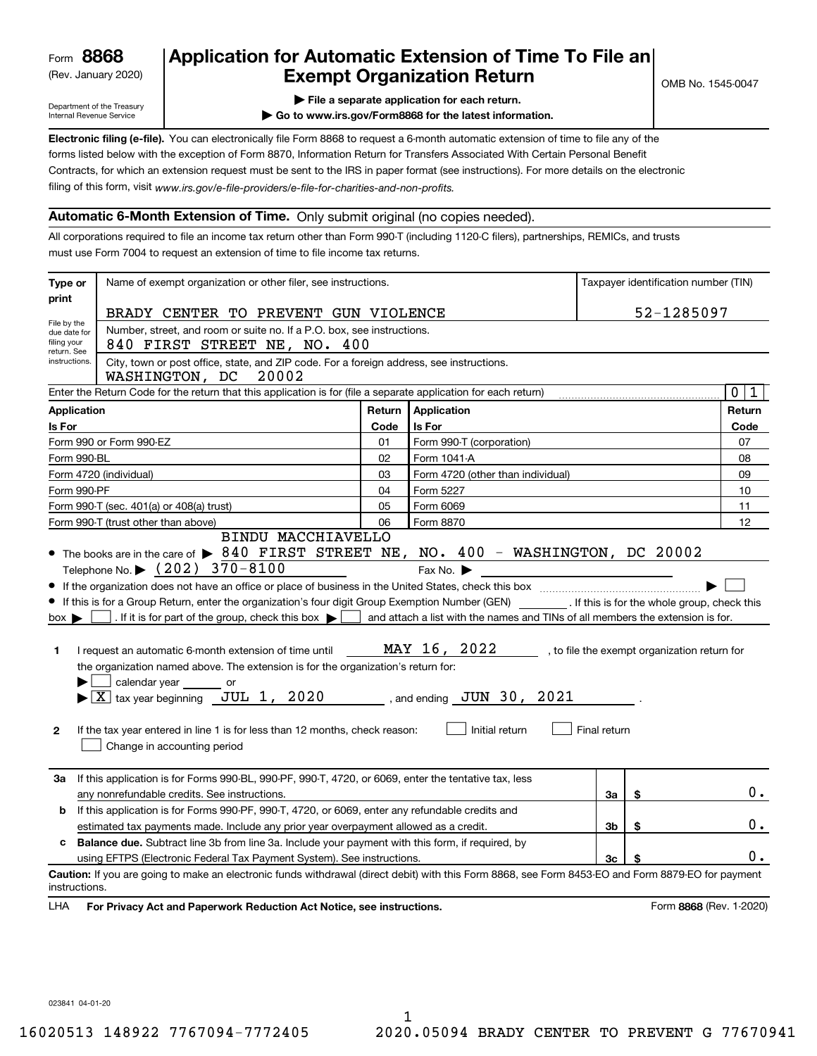Form **8868** (Rev. January 2020)

Department of the Treasury
Internal Revenue Service

# Application for Automatic Extension of Time To File an Exempt Organization Return

OMB No. 1545-0047

▶ File a separate application for each return.

▶ Go to www.irs.gov/Form8868 for the latest information.

**Electronic filing (e-file).** You can electronically file Form 8868 to request a 6-month automatic extension of time to file any of the forms listed below with the exception of Form 8870, Information Return for Transfers Associated With Certain Personal Benefit Contracts, for which an extension request must be sent to the IRS in paper format (see instructions). For more details on the electronic filing of this form, visit *www.irs.gov/e-file-providers/e-file-for-charities-and-non-profits.*

## Automatic 6-Month Extension of Time. Only submit original (no copies needed).

All corporations required to file an income tax return other than Form 990-T (including 1120-C filers), partnerships, REMICs, and trusts must use Form 7004 to request an extension of time to file income tax returns.

**Type or print**

File by the due date for filing your return. See instructions.

| Name of exempt organization or other filer, see instructions. | Taxpayer identification number (TIN) |
|---|---|
| BRADY CENTER TO PREVENT GUN VIOLENCE | 52-1285097 |
| Number, street, and room or suite no. If a P.O. box, see instructions. 840 FIRST STREET NE, NO. 400 | |
| City, town or post office, state, and ZIP code. For a foreign address, see instructions. WASHINGTON, DC 20002 | |

Enter the Return Code for the return that this application is for (file a separate application for each return) ..... 01

| Application Is For | Return Code | Application Is For | Return Code |
|---|---|---|---|
| Form 990 or Form 990-EZ | 01 | Form 990-T (corporation) | 07 |
| Form 990-BL | 02 | Form 1041-A | 08 |
| Form 4720 (individual) | 03 | Form 4720 (other than individual) | 09 |
| Form 990-PF | 04 | Form 5227 | 10 |
| Form 990-T (sec. 401(a) or 408(a) trust) | 05 | Form 6069 | 11 |
| Form 990-T (trust other than above) | 06 | Form 8870 | 12 |

- The books are in the care of ▶ BINDU MACCHIAVELLO 840 FIRST STREET NE, NO. 400 - WASHINGTON, DC 20002
  Telephone No. ▶ (202) 370-8100 Fax No. ▶
- If the organization does not have an office or place of business in the United States, check this box ..... ▶ ☐
- If this is for a Group Return, enter the organization's four digit Group Exemption Number (GEN) _______ . If this is for the whole group, check this box ▶ ☐ . If it is for part of the group, check this box ▶ ☐ and attach a list with the names and TINs of all members the extension is for.

**1** I request an automatic 6-month extension of time until MAY 16, 2022 , to file the exempt organization return for the organization named above. The extension is for the organization's return for:
▶ ☐ calendar year ______ or
▶ ☒ tax year beginning JUL 1, 2020 , and ending JUN 30, 2021 .

**2** If the tax year entered in line 1 is for less than 12 months, check reason: ☐ Initial return ☐ Final return ☐ Change in accounting period

| | | | |
|---|---|---|---|
| **3a** | If this application is for Forms 990-BL, 990-PF, 990-T, 4720, or 6069, enter the tentative tax, less any nonrefundable credits. See instructions. | 3a | $ 0. |
| **b** | If this application is for Forms 990-PF, 990-T, 4720, or 6069, enter any refundable credits and estimated tax payments made. Include any prior year overpayment allowed as a credit. | 3b | $ 0. |
| **c** | **Balance due.** Subtract line 3b from line 3a. Include your payment with this form, if required, by using EFTPS (Electronic Federal Tax Payment System). See instructions. | 3c | $ 0. |

**Caution:** If you are going to make an electronic funds withdrawal (direct debit) with this Form 8868, see Form 8453-EO and Form 8879-EO for payment instructions.

LHA **For Privacy Act and Paperwork Reduction Act Notice, see instructions.** Form **8868** (Rev. 1-2020)

023841 04-01-20

16020513 148922 7767094-7772405 2020.05094 BRADY CENTER TO PREVENT G 77670941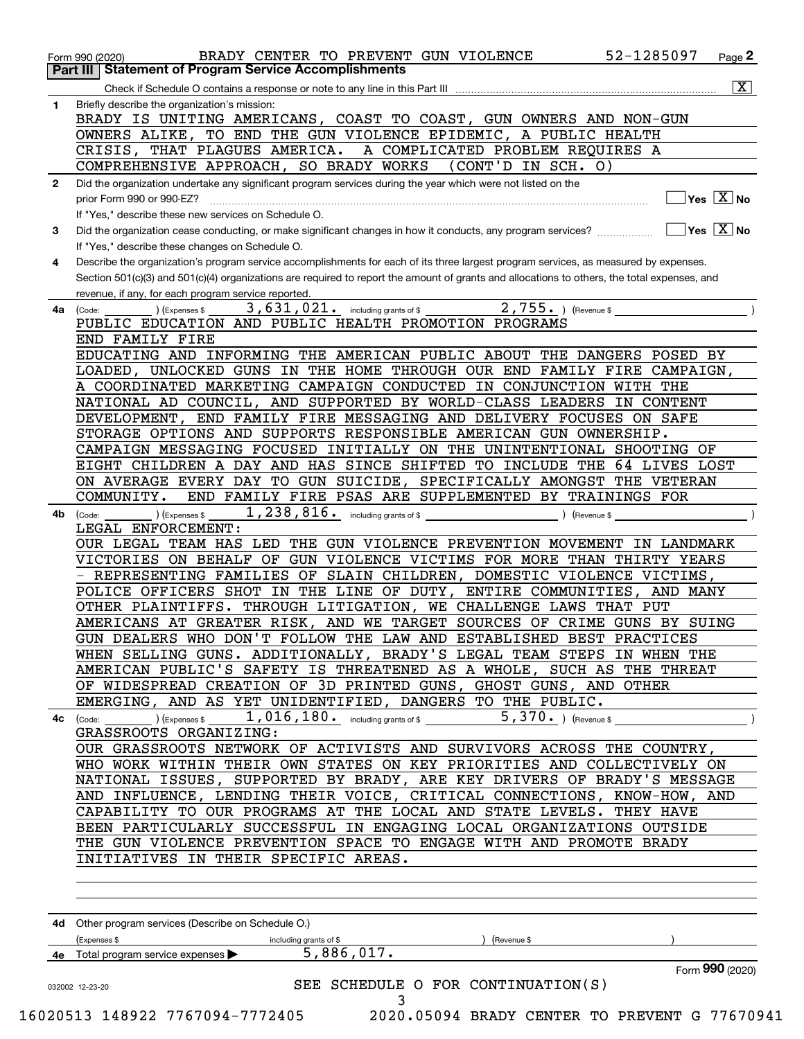Form 990 (2020) BRADY CENTER TO PREVENT GUN VIOLENCE 52-1285097 Page 2

**Part III | Statement of Program Service Accomplishments**

Check if Schedule O contains a response or note to any line in this Part III [X]

**1** Briefly describe the organization's mission:

BRADY IS UNITING AMERICANS, COAST TO COAST, GUN OWNERS AND NON-GUN OWNERS ALIKE, TO END THE GUN VIOLENCE EPIDEMIC, A PUBLIC HEALTH CRISIS, THAT PLAGUES AMERICA. A COMPLICATED PROBLEM REQUIRES A COMPREHENSIVE APPROACH, SO BRADY WORKS (CONT'D IN SCH. O)

**2** Did the organization undertake any significant program services during the year which were not listed on the prior Form 990 or 990-EZ? [ ] Yes [X] No

If "Yes," describe these new services on Schedule O.

**3** Did the organization cease conducting, or make significant changes in how it conducts, any program services? [ ] Yes [X] No

If "Yes," describe these changes on Schedule O.

**4** Describe the organization's program service accomplishments for each of its three largest program services, as measured by expenses. Section 501(c)(3) and 501(c)(4) organizations are required to report the amount of grants and allocations to others, the total expenses, and revenue, if any, for each program service reported.

**4a** (Code: ) (Expenses $ 3,631,021. including grants of $ 2,755. ) (Revenue $ )

PUBLIC EDUCATION AND PUBLIC HEALTH PROMOTION PROGRAMS

END FAMILY FIRE

EDUCATING AND INFORMING THE AMERICAN PUBLIC ABOUT THE DANGERS POSED BY LOADED, UNLOCKED GUNS IN THE HOME THROUGH OUR END FAMILY FIRE CAMPAIGN, A COORDINATED MARKETING CAMPAIGN CONDUCTED IN CONJUNCTION WITH THE NATIONAL AD COUNCIL, AND SUPPORTED BY WORLD-CLASS LEADERS IN CONTENT DEVELOPMENT, END FAMILY FIRE MESSAGING AND DELIVERY FOCUSES ON SAFE STORAGE OPTIONS AND SUPPORTS RESPONSIBLE AMERICAN GUN OWNERSHIP. CAMPAIGN MESSAGING FOCUSED INITIALLY ON THE UNINTENTIONAL SHOOTING OF EIGHT CHILDREN A DAY AND HAS SINCE SHIFTED TO INCLUDE THE 64 LIVES LOST ON AVERAGE EVERY DAY TO GUN SUICIDE, SPECIFICALLY AMONGST THE VETERAN COMMUNITY. END FAMILY FIRE PSAS ARE SUPPLEMENTED BY TRAININGS FOR

**4b** (Code: ) (Expenses $ 1,238,816. including grants of $ ) (Revenue $ )

LEGAL ENFORCEMENT:

OUR LEGAL TEAM HAS LED THE GUN VIOLENCE PREVENTION MOVEMENT IN LANDMARK VICTORIES ON BEHALF OF GUN VIOLENCE VICTIMS FOR MORE THAN THIRTY YEARS - REPRESENTING FAMILIES OF SLAIN CHILDREN, DOMESTIC VIOLENCE VICTIMS, POLICE OFFICERS SHOT IN THE LINE OF DUTY, ENTIRE COMMUNITIES, AND MANY OTHER PLAINTIFFS. THROUGH LITIGATION, WE CHALLENGE LAWS THAT PUT AMERICANS AT GREATER RISK, AND WE TARGET SOURCES OF CRIME GUNS BY SUING GUN DEALERS WHO DON'T FOLLOW THE LAW AND ESTABLISHED BEST PRACTICES WHEN SELLING GUNS. ADDITIONALLY, BRADY'S LEGAL TEAM STEPS IN WHEN THE AMERICAN PUBLIC'S SAFETY IS THREATENED AS A WHOLE, SUCH AS THE THREAT OF WIDESPREAD CREATION OF 3D PRINTED GUNS, GHOST GUNS, AND OTHER EMERGING, AND AS YET UNIDENTIFIED, DANGERS TO THE PUBLIC.

**4c** (Code: ) (Expenses $ 1,016,180. including grants of $ 5,370. ) (Revenue $ )

GRASSROOTS ORGANIZING:

OUR GRASSROOTS NETWORK OF ACTIVISTS AND SURVIVORS ACROSS THE COUNTRY, WHO WORK WITHIN THEIR OWN STATES ON KEY PRIORITIES AND COLLECTIVELY ON NATIONAL ISSUES, SUPPORTED BY BRADY, ARE KEY DRIVERS OF BRADY'S MESSAGE AND INFLUENCE, LENDING THEIR VOICE, CRITICAL CONNECTIONS, KNOW-HOW, AND CAPABILITY TO OUR PROGRAMS AT THE LOCAL AND STATE LEVELS. THEY HAVE BEEN PARTICULARLY SUCCESSFUL IN ENGAGING LOCAL ORGANIZATIONS OUTSIDE THE GUN VIOLENCE PREVENTION SPACE TO ENGAGE WITH AND PROMOTE BRADY INITIATIVES IN THEIR SPECIFIC AREAS.

**4d** Other program services (Describe on Schedule O.)

(Expenses $ including grants of $ ) (Revenue $ )

**4e** Total program service expenses ▶ 5,886,017.

Form **990** (2020)

SEE SCHEDULE O FOR CONTINUATION(S)

032002 12-23-20

16020513 148922 7767094-7772405 2020.05094 BRADY CENTER TO PREVENT G 77670941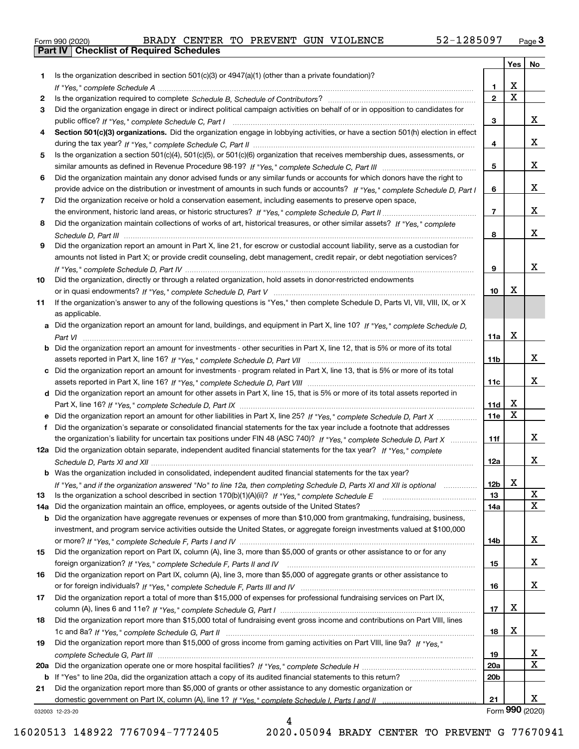Form 990 (2020) BRADY CENTER TO PREVENT GUN VIOLENCE 52-1285097 Page **3**

**Part IV | Checklist of Required Schedules**

| | | | Yes | No |
|---|---|---|---|---|
| **1** | Is the organization described in section 501(c)(3) or 4947(a)(1) (other than a private foundation)? *If "Yes," complete Schedule A* | **1** | X | |
| **2** | Is the organization required to complete *Schedule B, Schedule of Contributors*? | **2** | X | |
| **3** | Did the organization engage in direct or indirect political campaign activities on behalf of or in opposition to candidates for public office? *If "Yes," complete Schedule C, Part I* | **3** | | X |
| **4** | **Section 501(c)(3) organizations.** Did the organization engage in lobbying activities, or have a section 501(h) election in effect during the tax year? *If "Yes," complete Schedule C, Part II* | **4** | | X |
| **5** | Is the organization a section 501(c)(4), 501(c)(5), or 501(c)(6) organization that receives membership dues, assessments, or similar amounts as defined in Revenue Procedure 98-19? *If "Yes," complete Schedule C, Part III* | **5** | | X |
| **6** | Did the organization maintain any donor advised funds or any similar funds or accounts for which donors have the right to provide advice on the distribution or investment of amounts in such funds or accounts? *If "Yes," complete Schedule D, Part I* | **6** | | X |
| **7** | Did the organization receive or hold a conservation easement, including easements to preserve open space, the environment, historic land areas, or historic structures? *If "Yes," complete Schedule D, Part II* | **7** | | X |
| **8** | Did the organization maintain collections of works of art, historical treasures, or other similar assets? *If "Yes," complete Schedule D, Part III* | **8** | | X |
| **9** | Did the organization report an amount in Part X, line 21, for escrow or custodial account liability, serve as a custodian for amounts not listed in Part X; or provide credit counseling, debt management, credit repair, or debt negotiation services? *If "Yes," complete Schedule D, Part IV* | **9** | | X |
| **10** | Did the organization, directly or through a related organization, hold assets in donor-restricted endowments or in quasi endowments? *If "Yes," complete Schedule D, Part V* | **10** | X | |
| **11** | If the organization's answer to any of the following questions is "Yes," then complete Schedule D, Parts VI, VII, VIII, IX, or X as applicable. | | | |
| **a** | Did the organization report an amount for land, buildings, and equipment in Part X, line 10? *If "Yes," complete Schedule D, Part VI* | **11a** | X | |
| **b** | Did the organization report an amount for investments - other securities in Part X, line 12, that is 5% or more of its total assets reported in Part X, line 16? *If "Yes," complete Schedule D, Part VII* | **11b** | | X |
| **c** | Did the organization report an amount for investments - program related in Part X, line 13, that is 5% or more of its total assets reported in Part X, line 16? *If "Yes," complete Schedule D, Part VIII* | **11c** | | X |
| **d** | Did the organization report an amount for other assets in Part X, line 15, that is 5% or more of its total assets reported in Part X, line 16? *If "Yes," complete Schedule D, Part IX* | **11d** | X | |
| **e** | Did the organization report an amount for other liabilities in Part X, line 25? *If "Yes," complete Schedule D, Part X* | **11e** | X | |
| **f** | Did the organization's separate or consolidated financial statements for the tax year include a footnote that addresses the organization's liability for uncertain tax positions under FIN 48 (ASC 740)? *If "Yes," complete Schedule D, Part X* | **11f** | | X |
| **12a** | Did the organization obtain separate, independent audited financial statements for the tax year? *If "Yes," complete Schedule D, Parts XI and XII* | **12a** | | X |
| **b** | Was the organization included in consolidated, independent audited financial statements for the tax year? *If "Yes," and if the organization answered "No" to line 12a, then completing Schedule D, Parts XI and XII is optional* | **12b** | X | |
| **13** | Is the organization a school described in section 170(b)(1)(A)(ii)? *If "Yes," complete Schedule E* | **13** | | X |
| **14a** | Did the organization maintain an office, employees, or agents outside of the United States? | **14a** | | X |
| **b** | Did the organization have aggregate revenues or expenses of more than $10,000 from grantmaking, fundraising, business, investment, and program service activities outside the United States, or aggregate foreign investments valued at $100,000 or more? *If "Yes," complete Schedule F, Parts I and IV* | **14b** | | X |
| **15** | Did the organization report on Part IX, column (A), line 3, more than $5,000 of grants or other assistance to or for any foreign organization? *If "Yes," complete Schedule F, Parts II and IV* | **15** | | X |
| **16** | Did the organization report on Part IX, column (A), line 3, more than $5,000 of aggregate grants or other assistance to or for foreign individuals? *If "Yes," complete Schedule F, Parts III and IV* | **16** | | X |
| **17** | Did the organization report a total of more than $15,000 of expenses for professional fundraising services on Part IX, column (A), lines 6 and 11e? *If "Yes," complete Schedule G, Part I* | **17** | X | |
| **18** | Did the organization report more than $15,000 total of fundraising event gross income and contributions on Part VIII, lines 1c and 8a? *If "Yes," complete Schedule G, Part II* | **18** | X | |
| **19** | Did the organization report more than $15,000 of gross income from gaming activities on Part VIII, line 9a? *If "Yes," complete Schedule G, Part III* | **19** | | X |
| **20a** | Did the organization operate one or more hospital facilities? *If "Yes," complete Schedule H* | **20a** | | X |
| **b** | If "Yes" to line 20a, did the organization attach a copy of its audited financial statements to this return? | **20b** | | |
| **21** | Did the organization report more than $5,000 of grants or other assistance to any domestic organization or domestic government on Part IX, column (A), line 1? *If "Yes," complete Schedule I, Parts I and II* | **21** | | X |

032003 12-23-20 Form **990** (2020)

16020513 148922 7767094-7772405 2020.05094 BRADY CENTER TO PREVENT G 77670941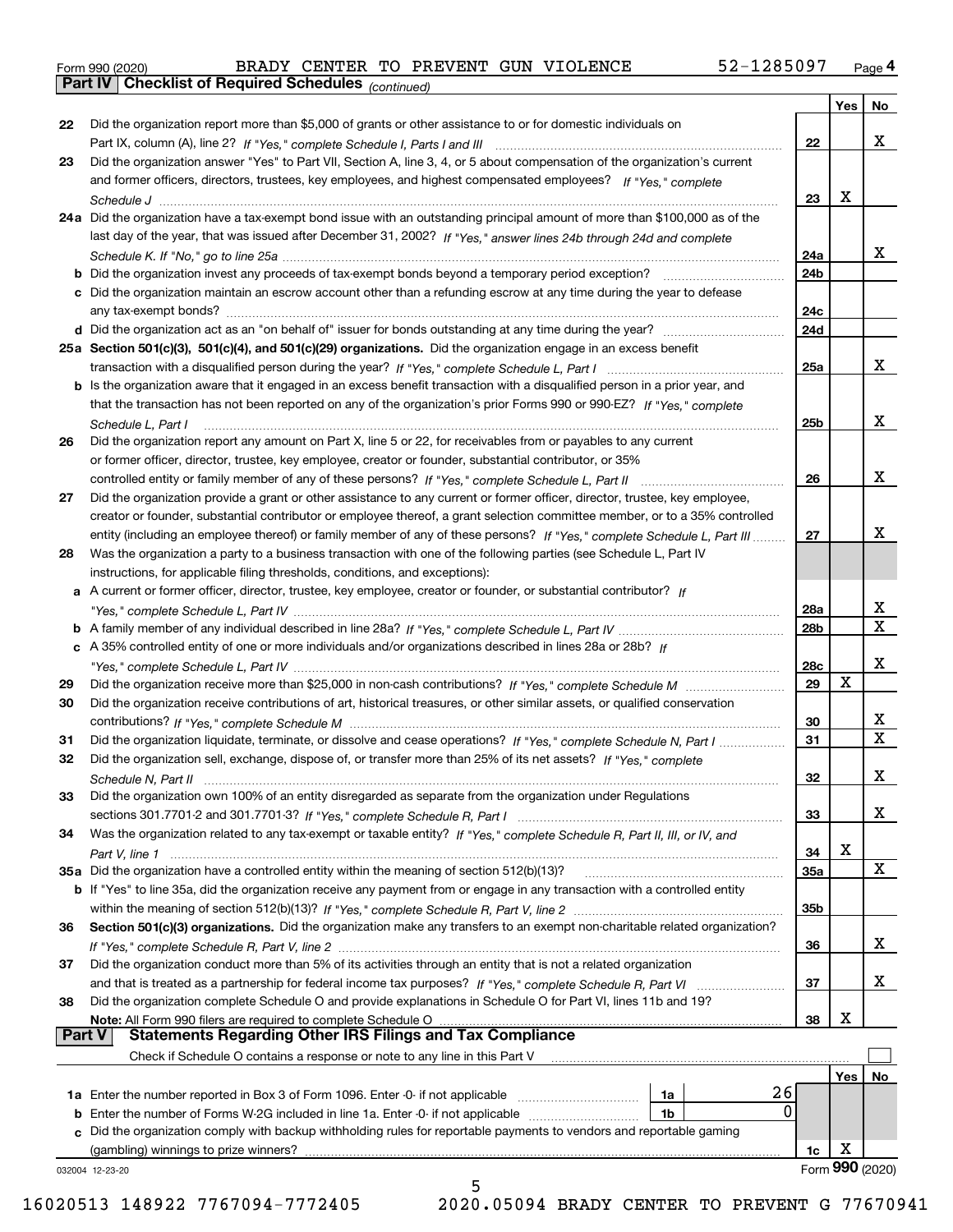Form 990 (2020) BRADY CENTER TO PREVENT GUN VIOLENCE 52-1285097 Page 4

## Part IV Checklist of Required Schedules *(continued)*

| | | | Yes | No |
|---|---|---|---|---|
| 22 | Did the organization report more than $5,000 of grants or other assistance to or for domestic individuals on Part IX, column (A), line 2? *If "Yes," complete Schedule I, Parts I and III* | 22 | | X |
| 23 | Did the organization answer "Yes" to Part VII, Section A, line 3, 4, or 5 about compensation of the organization's current and former officers, directors, trustees, key employees, and highest compensated employees? *If "Yes," complete Schedule J* | 23 | X | |
| 24a | Did the organization have a tax-exempt bond issue with an outstanding principal amount of more than $100,000 as of the last day of the year, that was issued after December 31, 2002? *If "Yes," answer lines 24b through 24d and complete Schedule K. If "No," go to line 25a* | 24a | | X |
| b | Did the organization invest any proceeds of tax-exempt bonds beyond a temporary period exception? | 24b | | |
| c | Did the organization maintain an escrow account other than a refunding escrow at any time during the year to defease any tax-exempt bonds? | 24c | | |
| d | Did the organization act as an "on behalf of" issuer for bonds outstanding at any time during the year? | 24d | | |
| 25a | **Section 501(c)(3), 501(c)(4), and 501(c)(29) organizations.** Did the organization engage in an excess benefit transaction with a disqualified person during the year? *If "Yes," complete Schedule L, Part I* | 25a | | X |
| b | Is the organization aware that it engaged in an excess benefit transaction with a disqualified person in a prior year, and that the transaction has not been reported on any of the organization's prior Forms 990 or 990-EZ? *If "Yes," complete Schedule L, Part I* | 25b | | X |
| 26 | Did the organization report any amount on Part X, line 5 or 22, for receivables from or payables to any current or former officer, director, trustee, key employee, creator or founder, substantial contributor, or 35% controlled entity or family member of any of these persons? *If "Yes," complete Schedule L, Part II* | 26 | | X |
| 27 | Did the organization provide a grant or other assistance to any current or former officer, director, trustee, key employee, creator or founder, substantial contributor or employee thereof, a grant selection committee member, or to a 35% controlled entity (including an employee thereof) or family member of any of these persons? *If "Yes," complete Schedule L, Part III* | 27 | | X |
| 28 | Was the organization a party to a business transaction with one of the following parties (see Schedule L, Part IV instructions, for applicable filing thresholds, conditions, and exceptions): | | | |
| a | A current or former officer, director, trustee, key employee, creator or founder, or substantial contributor? *If "Yes," complete Schedule L, Part IV* | 28a | | X |
| b | A family member of any individual described in line 28a? *If "Yes," complete Schedule L, Part IV* | 28b | | X |
| c | A 35% controlled entity of one or more individuals and/or organizations described in lines 28a or 28b? *If "Yes," complete Schedule L, Part IV* | 28c | | X |
| 29 | Did the organization receive more than $25,000 in non-cash contributions? *If "Yes," complete Schedule M* | 29 | X | |
| 30 | Did the organization receive contributions of art, historical treasures, or other similar assets, or qualified conservation contributions? *If "Yes," complete Schedule M* | 30 | | X |
| 31 | Did the organization liquidate, terminate, or dissolve and cease operations? *If "Yes," complete Schedule N, Part I* | 31 | | X |
| 32 | Did the organization sell, exchange, dispose of, or transfer more than 25% of its net assets? *If "Yes," complete Schedule N, Part II* | 32 | | X |
| 33 | Did the organization own 100% of an entity disregarded as separate from the organization under Regulations sections 301.7701-2 and 301.7701-3? *If "Yes," complete Schedule R, Part I* | 33 | | X |
| 34 | Was the organization related to any tax-exempt or taxable entity? *If "Yes," complete Schedule R, Part II, III, or IV, and Part V, line 1* | 34 | X | |
| 35a | Did the organization have a controlled entity within the meaning of section 512(b)(13)? | 35a | | X |
| b | If "Yes" to line 35a, did the organization receive any payment from or engage in any transaction with a controlled entity within the meaning of section 512(b)(13)? *If "Yes," complete Schedule R, Part V, line 2* | 35b | | |
| 36 | **Section 501(c)(3) organizations.** Did the organization make any transfers to an exempt non-charitable related organization? *If "Yes," complete Schedule R, Part V, line 2* | 36 | | X |
| 37 | Did the organization conduct more than 5% of its activities through an entity that is not a related organization and that is treated as a partnership for federal income tax purposes? *If "Yes," complete Schedule R, Part VI* | 37 | | X |
| 38 | Did the organization complete Schedule O and provide explanations in Schedule O for Part VI, lines 11b and 19? **Note:** All Form 990 filers are required to complete Schedule O | 38 | X | |

## Part V Statements Regarding Other IRS Filings and Tax Compliance

Check if Schedule O contains a response or note to any line in this Part V ☐

| | | | | | Yes | No |
|---|---|---|---|---|---|---|
| 1a | Enter the number reported in Box 3 of Form 1096. Enter -0- if not applicable | 1a | 26 | | | |
| b | Enter the number of Forms W-2G included in line 1a. Enter -0- if not applicable | 1b | 0 | | | |
| c | Did the organization comply with backup withholding rules for reportable payments to vendors and reportable gaming (gambling) winnings to prize winners? | | | 1c | X | |

032004 12-23-20

Form **990** (2020)

16020513 148922 7767094-7772405 2020.05094 BRADY CENTER TO PREVENT G 77670941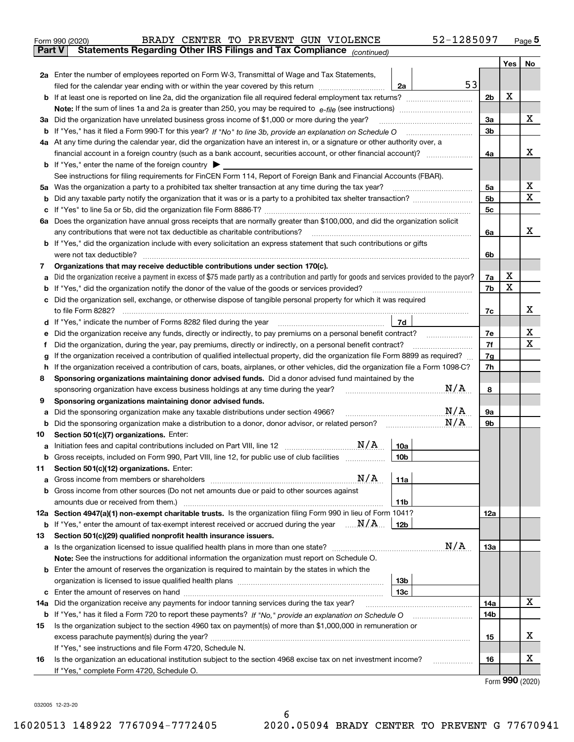Form 990 (2020) BRADY CENTER TO PREVENT GUN VIOLENCE 52-1285097 Page 5

**Part V Statements Regarding Other IRS Filings and Tax Compliance** *(continued)*

| | | | | Yes | No |
|---|---|---|---|---|---|
| **2a** | Enter the number of employees reported on Form W-3, Transmittal of Wage and Tax Statements, filed for the calendar year ending with or within the year covered by this return | 2a | 53 | | |
| **b** | If at least one is reported on line 2a, did the organization file all required federal employment tax returns? | | 2b | X | |
| | **Note:** If the sum of lines 1a and 2a is greater than 250, you may be required to *e-file* (see instructions) | | | | |
| **3a** | Did the organization have unrelated business gross income of $1,000 or more during the year? | | 3a | | X |
| **b** | If "Yes," has it filed a Form 990-T for this year? *If "No" to line 3b, provide an explanation on Schedule O* | | 3b | | |
| **4a** | At any time during the calendar year, did the organization have an interest in, or a signature or other authority over, a financial account in a foreign country (such as a bank account, securities account, or other financial account)? | | 4a | | X |
| **b** | If "Yes," enter the name of the foreign country ▶ | | | | |
| | See instructions for filing requirements for FinCEN Form 114, Report of Foreign Bank and Financial Accounts (FBAR). | | | | |
| **5a** | Was the organization a party to a prohibited tax shelter transaction at any time during the tax year? | | 5a | | X |
| **b** | Did any taxable party notify the organization that it was or is a party to a prohibited tax shelter transaction? | | 5b | | X |
| **c** | If "Yes" to line 5a or 5b, did the organization file Form 8886-T? | | 5c | | |
| **6a** | Does the organization have annual gross receipts that are normally greater than $100,000, and did the organization solicit any contributions that were not tax deductible as charitable contributions? | | 6a | | X |
| **b** | If "Yes," did the organization include with every solicitation an express statement that such contributions or gifts were not tax deductible? | | 6b | | |
| **7** | **Organizations that may receive deductible contributions under section 170(c).** | | | | |
| **a** | Did the organization receive a payment in excess of $75 made partly as a contribution and partly for goods and services provided to the payor? | | 7a | X | |
| **b** | If "Yes," did the organization notify the donor of the value of the goods or services provided? | | 7b | X | |
| **c** | Did the organization sell, exchange, or otherwise dispose of tangible personal property for which it was required to file Form 8282? | | 7c | | X |
| **d** | If "Yes," indicate the number of Forms 8282 filed during the year | 7d | | | |
| **e** | Did the organization receive any funds, directly or indirectly, to pay premiums on a personal benefit contract? | | 7e | | X |
| **f** | Did the organization, during the year, pay premiums, directly or indirectly, on a personal benefit contract? | | 7f | | X |
| **g** | If the organization received a contribution of qualified intellectual property, did the organization file Form 8899 as required? | | 7g | | |
| **h** | If the organization received a contribution of cars, boats, airplanes, or other vehicles, did the organization file a Form 1098-C? | | 7h | | |
| **8** | **Sponsoring organizations maintaining donor advised funds.** Did a donor advised fund maintained by the sponsoring organization have excess business holdings at any time during the year? N/A | | 8 | | |
| **9** | **Sponsoring organizations maintaining donor advised funds.** | | | | |
| **a** | Did the sponsoring organization make any taxable distributions under section 4966? N/A | | 9a | | |
| **b** | Did the sponsoring organization make a distribution to a donor, donor advisor, or related person? N/A | | 9b | | |
| **10** | **Section 501(c)(7) organizations.** Enter: | | | | |
| **a** | Initiation fees and capital contributions included on Part VIII, line 12 N/A | 10a | | | |
| **b** | Gross receipts, included on Form 990, Part VIII, line 12, for public use of club facilities | 10b | | | |
| **11** | **Section 501(c)(12) organizations.** Enter: | | | | |
| **a** | Gross income from members or shareholders N/A | 11a | | | |
| **b** | Gross income from other sources (Do not net amounts due or paid to other sources against amounts due or received from them.) | 11b | | | |
| **12a** | **Section 4947(a)(1) non-exempt charitable trusts.** Is the organization filing Form 990 in lieu of Form 1041? | | 12a | | |
| **b** | If "Yes," enter the amount of tax-exempt interest received or accrued during the year N/A | 12b | | | |
| **13** | **Section 501(c)(29) qualified nonprofit health insurance issuers.** | | | | |
| **a** | Is the organization licensed to issue qualified health plans in more than one state? N/A | | 13a | | |
| | **Note:** See the instructions for additional information the organization must report on Schedule O. | | | | |
| **b** | Enter the amount of reserves the organization is required to maintain by the states in which the organization is licensed to issue qualified health plans | 13b | | | |
| **c** | Enter the amount of reserves on hand | 13c | | | |
| **14a** | Did the organization receive any payments for indoor tanning services during the tax year? | | 14a | | X |
| **b** | If "Yes," has it filed a Form 720 to report these payments? *If "No," provide an explanation on Schedule O* | | 14b | | |
| **15** | Is the organization subject to the section 4960 tax on payment(s) of more than $1,000,000 in remuneration or excess parachute payment(s) during the year? | | 15 | | X |
| | If "Yes," see instructions and file Form 4720, Schedule N. | | | | |
| **16** | Is the organization an educational institution subject to the section 4968 excise tax on net investment income? | | 16 | | X |
| | If "Yes," complete Form 4720, Schedule O. | | | | |

Form **990** (2020)

032005 12-23-20

16020513 148922 7767094-7772405 2020.05094 BRADY CENTER TO PREVENT G 77670941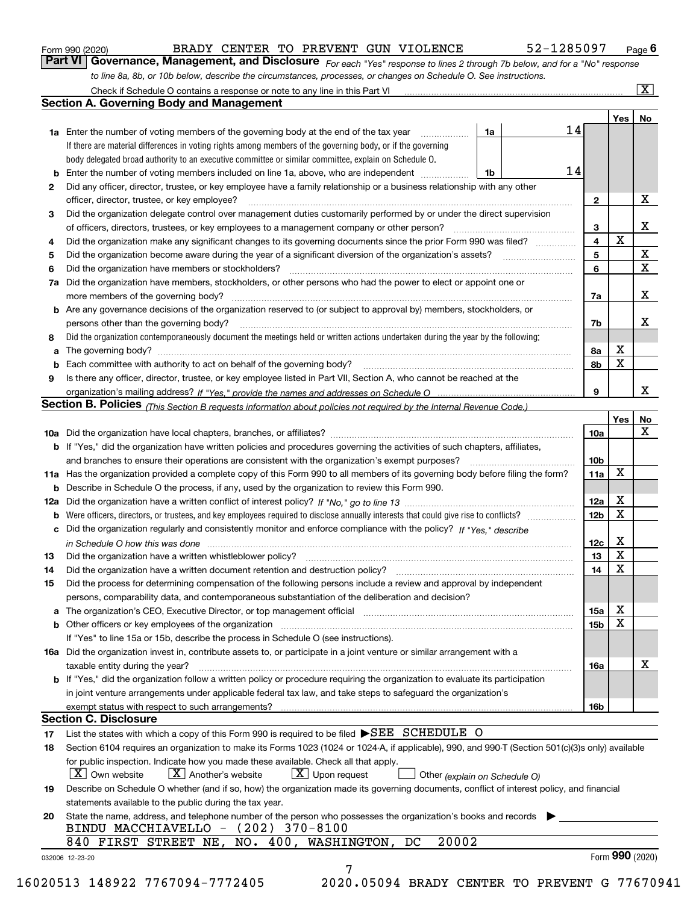Form 990 (2020) BRADY CENTER TO PREVENT GUN VIOLENCE 52-1285097 Page 6

## Part VI Governance, Management, and Disclosure

*For each "Yes" response to lines 2 through 7b below, and for a "No" response to line 8a, 8b, or 10b below, describe the circumstances, processes, or changes on Schedule O. See instructions.*

Check if Schedule O contains a response or note to any line in this Part VI ..... [X]

### Section A. Governing Body and Management

| | | | | Yes | No |
|---|---|---|---|---|---|
| **1a** | Enter the number of voting members of the governing body at the end of the tax year | 1a | 14 | | |
| | If there are material differences in voting rights among members of the governing body, or if the governing body delegated broad authority to an executive committee or similar committee, explain on Schedule O. | | | | |
| **b** | Enter the number of voting members included on line 1a, above, who are independent | 1b | 14 | | |
| **2** | Did any officer, director, trustee, or key employee have a family relationship or a business relationship with any other officer, director, trustee, or key employee? | 2 | | | X |
| **3** | Did the organization delegate control over management duties customarily performed by or under the direct supervision of officers, directors, trustees, or key employees to a management company or other person? | 3 | | | X |
| **4** | Did the organization make any significant changes to its governing documents since the prior Form 990 was filed? | 4 | | X | |
| **5** | Did the organization become aware during the year of a significant diversion of the organization's assets? | 5 | | | X |
| **6** | Did the organization have members or stockholders? | 6 | | | X |
| **7a** | Did the organization have members, stockholders, or other persons who had the power to elect or appoint one or more members of the governing body? | 7a | | | X |
| **b** | Are any governance decisions of the organization reserved to (or subject to approval by) members, stockholders, or persons other than the governing body? | 7b | | | X |
| **8** | Did the organization contemporaneously document the meetings held or written actions undertaken during the year by the following: | | | | |
| **a** | The governing body? | 8a | | X | |
| **b** | Each committee with authority to act on behalf of the governing body? | 8b | | X | |
| **9** | Is there any officer, director, trustee, or key employee listed in Part VII, Section A, who cannot be reached at the organization's mailing address? *If "Yes," provide the names and addresses on Schedule O* | 9 | | | X |

### Section B. Policies *(This Section B requests information about policies not required by the Internal Revenue Code.)*

| | | | Yes | No |
|---|---|---|---|---|
| **10a** | Did the organization have local chapters, branches, or affiliates? | 10a | | X |
| **b** | If "Yes," did the organization have written policies and procedures governing the activities of such chapters, affiliates, and branches to ensure their operations are consistent with the organization's exempt purposes? | 10b | | |
| **11a** | Has the organization provided a complete copy of this Form 990 to all members of its governing body before filing the form? | 11a | X | |
| **b** | Describe in Schedule O the process, if any, used by the organization to review this Form 990. | | | |
| **12a** | Did the organization have a written conflict of interest policy? *If "No," go to line 13* | 12a | X | |
| **b** | Were officers, directors, or trustees, and key employees required to disclose annually interests that could give rise to conflicts? | 12b | X | |
| **c** | Did the organization regularly and consistently monitor and enforce compliance with the policy? *If "Yes," describe in Schedule O how this was done* | 12c | X | |
| **13** | Did the organization have a written whistleblower policy? | 13 | X | |
| **14** | Did the organization have a written document retention and destruction policy? | 14 | X | |
| **15** | Did the process for determining compensation of the following persons include a review and approval by independent persons, comparability data, and contemporaneous substantiation of the deliberation and decision? | | | |
| **a** | The organization's CEO, Executive Director, or top management official | 15a | X | |
| **b** | Other officers or key employees of the organization | 15b | X | |
| | If "Yes" to line 15a or 15b, describe the process in Schedule O (see instructions). | | | |
| **16a** | Did the organization invest in, contribute assets to, or participate in a joint venture or similar arrangement with a taxable entity during the year? | 16a | | X |
| **b** | If "Yes," did the organization follow a written policy or procedure requiring the organization to evaluate its participation in joint venture arrangements under applicable federal tax law, and take steps to safeguard the organization's exempt status with respect to such arrangements? | 16b | | |

### Section C. Disclosure

**17** List the states with which a copy of this Form 990 is required to be filed ▶SEE SCHEDULE O

**18** Section 6104 requires an organization to make its Forms 1023 (1024 or 1024-A, if applicable), 990, and 990-T (Section 501(c)(3)s only) available for public inspection. Indicate how you made these available. Check all that apply.

[X] Own website [X] Another's website [X] Upon request [ ] Other *(explain on Schedule O)*

**19** Describe on Schedule O whether (and if so, how) the organization made its governing documents, conflict of interest policy, and financial statements available to the public during the tax year.

**20** State the name, address, and telephone number of the person who possesses the organization's books and records ▶

BINDU MACCHIAVELLO - (202) 370-8100
840 FIRST STREET NE, NO. 400, WASHINGTON, DC 20002

032006 12-23-20 Form **990** (2020)

16020513 148922 7767094-7772405 2020.05094 BRADY CENTER TO PREVENT G 77670941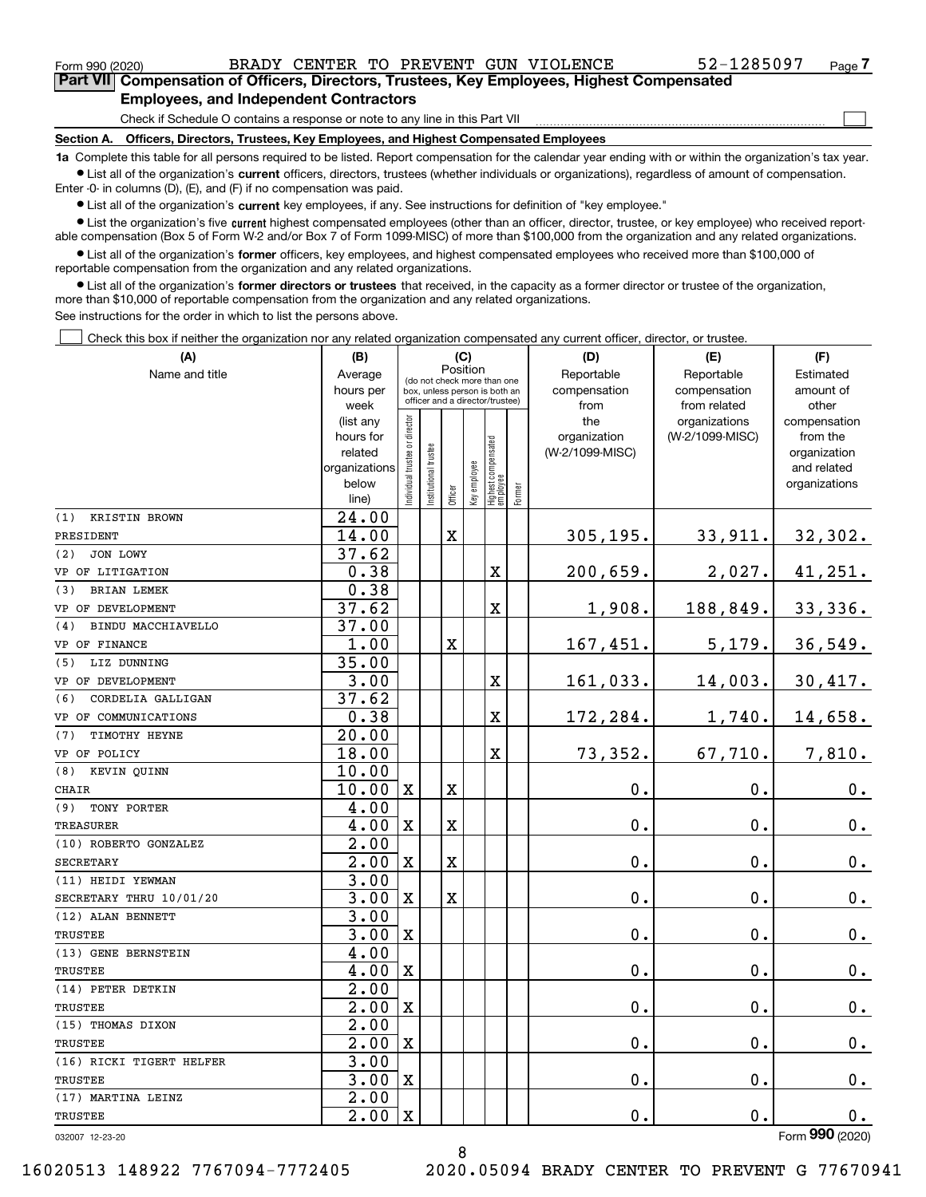Form 990 (2020) BRADY CENTER TO PREVENT GUN VIOLENCE 52-1285097 Page 7

## Part VII Compensation of Officers, Directors, Trustees, Key Employees, Highest Compensated Employees, and Independent Contractors

Check if Schedule O contains a response or note to any line in this Part VII ☐

### Section A. Officers, Directors, Trustees, Key Employees, and Highest Compensated Employees

**1a** Complete this table for all persons required to be listed. Report compensation for the calendar year ending with or within the organization's tax year.

- List all of the organization's **current** officers, directors, trustees (whether individuals or organizations), regardless of amount of compensation. Enter -0- in columns (D), (E), and (F) if no compensation was paid.
- List all of the organization's **current** key employees, if any. See instructions for definition of "key employee."
- List the organization's five **current** highest compensated employees (other than an officer, director, trustee, or key employee) who received reportable compensation (Box 5 of Form W-2 and/or Box 7 of Form 1099-MISC) of more than $100,000 from the organization and any related organizations.
- List all of the organization's **former** officers, key employees, and highest compensated employees who received more than $100,000 of reportable compensation from the organization and any related organizations.
- List all of the organization's **former directors or trustees** that received, in the capacity as a former director or trustee of the organization, more than $10,000 of reportable compensation from the organization and any related organizations.

See instructions for the order in which to list the persons above.

☐ Check this box if neither the organization nor any related organization compensated any current officer, director, or trustee.

| (A) Name and title | (B) Average hours per week (list any hours for related organizations below line) | (C) Position: Individual trustee or director | Institutional trustee | Officer | Key employee | Highest compensated employee | Former | (D) Reportable compensation from the organization (W-2/1099-MISC) | (E) Reportable compensation from related organizations (W-2/1099-MISC) | (F) Estimated amount of other compensation from the organization and related organizations |
|---|---|---|---|---|---|---|---|---|---|---|
| (1) KRISTIN BROWN<br>PRESIDENT | 24.00<br>14.00 | | | X | | | | 305,195. | 33,911. | 32,302. |
| (2) JON LOWY<br>VP OF LITIGATION | 37.62<br>0.38 | | | | | X | | 200,659. | 2,027. | 41,251. |
| (3) BRIAN LEMEK<br>VP OF DEVELOPMENT | 0.38<br>37.62 | | | | | X | | 1,908. | 188,849. | 33,336. |
| (4) BINDU MACCHIAVELLO<br>VP OF FINANCE | 37.00<br>1.00 | | | X | | | | 167,451. | 5,179. | 36,549. |
| (5) LIZ DUNNING<br>VP OF DEVELOPMENT | 35.00<br>3.00 | | | | | X | | 161,033. | 14,003. | 30,417. |
| (6) CORDELIA GALLIGAN<br>VP OF COMMUNICATIONS | 37.62<br>0.38 | | | | | X | | 172,284. | 1,740. | 14,658. |
| (7) TIMOTHY HEYNE<br>VP OF POLICY | 20.00<br>18.00 | | | | | X | | 73,352. | 67,710. | 7,810. |
| (8) KEVIN QUINN<br>CHAIR | 10.00<br>10.00 | X | | X | | | | 0. | 0. | 0. |
| (9) TONY PORTER<br>TREASURER | 4.00<br>4.00 | X | | X | | | | 0. | 0. | 0. |
| (10) ROBERTO GONZALEZ<br>SECRETARY | 2.00<br>2.00 | X | | X | | | | 0. | 0. | 0. |
| (11) HEIDI YEWMAN<br>SECRETARY THRU 10/01/20 | 3.00<br>3.00 | X | | X | | | | 0. | 0. | 0. |
| (12) ALAN BENNETT<br>TRUSTEE | 3.00<br>3.00 | X | | | | | | 0. | 0. | 0. |
| (13) GENE BERNSTEIN<br>TRUSTEE | 4.00<br>4.00 | X | | | | | | 0. | 0. | 0. |
| (14) PETER DETKIN<br>TRUSTEE | 2.00<br>2.00 | X | | | | | | 0. | 0. | 0. |
| (15) THOMAS DIXON<br>TRUSTEE | 2.00<br>2.00 | X | | | | | | 0. | 0. | 0. |
| (16) RICKI TIGERT HELFER<br>TRUSTEE | 3.00<br>3.00 | X | | | | | | 0. | 0. | 0. |
| (17) MARTINA LEINZ<br>TRUSTEE | 2.00<br>2.00 | X | | | | | | 0. | 0. | 0. |

032007 12-23-20 Form **990** (2020)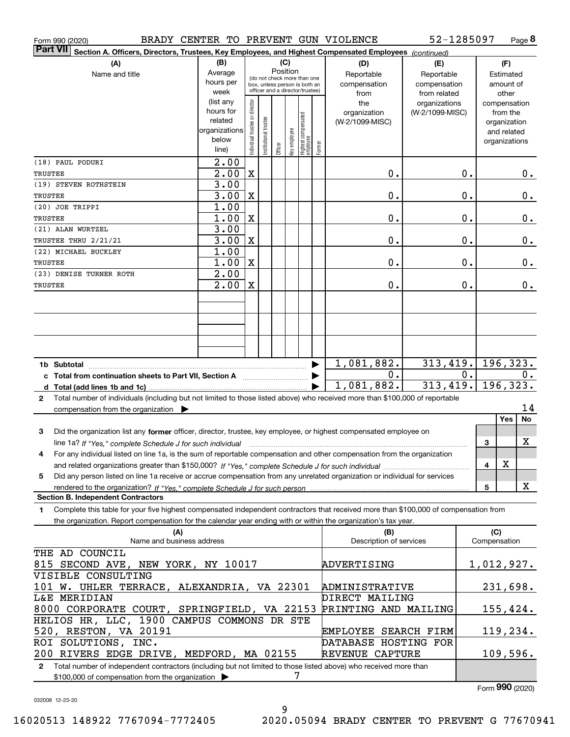Form 990 (2020) BRADY CENTER TO PREVENT GUN VIOLENCE 52-1285097 Page 8

**Part VII Section A. Officers, Directors, Trustees, Key Employees, and Highest Compensated Employees** *(continued)*

| (A) Name and title | (B) Average hours per week (list any hours for related organizations below line) | (C) Individual trustee or director | Institutional trustee | Officer | Key employee | Highest compensated employee | Former | (D) Reportable compensation from the organization (W-2/1099-MISC) | (E) Reportable compensation from related organizations (W-2/1099-MISC) | (F) Estimated amount of other compensation from the organization and related organizations |
|---|---|---|---|---|---|---|---|---|---|---|
| (18) PAUL PODURI<br>TRUSTEE | 2.00<br>2.00 | X | | | | | | 0. | 0. | 0. |
| (19) STEVEN ROTHSTEIN<br>TRUSTEE | 3.00<br>3.00 | X | | | | | | 0. | 0. | 0. |
| (20) JOE TRIPPI<br>TRUSTEE | 1.00<br>1.00 | X | | | | | | 0. | 0. | 0. |
| (21) ALAN WURTZEL<br>TRUSTEE THRU 2/21/21 | 3.00<br>3.00 | X | | | | | | 0. | 0. | 0. |
| (22) MICHAEL BUCKLEY<br>TRUSTEE | 1.00<br>1.00 | X | | | | | | 0. | 0. | 0. |
| (23) DENISE TURNER ROTH<br>TRUSTEE | 2.00<br>2.00 | X | | | | | | 0. | 0. | 0. |
| **1b Subtotal** | | | | | | | | 1,081,882. | 313,419. | 196,323. |
| **c Total from continuation sheets to Part VII, Section A** | | | | | | | | 0. | 0. | 0. |
| **d Total (add lines 1b and 1c)** | | | | | | | | 1,081,882. | 313,419. | 196,323. |

**2** Total number of individuals (including but not limited to those listed above) who received more than $100,000 of reportable compensation from the organization ▶ 14

| | | Yes | No |
|---|---|---|---|
| **3** Did the organization list any **former** officer, director, trustee, key employee, or highest compensated employee on line 1a? *If "Yes," complete Schedule J for such individual* | 3 | | X |
| **4** For any individual listed on line 1a, is the sum of reportable compensation and other compensation from the organization and related organizations greater than $150,000? *If "Yes," complete Schedule J for such individual* | 4 | X | |
| **5** Did any person listed on line 1a receive or accrue compensation from any unrelated organization or individual for services rendered to the organization? *If "Yes," complete Schedule J for such person* | 5 | | X |

**Section B. Independent Contractors**

**1** Complete this table for your five highest compensated independent contractors that received more than $100,000 of compensation from the organization. Report compensation for the calendar year ending with or within the organization's tax year.

| (A) Name and business address | (B) Description of services | (C) Compensation |
|---|---|---|
| THE AD COUNCIL<br>815 SECOND AVE, NEW YORK, NY 10017 | ADVERTISING | 1,012,927. |
| VISIBLE CONSULTING<br>101 W. UHLER TERRACE, ALEXANDRIA, VA 22301 | ADMINISTRATIVE | 231,698. |
| L&E MERIDIAN<br>8000 CORPORATE COURT, SPRINGFIELD, VA 22153 | DIRECT MAILING PRINTING AND MAILING | 155,424. |
| HELIOS HR, LLC, 1900 CAMPUS COMMONS DR STE 520, RESTON, VA 20191 | EMPLOYEE SEARCH FIRM | 119,234. |
| ROI SOLUTIONS, INC.<br>200 RIVERS EDGE DRIVE, MEDFORD, MA 02155 | DATABASE HOSTING FOR REVENUE CAPTURE | 109,596. |

**2** Total number of independent contractors (including but not limited to those listed above) who received more than $100,000 of compensation from the organization ▶ 7

Form **990** (2020)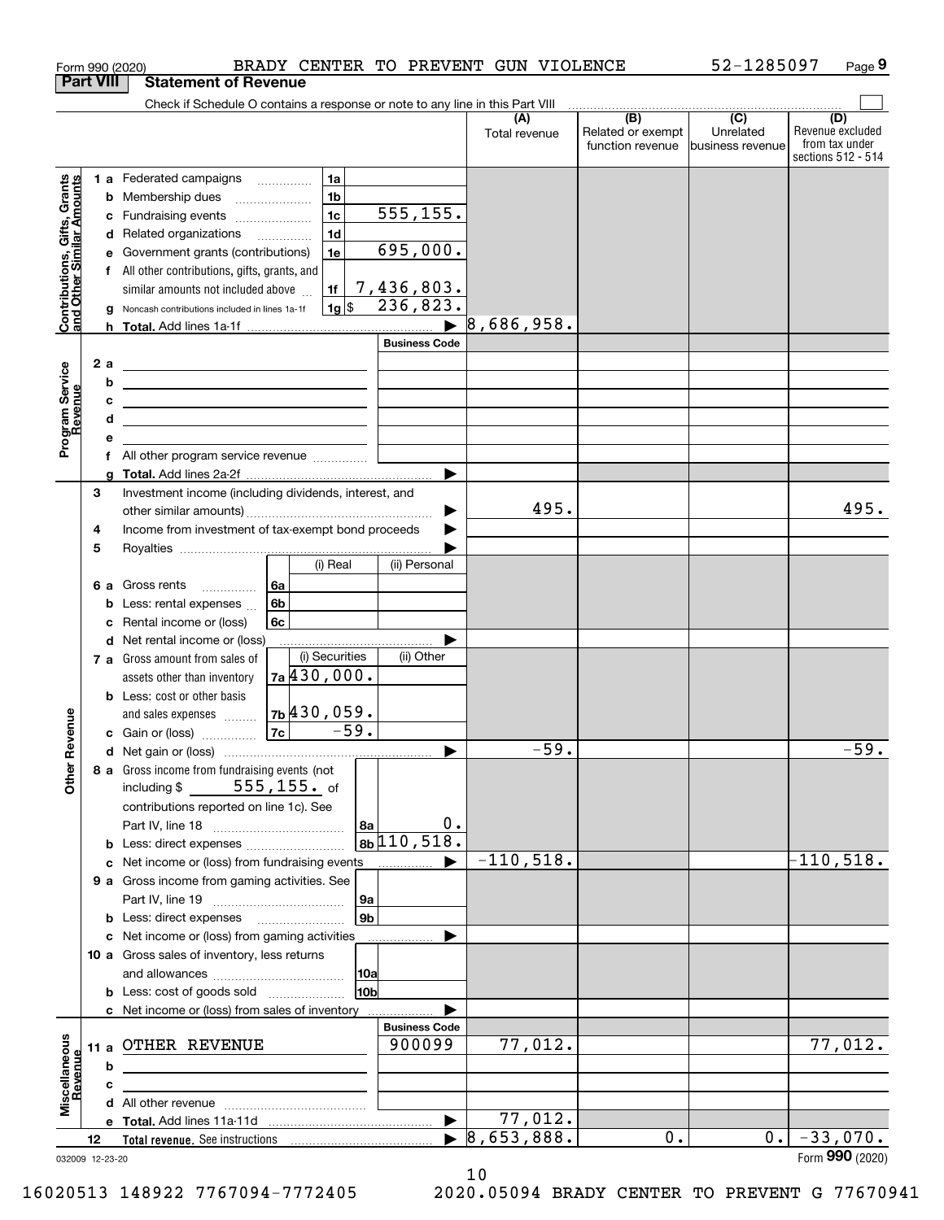Form 990 (2020) BRADY CENTER TO PREVENT GUN VIOLENCE 52-1285097 Page 9

## Part VIII Statement of Revenue

Check if Schedule O contains a response or note to any line in this Part VIII

| | | | | (A) Total revenue | (B) Related or exempt function revenue | (C) Unrelated business revenue | (D) Revenue excluded from tax under sections 512 - 514 |
|---|---|---|---|---|---|---|---|
| **Contributions, Gifts, Grants and Other Similar Amounts** | 1 a Federated campaigns | 1a | | | | | |
| | b Membership dues | 1b | | | | | |
| | c Fundraising events | 1c | 555,155. | | | | |
| | d Related organizations | 1d | | | | | |
| | e Government grants (contributions) | 1e | 695,000. | | | | |
| | f All other contributions, gifts, grants, and similar amounts not included above | 1f | 7,436,803. | | | | |
| | g Noncash contributions included in lines 1a-1f | 1g $ | 236,823. | | | | |
| | h **Total.** Add lines 1a-1f | | | 8,686,958. | | | |
| **Program Service Revenue** | | | Business Code | | | | |
| | 2 a | | | | | | |
| | b | | | | | | |
| | c | | | | | | |
| | d | | | | | | |
| | e | | | | | | |
| | f All other program service revenue | | | | | | |
| | g **Total.** Add lines 2a-2f | | | | | | |
| **Other Revenue** | 3 Investment income (including dividends, interest, and other similar amounts) | | | 495. | | | 495. |
| | 4 Income from investment of tax-exempt bond proceeds | | | | | | |
| | 5 Royalties | | | | | | |
| | | (i) Real | (ii) Personal | | | | |
| | 6 a Gross rents 6a | | | | | | |
| | b Less: rental expenses 6b | | | | | | |
| | c Rental income or (loss) 6c | | | | | | |
| | d Net rental income or (loss) | | | | | | |
| | | (i) Securities | (ii) Other | | | | |
| | 7 a Gross amount from sales of assets other than inventory 7a | 430,000. | | | | | |
| | b Less: cost or other basis and sales expenses 7b | 430,059. | | | | | |
| | c Gain or (loss) 7c | -59. | | | | | |
| | d Net gain or (loss) | | | -59. | | | -59. |
| | 8 a Gross income from fundraising events (not including $ 555,155. of contributions reported on line 1c). See Part IV, line 18 | 8a | 0. | | | | |
| | b Less: direct expenses | 8b | 110,518. | | | | |
| | c Net income or (loss) from fundraising events | | | -110,518. | | | -110,518. |
| | 9 a Gross income from gaming activities. See Part IV, line 19 | 9a | | | | | |
| | b Less: direct expenses | 9b | | | | | |
| | c Net income or (loss) from gaming activities | | | | | | |
| | 10 a Gross sales of inventory, less returns and allowances | 10a | | | | | |
| | b Less: cost of goods sold | 10b | | | | | |
| | c Net income or (loss) from sales of inventory | | | | | | |
| **Miscellaneous Revenue** | | | Business Code | | | | |
| | 11 a OTHER REVENUE | | 900099 | 77,012. | | | 77,012. |
| | b | | | | | | |
| | c | | | | | | |
| | d All other revenue | | | | | | |
| | e **Total.** Add lines 11a-11d | | | 77,012. | | | |
| | 12 **Total revenue.** See instructions | | | 8,653,888. | 0. | 0. | -33,070. |

032009 12-23-20 Form 990 (2020)

16020513 148922 7767094-7772405 2020.05094 BRADY CENTER TO PREVENT G 77670941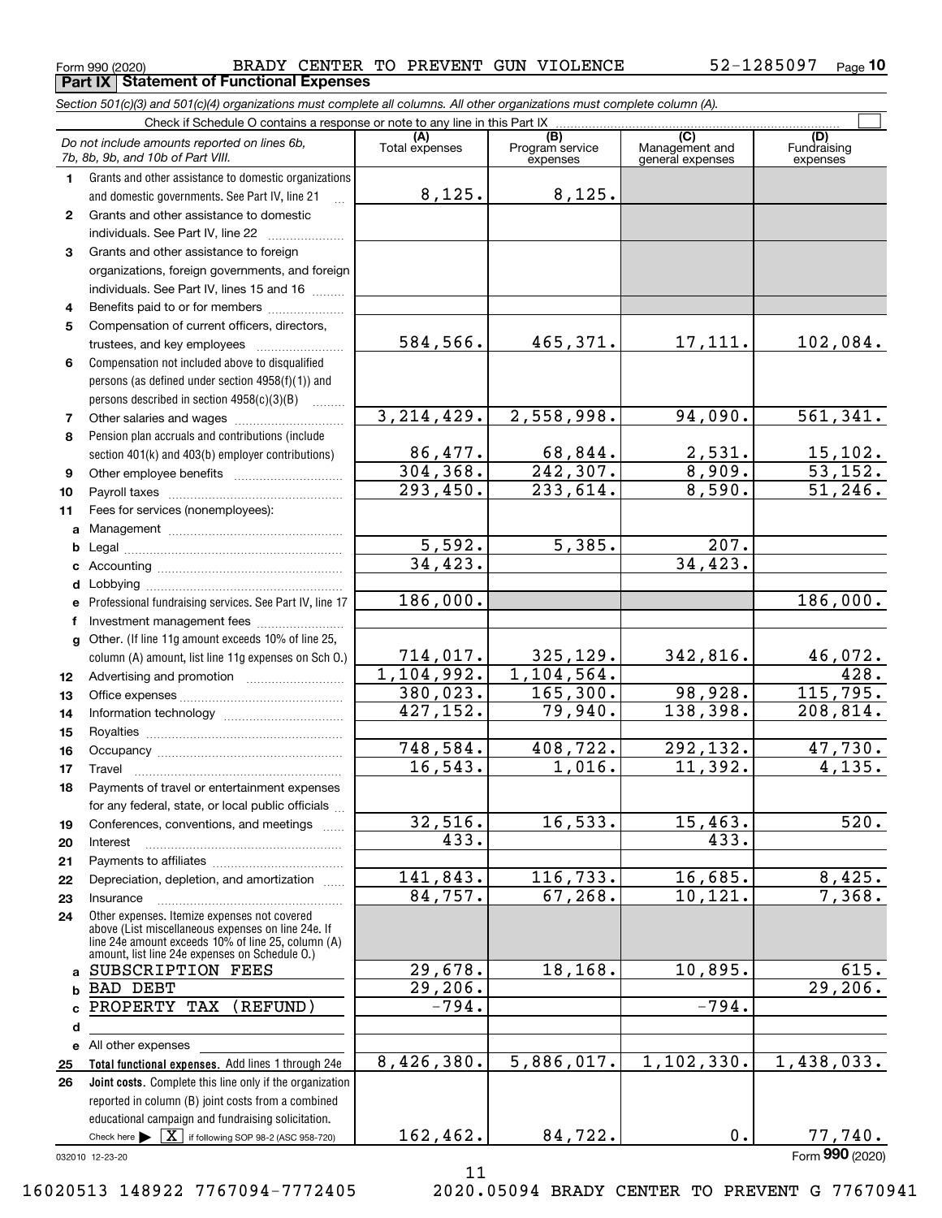Form 990 (2020) BRADY CENTER TO PREVENT GUN VIOLENCE 52-1285097 Page **10**

## Part IX Statement of Functional Expenses

*Section 501(c)(3) and 501(c)(4) organizations must complete all columns. All other organizations must complete column (A).*

Check if Schedule O contains a response or note to any line in this Part IX ☐

| | *Do not include amounts reported on lines 6b, 7b, 8b, 9b, and 10b of Part VIII.* | (A) Total expenses | (B) Program service expenses | (C) Management and general expenses | (D) Fundraising expenses |
|---|---|---|---|---|---|
| 1 | Grants and other assistance to domestic organizations and domestic governments. See Part IV, line 21 | 8,125. | 8,125. | | |
| 2 | Grants and other assistance to domestic individuals. See Part IV, line 22 | | | | |
| 3 | Grants and other assistance to foreign organizations, foreign governments, and foreign individuals. See Part IV, lines 15 and 16 | | | | |
| 4 | Benefits paid to or for members | | | | |
| 5 | Compensation of current officers, directors, trustees, and key employees | 584,566. | 465,371. | 17,111. | 102,084. |
| 6 | Compensation not included above to disqualified persons (as defined under section 4958(f)(1)) and persons described in section 4958(c)(3)(B) | | | | |
| 7 | Other salaries and wages | 3,214,429. | 2,558,998. | 94,090. | 561,341. |
| 8 | Pension plan accruals and contributions (include section 401(k) and 403(b) employer contributions) | 86,477. | 68,844. | 2,531. | 15,102. |
| 9 | Other employee benefits | 304,368. | 242,307. | 8,909. | 53,152. |
| 10 | Payroll taxes | 293,450. | 233,614. | 8,590. | 51,246. |
| 11 | Fees for services (nonemployees): | | | | |
| a | Management | | | | |
| b | Legal | 5,592. | 5,385. | 207. | |
| c | Accounting | 34,423. | | 34,423. | |
| d | Lobbying | | | | |
| e | Professional fundraising services. See Part IV, line 17 | 186,000. | | | 186,000. |
| f | Investment management fees | | | | |
| g | Other. (If line 11g amount exceeds 10% of line 25, column (A) amount, list line 11g expenses on Sch O.) | 714,017. | 325,129. | 342,816. | 46,072. |
| 12 | Advertising and promotion | 1,104,992. | 1,104,564. | | 428. |
| 13 | Office expenses | 380,023. | 165,300. | 98,928. | 115,795. |
| 14 | Information technology | 427,152. | 79,940. | 138,398. | 208,814. |
| 15 | Royalties | | | | |
| 16 | Occupancy | 748,584. | 408,722. | 292,132. | 47,730. |
| 17 | Travel | 16,543. | 1,016. | 11,392. | 4,135. |
| 18 | Payments of travel or entertainment expenses for any federal, state, or local public officials | | | | |
| 19 | Conferences, conventions, and meetings | 32,516. | 16,533. | 15,463. | 520. |
| 20 | Interest | 433. | | 433. | |
| 21 | Payments to affiliates | | | | |
| 22 | Depreciation, depletion, and amortization | 141,843. | 116,733. | 16,685. | 8,425. |
| 23 | Insurance | 84,757. | 67,268. | 10,121. | 7,368. |
| 24 | Other expenses. Itemize expenses not covered above (List miscellaneous expenses on line 24e. If line 24e amount exceeds 10% of line 25, column (A) amount, list line 24e expenses on Schedule O.) | | | | |
| a | SUBSCRIPTION FEES | 29,678. | 18,168. | 10,895. | 615. |
| b | BAD DEBT | 29,206. | | | 29,206. |
| c | PROPERTY TAX (REFUND) | -794. | | -794. | |
| d | | | | | |
| e | All other expenses | | | | |
| 25 | **Total functional expenses.** Add lines 1 through 24e | 8,426,380. | 5,886,017. | 1,102,330. | 1,438,033. |
| 26 | **Joint costs.** Complete this line only if the organization reported in column (B) joint costs from a combined educational campaign and fundraising solicitation. Check here ▶ ☒ if following SOP 98-2 (ASC 958-720) | 162,462. | 84,722. | 0. | 77,740. |

032010 12-23-20 Form **990** (2020)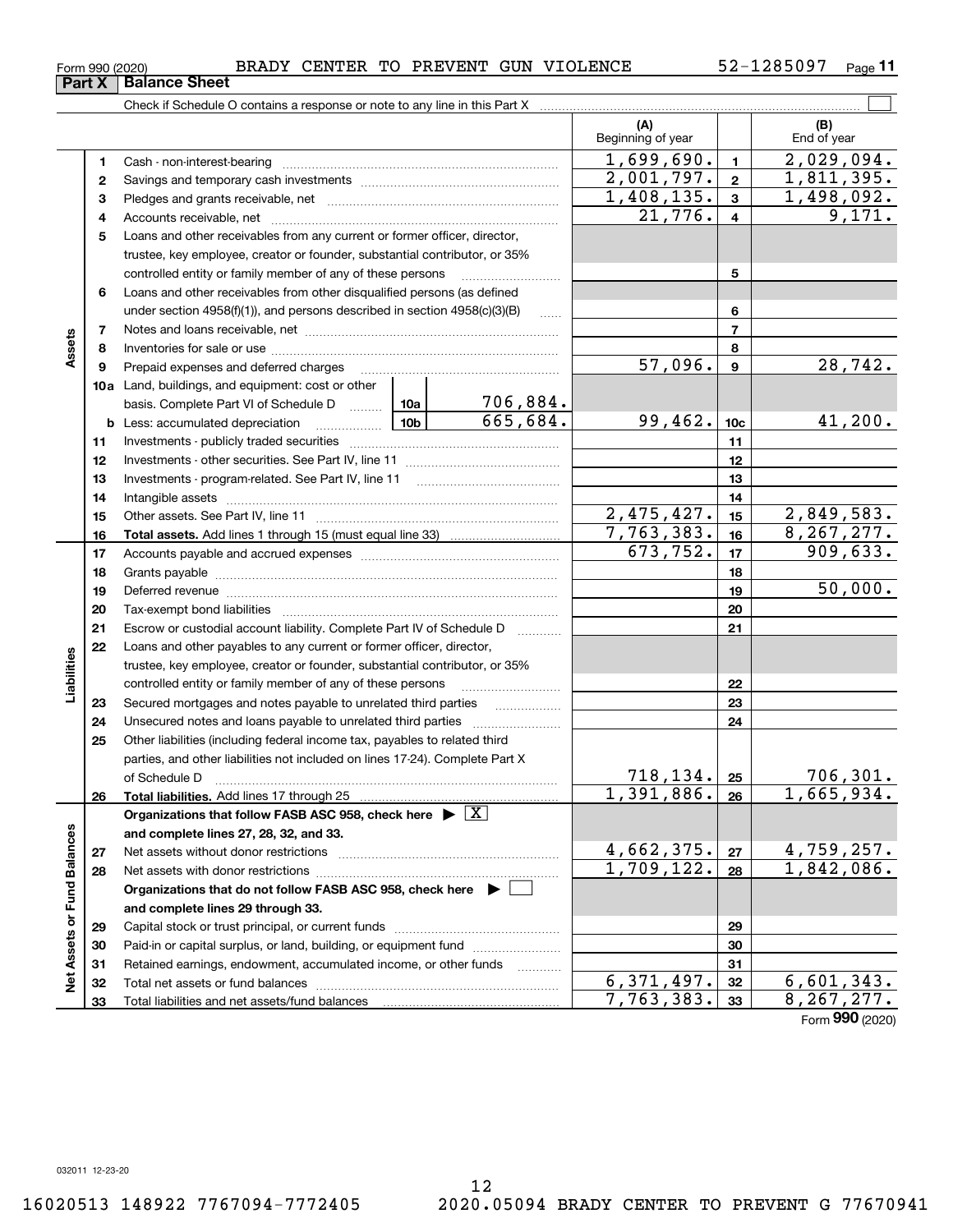Form 990 (2020) BRADY CENTER TO PREVENT GUN VIOLENCE 52-1285097

## Part X Balance Sheet

Check if Schedule O contains a response or note to any line in this Part X ☐

| | | Description | | | (A) Beginning of year | | (B) End of year |
|---|---|---|---|---|---|---|---|
| Assets | 1 | Cash - non-interest-bearing | | | 1,699,690. | 1 | 2,029,094. |
| | 2 | Savings and temporary cash investments | | | 2,001,797. | 2 | 1,811,395. |
| | 3 | Pledges and grants receivable, net | | | 1,408,135. | 3 | 1,498,092. |
| | 4 | Accounts receivable, net | | | 21,776. | 4 | 9,171. |
| | 5 | Loans and other receivables from any current or former officer, director, trustee, key employee, creator or founder, substantial contributor, or 35% controlled entity or family member of any of these persons | | | | 5 | |
| | 6 | Loans and other receivables from other disqualified persons (as defined under section 4958(f)(1)), and persons described in section 4958(c)(3)(B) | | | | 6 | |
| | 7 | Notes and loans receivable, net | | | | 7 | |
| | 8 | Inventories for sale or use | | | | 8 | |
| | 9 | Prepaid expenses and deferred charges | | | 57,096. | 9 | 28,742. |
| | 10a | Land, buildings, and equipment: cost or other basis. Complete Part VI of Schedule D | 10a | 706,884. | | | |
| | b | Less: accumulated depreciation | 10b | 665,684. | 99,462. | 10c | 41,200. |
| | 11 | Investments - publicly traded securities | | | | 11 | |
| | 12 | Investments - other securities. See Part IV, line 11 | | | | 12 | |
| | 13 | Investments - program-related. See Part IV, line 11 | | | | 13 | |
| | 14 | Intangible assets | | | | 14 | |
| | 15 | Other assets. See Part IV, line 11 | | | 2,475,427. | 15 | 2,849,583. |
| | 16 | **Total assets.** Add lines 1 through 15 (must equal line 33) | | | 7,763,383. | 16 | 8,267,277. |
| Liabilities | 17 | Accounts payable and accrued expenses | | | 673,752. | 17 | 909,633. |
| | 18 | Grants payable | | | | 18 | |
| | 19 | Deferred revenue | | | | 19 | 50,000. |
| | 20 | Tax-exempt bond liabilities | | | | 20 | |
| | 21 | Escrow or custodial account liability. Complete Part IV of Schedule D | | | | 21 | |
| | 22 | Loans and other payables to any current or former officer, director, trustee, key employee, creator or founder, substantial contributor, or 35% controlled entity or family member of any of these persons | | | | 22 | |
| | 23 | Secured mortgages and notes payable to unrelated third parties | | | | 23 | |
| | 24 | Unsecured notes and loans payable to unrelated third parties | | | | 24 | |
| | 25 | Other liabilities (including federal income tax, payables to related third parties, and other liabilities not included on lines 17-24). Complete Part X of Schedule D | | | 718,134. | 25 | 706,301. |
| | 26 | **Total liabilities.** Add lines 17 through 25 | | | 1,391,886. | 26 | 1,665,934. |
| Net Assets or Fund Balances | | **Organizations that follow FASB ASC 958, check here ▶ ☒ and complete lines 27, 28, 32, and 33.** | | | | | |
| | 27 | Net assets without donor restrictions | | | 4,662,375. | 27 | 4,759,257. |
| | 28 | Net assets with donor restrictions | | | 1,709,122. | 28 | 1,842,086. |
| | | **Organizations that do not follow FASB ASC 958, check here ▶ ☐ and complete lines 29 through 33.** | | | | | |
| | 29 | Capital stock or trust principal, or current funds | | | | 29 | |
| | 30 | Paid-in or capital surplus, or land, building, or equipment fund | | | | 30 | |
| | 31 | Retained earnings, endowment, accumulated income, or other funds | | | | 31 | |
| | 32 | Total net assets or fund balances | | | 6,371,497. | 32 | 6,601,343. |
| | 33 | Total liabilities and net assets/fund balances | | | 7,763,383. | 33 | 8,267,277. |

Form **990** (2020)

032011 12-23-20

16020513 148922 7767094-7772405 2020.05094 BRADY CENTER TO PREVENT G 77670941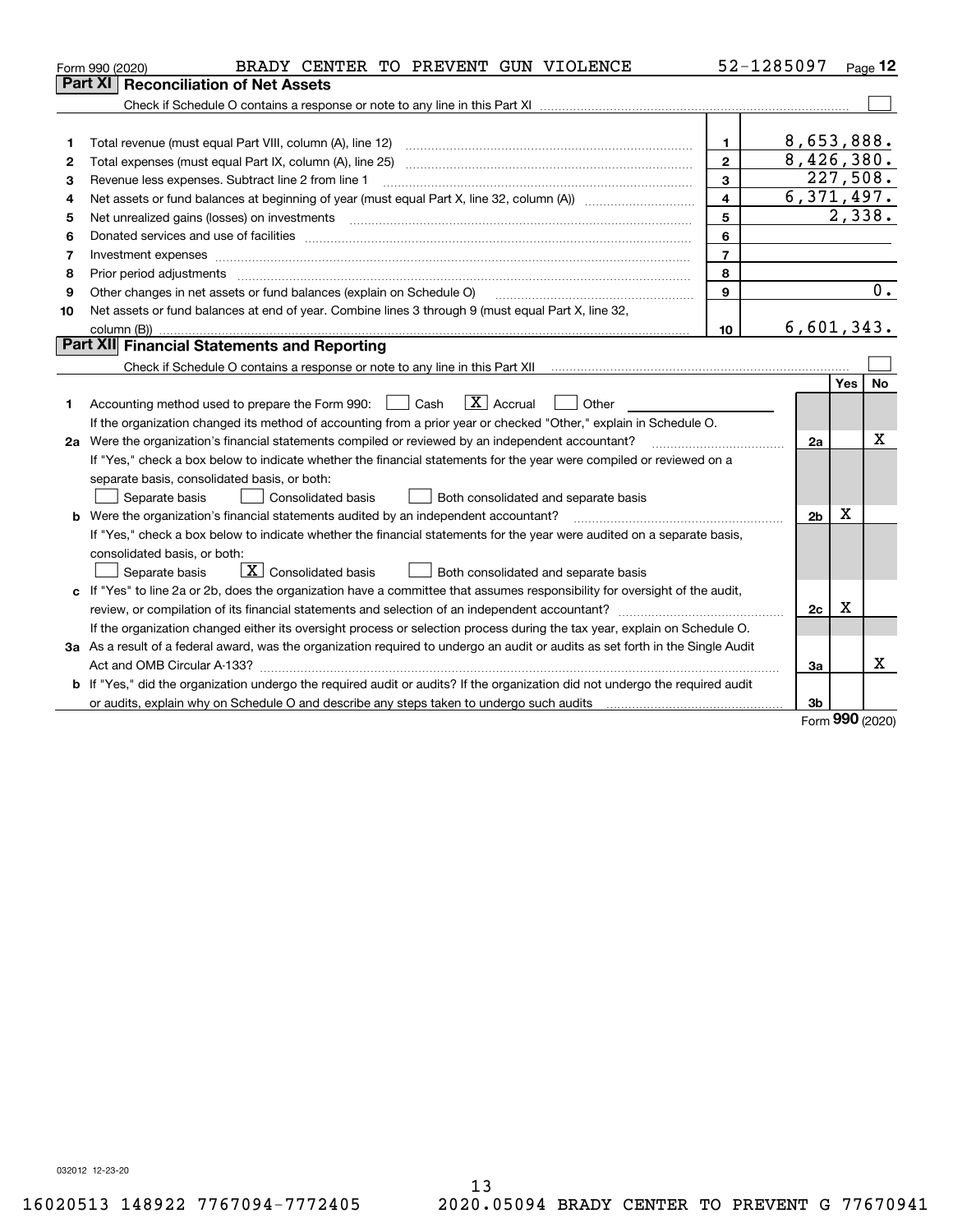Form 990 (2020) BRADY CENTER TO PREVENT GUN VIOLENCE 52-1285097 Page 12

## Part XI Reconciliation of Net Assets

Check if Schedule O contains a response or note to any line in this Part XI ☐

| | | | |
|---|---|---|---|
| 1 | Total revenue (must equal Part VIII, column (A), line 12) | 1 | 8,653,888. |
| 2 | Total expenses (must equal Part IX, column (A), line 25) | 2 | 8,426,380. |
| 3 | Revenue less expenses. Subtract line 2 from line 1 | 3 | 227,508. |
| 4 | Net assets or fund balances at beginning of year (must equal Part X, line 32, column (A)) | 4 | 6,371,497. |
| 5 | Net unrealized gains (losses) on investments | 5 | 2,338. |
| 6 | Donated services and use of facilities | 6 | |
| 7 | Investment expenses | 7 | |
| 8 | Prior period adjustments | 8 | |
| 9 | Other changes in net assets or fund balances (explain on Schedule O) | 9 | 0. |
| 10 | Net assets or fund balances at end of year. Combine lines 3 through 9 (must equal Part X, line 32, column (B)) | 10 | 6,601,343. |

## Part XII Financial Statements and Reporting

Check if Schedule O contains a response or note to any line in this Part XII ☐

| | | | Yes | No |
|---|---|---|---|---|
| 1 | Accounting method used to prepare the Form 990: ☐ Cash ☒ Accrual ☐ Other<br>If the organization changed its method of accounting from a prior year or checked "Other," explain in Schedule O. | | | |
| 2a | Were the organization's financial statements compiled or reviewed by an independent accountant?<br>If "Yes," check a box below to indicate whether the financial statements for the year were compiled or reviewed on a separate basis, consolidated basis, or both:<br>☐ Separate basis ☐ Consolidated basis ☐ Both consolidated and separate basis | 2a | | X |
| b | Were the organization's financial statements audited by an independent accountant?<br>If "Yes," check a box below to indicate whether the financial statements for the year were audited on a separate basis, consolidated basis, or both:<br>☐ Separate basis ☒ Consolidated basis ☐ Both consolidated and separate basis | 2b | X | |
| c | If "Yes" to line 2a or 2b, does the organization have a committee that assumes responsibility for oversight of the audit, review, or compilation of its financial statements and selection of an independent accountant?<br>If the organization changed either its oversight process or selection process during the tax year, explain on Schedule O. | 2c | X | |
| 3a | As a result of a federal award, was the organization required to undergo an audit or audits as set forth in the Single Audit Act and OMB Circular A-133? | 3a | | X |
| b | If "Yes," did the organization undergo the required audit or audits? If the organization did not undergo the required audit or audits, explain why on Schedule O and describe any steps taken to undergo such audits | 3b | | |

Form 990 (2020)

032012 12-23-20

16020513 148922 7767094-7772405 2020.05094 BRADY CENTER TO PREVENT G 77670941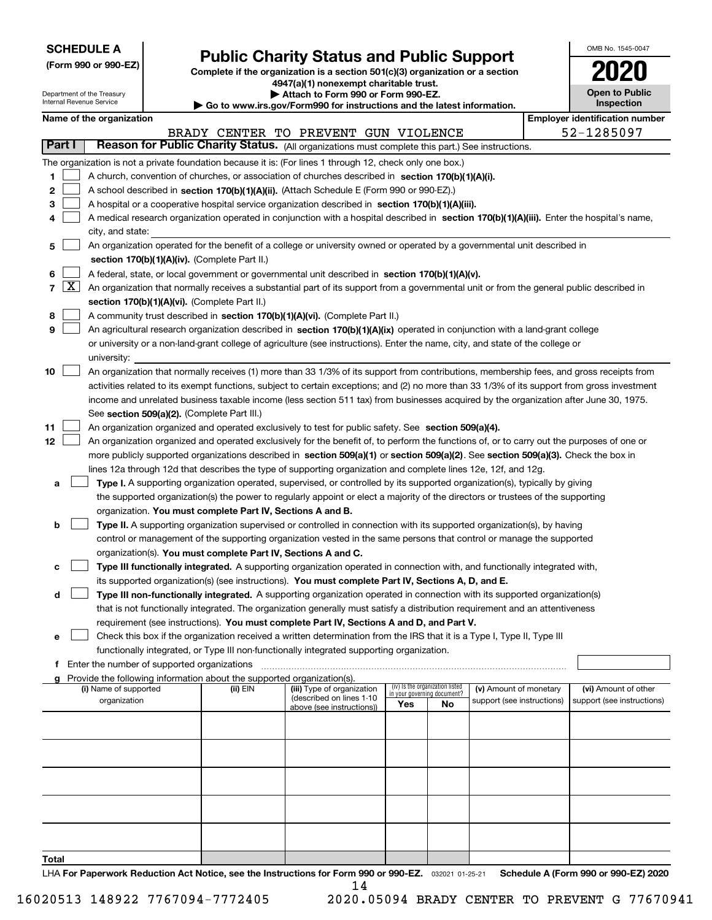**SCHEDULE A**
**(Form 990 or 990-EZ)**

Department of the Treasury
Internal Revenue Service

# Public Charity Status and Public Support

**Complete if the organization is a section 501(c)(3) organization or a section 4947(a)(1) nonexempt charitable trust.**
**▶ Attach to Form 990 or Form 990-EZ.**
**▶ Go to www.irs.gov/Form990 for instructions and the latest information.**

OMB No. 1545-0047
**2020**
**Open to Public Inspection**

**Name of the organization**: BRADY CENTER TO PREVENT GUN VIOLENCE
**Employer identification number**: 52-1285097

**Part I** **Reason for Public Charity Status.** (All organizations must complete this part.) See instructions.

The organization is not a private foundation because it is: (For lines 1 through 12, check only one box.)

1. ☐ A church, convention of churches, or association of churches described in **section 170(b)(1)(A)(i).**
2. ☐ A school described in **section 170(b)(1)(A)(ii).** (Attach Schedule E (Form 990 or 990-EZ).)
3. ☐ A hospital or a cooperative hospital service organization described in **section 170(b)(1)(A)(iii).**
4. ☐ A medical research organization operated in conjunction with a hospital described in **section 170(b)(1)(A)(iii).** Enter the hospital's name, city, and state:
5. ☐ An organization operated for the benefit of a college or university owned or operated by a governmental unit described in **section 170(b)(1)(A)(iv).** (Complete Part II.)
6. ☐ A federal, state, or local government or governmental unit described in **section 170(b)(1)(A)(v).**
7. ☒ An organization that normally receives a substantial part of its support from a governmental unit or from the general public described in **section 170(b)(1)(A)(vi).** (Complete Part II.)
8. ☐ A community trust described in **section 170(b)(1)(A)(vi).** (Complete Part II.)
9. ☐ An agricultural research organization described in **section 170(b)(1)(A)(ix)** operated in conjunction with a land-grant college or university or a non-land-grant college of agriculture (see instructions). Enter the name, city, and state of the college or university:
10. ☐ An organization that normally receives (1) more than 33 1/3% of its support from contributions, membership fees, and gross receipts from activities related to its exempt functions, subject to certain exceptions; and (2) no more than 33 1/3% of its support from gross investment income and unrelated business taxable income (less section 511 tax) from businesses acquired by the organization after June 30, 1975. See **section 509(a)(2).** (Complete Part III.)
11. ☐ An organization organized and operated exclusively to test for public safety. See **section 509(a)(4).**
12. ☐ An organization organized and operated exclusively for the benefit of, to perform the functions of, or to carry out the purposes of one or more publicly supported organizations described in **section 509(a)(1)** or **section 509(a)(2)**. See **section 509(a)(3).** Check the box in lines 12a through 12d that describes the type of supporting organization and complete lines 12e, 12f, and 12g.
   - **a** ☐ **Type I.** A supporting organization operated, supervised, or controlled by its supported organization(s), typically by giving the supported organization(s) the power to regularly appoint or elect a majority of the directors or trustees of the supporting organization. **You must complete Part IV, Sections A and B.**
   - **b** ☐ **Type II.** A supporting organization supervised or controlled in connection with its supported organization(s), by having control or management of the supporting organization vested in the same persons that control or manage the supported organization(s). **You must complete Part IV, Sections A and C.**
   - **c** ☐ **Type III functionally integrated.** A supporting organization operated in connection with, and functionally integrated with, its supported organization(s) (see instructions). **You must complete Part IV, Sections A, D, and E.**
   - **d** ☐ **Type III non-functionally integrated.** A supporting organization operated in connection with its supported organization(s) that is not functionally integrated. The organization generally must satisfy a distribution requirement and an attentiveness requirement (see instructions). **You must complete Part IV, Sections A and D, and Part V.**
   - **e** ☐ Check this box if the organization received a written determination from the IRS that it is a Type I, Type II, Type III functionally integrated, or Type III non-functionally integrated supporting organization.
   - **f** Enter the number of supported organizations
   - **g** Provide the following information about the supported organization(s).

| (i) Name of supported organization | (ii) EIN | (iii) Type of organization (described on lines 1-10 above (see instructions)) | (iv) Is the organization listed in your governing document? Yes | No | (v) Amount of monetary support (see instructions) | (vi) Amount of other support (see instructions) |
|---|---|---|---|---|---|---|
| | | | | | | |
| | | | | | | |
| | | | | | | |
| | | | | | | |
| | | | | | | |
| **Total** | | | | | | |

LHA **For Paperwork Reduction Act Notice, see the Instructions for Form 990 or 990-EZ.** 032021 01-25-21 **Schedule A (Form 990 or 990-EZ) 2020**

16020513 148922 7767094-7772405 2020.05094 BRADY CENTER TO PREVENT G 77670941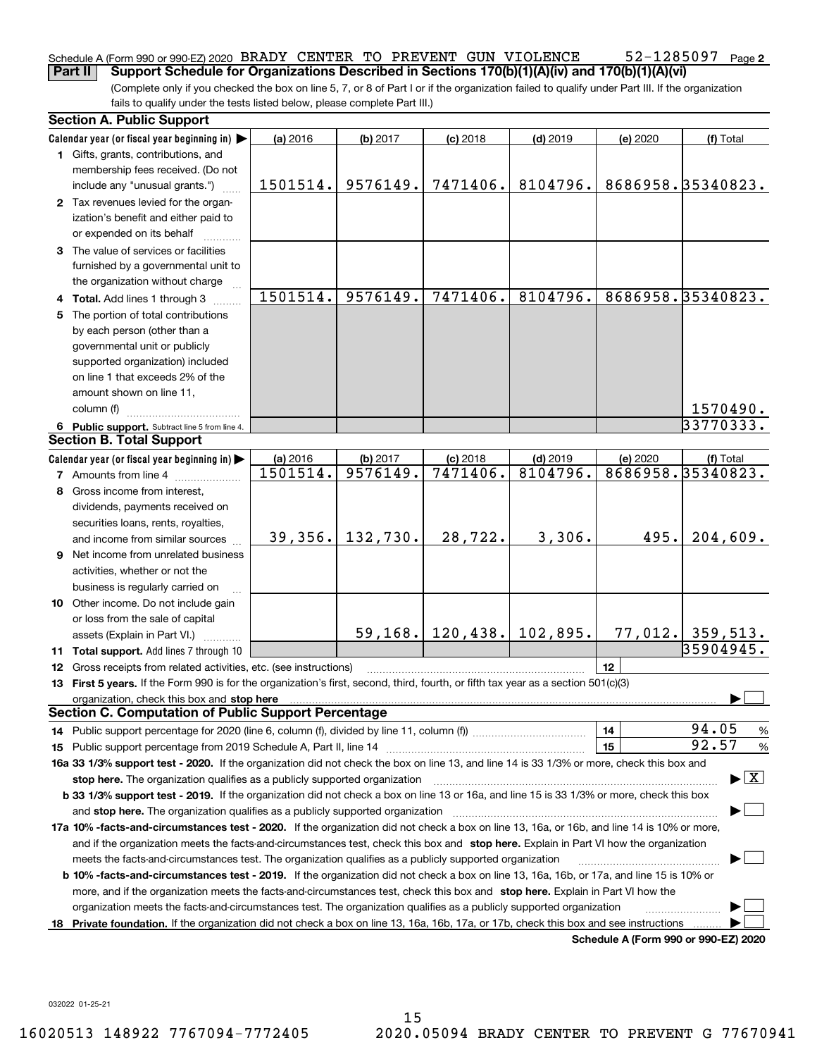Schedule A (Form 990 or 990-EZ) 2020 BRADY CENTER TO PREVENT GUN VIOLENCE 52-1285097 Page 2

**Part II Support Schedule for Organizations Described in Sections 170(b)(1)(A)(iv) and 170(b)(1)(A)(vi)**

(Complete only if you checked the box on line 5, 7, or 8 of Part I or if the organization failed to qualify under Part III. If the organization fails to qualify under the tests listed below, please complete Part III.)

## Section A. Public Support

| Calendar year (or fiscal year beginning in) ▶ | (a) 2016 | (b) 2017 | (c) 2018 | (d) 2019 | (e) 2020 | (f) Total |
|---|---|---|---|---|---|---|
| 1 Gifts, grants, contributions, and membership fees received. (Do not include any "unusual grants.") | 1501514. | 9576149. | 7471406. | 8104796. | 8686958. | 35340823. |
| 2 Tax revenues levied for the organization's benefit and either paid to or expended on its behalf | | | | | | |
| 3 The value of services or facilities furnished by a governmental unit to the organization without charge | | | | | | |
| 4 Total. Add lines 1 through 3 | 1501514. | 9576149. | 7471406. | 8104796. | 8686958. | 35340823. |
| 5 The portion of total contributions by each person (other than a governmental unit or publicly supported organization) included on line 1 that exceeds 2% of the amount shown on line 11, column (f) | | | | | | 1570490. |
| 6 Public support. Subtract line 5 from line 4. | | | | | | 33770333. |

## Section B. Total Support

| Calendar year (or fiscal year beginning in) ▶ | (a) 2016 | (b) 2017 | (c) 2018 | (d) 2019 | (e) 2020 | (f) Total |
|---|---|---|---|---|---|---|
| 7 Amounts from line 4 | 1501514. | 9576149. | 7471406. | 8104796. | 8686958. | 35340823. |
| 8 Gross income from interest, dividends, payments received on securities loans, rents, royalties, and income from similar sources | 39,356. | 132,730. | 28,722. | 3,306. | 495. | 204,609. |
| 9 Net income from unrelated business activities, whether or not the business is regularly carried on | | | | | | |
| 10 Other income. Do not include gain or loss from the sale of capital assets (Explain in Part VI.) | | 59,168. | 120,438. | 102,895. | 77,012. | 359,513. |
| 11 Total support. Add lines 7 through 10 | | | | | | 35904945. |

12 Gross receipts from related activities, etc. (see instructions) | 12 |

13 **First 5 years.** If the Form 990 is for the organization's first, second, third, fourth, or fifth tax year as a section 501(c)(3) organization, check this box and **stop here** ▶ ☐

## Section C. Computation of Public Support Percentage

14 Public support percentage for 2020 (line 6, column (f), divided by line 11, column (f)) | 14 | 94.05 %

15 Public support percentage from 2019 Schedule A, Part II, line 14 | 15 | 92.57 %

**16a 33 1/3% support test - 2020.** If the organization did not check the box on line 13, and line 14 is 33 1/3% or more, check this box and **stop here.** The organization qualifies as a publicly supported organization ▶ ☒

**b 33 1/3% support test - 2019.** If the organization did not check a box on line 13 or 16a, and line 15 is 33 1/3% or more, check this box and **stop here.** The organization qualifies as a publicly supported organization ▶ ☐

**17a 10% -facts-and-circumstances test - 2020.** If the organization did not check a box on line 13, 16a, or 16b, and line 14 is 10% or more, and if the organization meets the facts-and-circumstances test, check this box and **stop here.** Explain in Part VI how the organization meets the facts-and-circumstances test. The organization qualifies as a publicly supported organization ▶ ☐

**b 10% -facts-and-circumstances test - 2019.** If the organization did not check a box on line 13, 16a, 16b, or 17a, and line 15 is 10% or more, and if the organization meets the facts-and-circumstances test, check this box and **stop here.** Explain in Part VI how the organization meets the facts-and-circumstances test. The organization qualifies as a publicly supported organization ▶ ☐

**18 Private foundation.** If the organization did not check a box on line 13, 16a, 16b, 17a, or 17b, check this box and see instructions ▶ ☐

**Schedule A (Form 990 or 990-EZ) 2020**

032022 01-25-21

16020513 148922 7767094-7772405 2020.05094 BRADY CENTER TO PREVENT G 77670941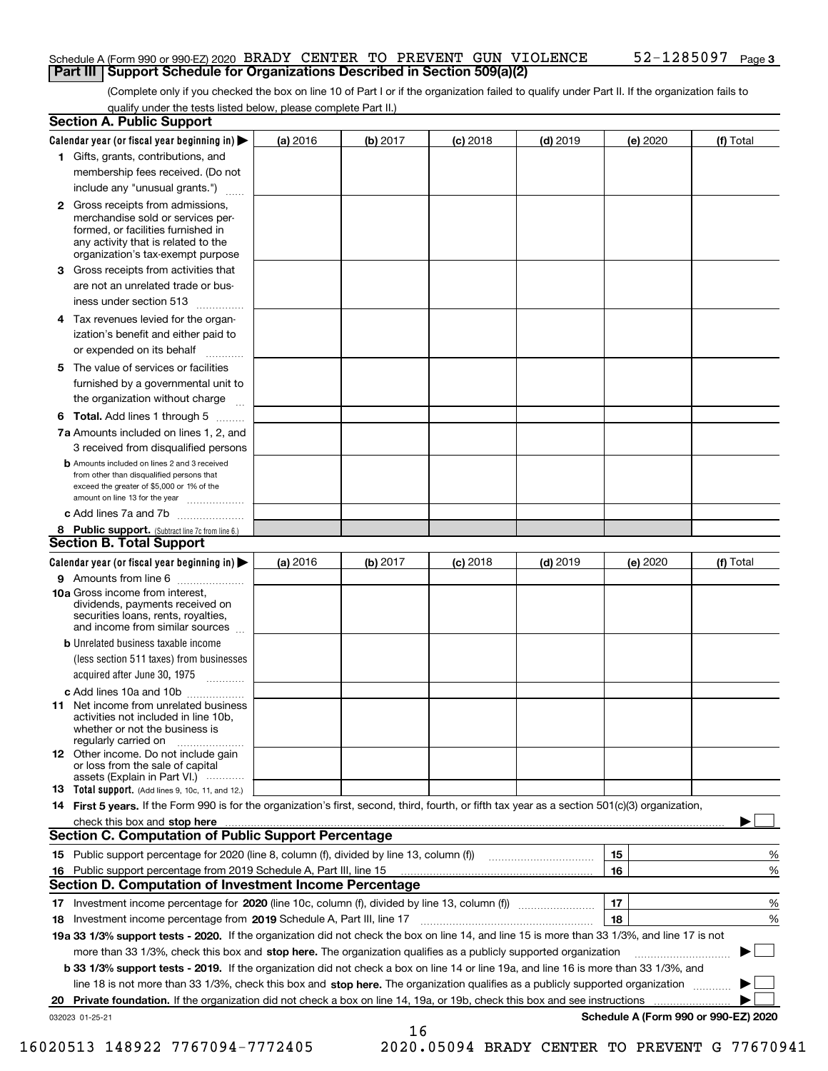Schedule A (Form 990 or 990-EZ) 2020 BRADY CENTER TO PREVENT GUN VIOLENCE 52-1285097 Page 3

## Part III Support Schedule for Organizations Described in Section 509(a)(2)

(Complete only if you checked the box on line 10 of Part I or if the organization failed to qualify under Part II. If the organization fails to qualify under the tests listed below, please complete Part II.)

### Section A. Public Support

| Calendar year (or fiscal year beginning in) ▶ | (a) 2016 | (b) 2017 | (c) 2018 | (d) 2019 | (e) 2020 | (f) Total |
|---|---|---|---|---|---|---|
| **1** Gifts, grants, contributions, and membership fees received. (Do not include any "unusual grants.") | | | | | | |
| **2** Gross receipts from admissions, merchandise sold or services performed, or facilities furnished in any activity that is related to the organization's tax-exempt purpose | | | | | | |
| **3** Gross receipts from activities that are not an unrelated trade or business under section 513 | | | | | | |
| **4** Tax revenues levied for the organization's benefit and either paid to or expended on its behalf | | | | | | |
| **5** The value of services or facilities furnished by a governmental unit to the organization without charge | | | | | | |
| **6 Total.** Add lines 1 through 5 | | | | | | |
| **7a** Amounts included on lines 1, 2, and 3 received from disqualified persons | | | | | | |
| **b** Amounts included on lines 2 and 3 received from other than disqualified persons that exceed the greater of $5,000 or 1% of the amount on line 13 for the year | | | | | | |
| **c** Add lines 7a and 7b | | | | | | |
| **8 Public support.** (Subtract line 7c from line 6.) | | | | | | |

### Section B. Total Support

| Calendar year (or fiscal year beginning in) ▶ | (a) 2016 | (b) 2017 | (c) 2018 | (d) 2019 | (e) 2020 | (f) Total |
|---|---|---|---|---|---|---|
| **9** Amounts from line 6 | | | | | | |
| **10a** Gross income from interest, dividends, payments received on securities loans, rents, royalties, and income from similar sources | | | | | | |
| **b** Unrelated business taxable income (less section 511 taxes) from businesses acquired after June 30, 1975 | | | | | | |
| **c** Add lines 10a and 10b | | | | | | |
| **11** Net income from unrelated business activities not included in line 10b, whether or not the business is regularly carried on | | | | | | |
| **12** Other income. Do not include gain or loss from the sale of capital assets (Explain in Part VI.) | | | | | | |
| **13 Total support.** (Add lines 9, 10c, 11, and 12.) | | | | | | |

**14 First 5 years.** If the Form 990 is for the organization's first, second, third, fourth, or fifth tax year as a section 501(c)(3) organization, check this box and **stop here** ▶ ☐

### Section C. Computation of Public Support Percentage

| | | | |
|---|---|---|---|
| **15** Public support percentage for 2020 (line 8, column (f), divided by line 13, column (f)) | 15 | | % |
| **16** Public support percentage from 2019 Schedule A, Part III, line 15 | 16 | | % |

### Section D. Computation of Investment Income Percentage

| | | | |
|---|---|---|---|
| **17** Investment income percentage for **2020** (line 10c, column (f), divided by line 13, column (f)) | 17 | | % |
| **18** Investment income percentage from **2019** Schedule A, Part III, line 17 | 18 | | % |

**19a 33 1/3% support tests - 2020.** If the organization did not check the box on line 14, and line 15 is more than 33 1/3%, and line 17 is not more than 33 1/3%, check this box and **stop here.** The organization qualifies as a publicly supported organization ▶ ☐

**b 33 1/3% support tests - 2019.** If the organization did not check a box on line 14 or line 19a, and line 16 is more than 33 1/3%, and line 18 is not more than 33 1/3%, check this box and **stop here.** The organization qualifies as a publicly supported organization ▶ ☐

**20 Private foundation.** If the organization did not check a box on line 14, 19a, or 19b, check this box and see instructions ▶ ☐

032023 01-25-21 **Schedule A (Form 990 or 990-EZ) 2020**

16020513 148922 7767094-7772405 2020.05094 BRADY CENTER TO PREVENT G 77670941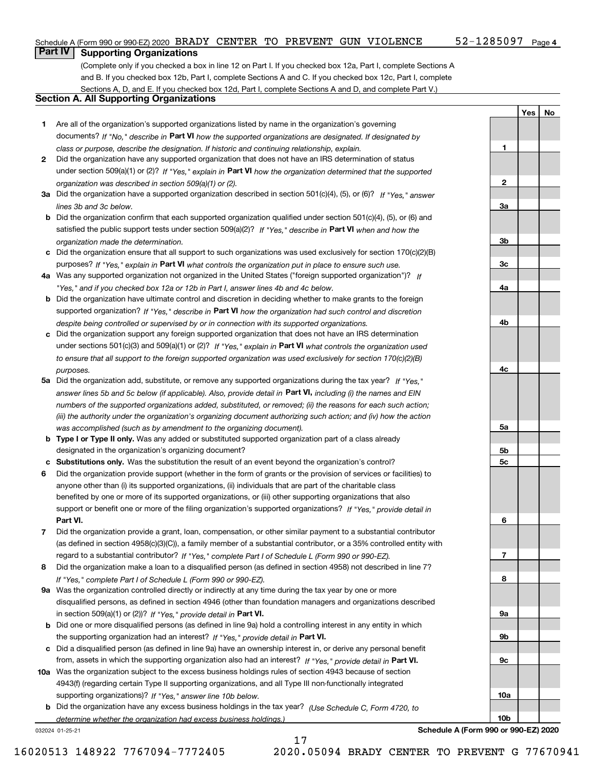Schedule A (Form 990 or 990-EZ) 2020 BRADY CENTER TO PREVENT GUN VIOLENCE 52-1285097 Page 4

## Part IV Supporting Organizations

(Complete only if you checked a box in line 12 on Part I. If you checked box 12a, Part I, complete Sections A and B. If you checked box 12b, Part I, complete Sections A and C. If you checked box 12c, Part I, complete Sections A, D, and E. If you checked box 12d, Part I, complete Sections A and D, and complete Part V.)

### Section A. All Supporting Organizations

| | | | Yes | No |
|---|---|---|---|---|
| **1** | Are all of the organization's supported organizations listed by name in the organization's governing documents? *If "No," describe in* **Part VI** *how the supported organizations are designated. If designated by class or purpose, describe the designation. If historic and continuing relationship, explain.* | **1** | | |
| **2** | Did the organization have any supported organization that does not have an IRS determination of status under section 509(a)(1) or (2)? *If "Yes," explain in* **Part VI** *how the organization determined that the supported organization was described in section 509(a)(1) or (2).* | **2** | | |
| **3a** | Did the organization have a supported organization described in section 501(c)(4), (5), or (6)? *If "Yes," answer lines 3b and 3c below.* | **3a** | | |
| **b** | Did the organization confirm that each supported organization qualified under section 501(c)(4), (5), or (6) and satisfied the public support tests under section 509(a)(2)? *If "Yes," describe in* **Part VI** *when and how the organization made the determination.* | **3b** | | |
| **c** | Did the organization ensure that all support to such organizations was used exclusively for section 170(c)(2)(B) purposes? *If "Yes," explain in* **Part VI** *what controls the organization put in place to ensure such use.* | **3c** | | |
| **4a** | Was any supported organization not organized in the United States ("foreign supported organization")? *If "Yes," and if you checked box 12a or 12b in Part I, answer lines 4b and 4c below.* | **4a** | | |
| **b** | Did the organization have ultimate control and discretion in deciding whether to make grants to the foreign supported organization? *If "Yes," describe in* **Part VI** *how the organization had such control and discretion despite being controlled or supervised by or in connection with its supported organizations.* | **4b** | | |
| **c** | Did the organization support any foreign supported organization that does not have an IRS determination under sections 501(c)(3) and 509(a)(1) or (2)? *If "Yes," explain in* **Part VI** *what controls the organization used to ensure that all support to the foreign supported organization was used exclusively for section 170(c)(2)(B) purposes.* | **4c** | | |
| **5a** | Did the organization add, substitute, or remove any supported organizations during the tax year? *If "Yes," answer lines 5b and 5c below (if applicable). Also, provide detail in* **Part VI,** *including (i) the names and EIN numbers of the supported organizations added, substituted, or removed; (ii) the reasons for each such action; (iii) the authority under the organization's organizing document authorizing such action; and (iv) how the action was accomplished (such as by amendment to the organizing document).* | **5a** | | |
| **b** | **Type I or Type II only.** Was any added or substituted supported organization part of a class already designated in the organization's organizing document? | **5b** | | |
| **c** | **Substitutions only.** Was the substitution the result of an event beyond the organization's control? | **5c** | | |
| **6** | Did the organization provide support (whether in the form of grants or the provision of services or facilities) to anyone other than (i) its supported organizations, (ii) individuals that are part of the charitable class benefited by one or more of its supported organizations, or (iii) other supporting organizations that also support or benefit one or more of the filing organization's supported organizations? *If "Yes," provide detail in* **Part VI.** | **6** | | |
| **7** | Did the organization provide a grant, loan, compensation, or other similar payment to a substantial contributor (as defined in section 4958(c)(3)(C)), a family member of a substantial contributor, or a 35% controlled entity with regard to a substantial contributor? *If "Yes," complete Part I of Schedule L (Form 990 or 990-EZ).* | **7** | | |
| **8** | Did the organization make a loan to a disqualified person (as defined in section 4958) not described in line 7? *If "Yes," complete Part I of Schedule L (Form 990 or 990-EZ).* | **8** | | |
| **9a** | Was the organization controlled directly or indirectly at any time during the tax year by one or more disqualified persons, as defined in section 4946 (other than foundation managers and organizations described in section 509(a)(1) or (2))? *If "Yes," provide detail in* **Part VI.** | **9a** | | |
| **b** | Did one or more disqualified persons (as defined in line 9a) hold a controlling interest in any entity in which the supporting organization had an interest? *If "Yes," provide detail in* **Part VI.** | **9b** | | |
| **c** | Did a disqualified person (as defined in line 9a) have an ownership interest in, or derive any personal benefit from, assets in which the supporting organization also had an interest? *If "Yes," provide detail in* **Part VI.** | **9c** | | |
| **10a** | Was the organization subject to the excess business holdings rules of section 4943 because of section 4943(f) (regarding certain Type II supporting organizations, and all Type III non-functionally integrated supporting organizations)? *If "Yes," answer line 10b below.* | **10a** | | |
| **b** | Did the organization have any excess business holdings in the tax year? *(Use Schedule C, Form 4720, to determine whether the organization had excess business holdings.)* | **10b** | | |

032024 01-25-21 **Schedule A (Form 990 or 990-EZ) 2020**

16020513 148922 7767094-7772405 2020.05094 BRADY CENTER TO PREVENT G 77670941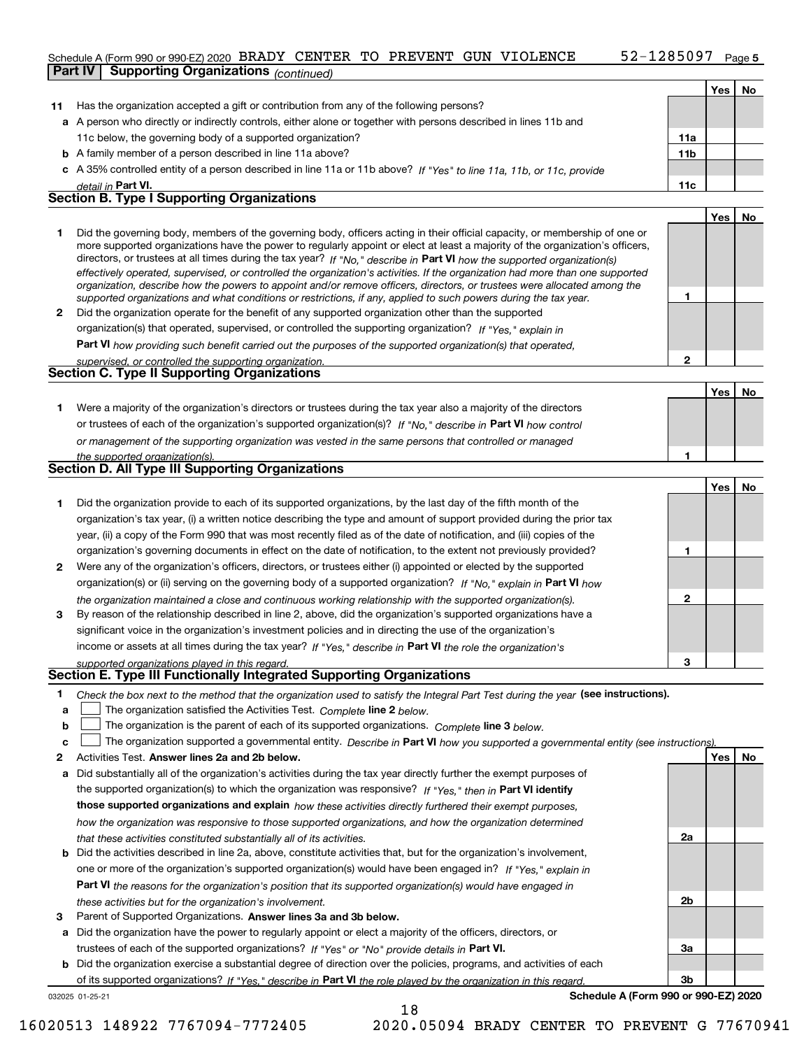Schedule A (Form 990 or 990-EZ) 2020 BRADY CENTER TO PREVENT GUN VIOLENCE 52-1285097 Page 5

## Part IV Supporting Organizations *(continued)*

| | | | Yes | No |
|---|---|---|---|---|
| **11** | Has the organization accepted a gift or contribution from any of the following persons? | | | |
| **a** | A person who directly or indirectly controls, either alone or together with persons described in lines 11b and 11c below, the governing body of a supported organization? | **11a** | | |
| **b** | A family member of a person described in line 11a above? | **11b** | | |
| **c** | A 35% controlled entity of a person described in line 11a or 11b above? *If "Yes" to line 11a, 11b, or 11c, provide detail in* **Part VI.** | **11c** | | |

### Section B. Type I Supporting Organizations

| | | | Yes | No |
|---|---|---|---|---|
| **1** | Did the governing body, members of the governing body, officers acting in their official capacity, or membership of one or more supported organizations have the power to regularly appoint or elect at least a majority of the organization's officers, directors, or trustees at all times during the tax year? *If "No," describe in* **Part VI** *how the supported organization(s) effectively operated, supervised, or controlled the organization's activities. If the organization had more than one supported organization, describe how the powers to appoint and/or remove officers, directors, or trustees were allocated among the supported organizations and what conditions or restrictions, if any, applied to such powers during the tax year.* | **1** | | |
| **2** | Did the organization operate for the benefit of any supported organization other than the supported organization(s) that operated, supervised, or controlled the supporting organization? *If "Yes," explain in* **Part VI** *how providing such benefit carried out the purposes of the supported organization(s) that operated, supervised, or controlled the supporting organization.* | **2** | | |

### Section C. Type II Supporting Organizations

| | | | Yes | No |
|---|---|---|---|---|
| **1** | Were a majority of the organization's directors or trustees during the tax year also a majority of the directors or trustees of each of the organization's supported organization(s)? *If "No," describe in* **Part VI** *how control or management of the supporting organization was vested in the same persons that controlled or managed the supported organization(s).* | **1** | | |

### Section D. All Type III Supporting Organizations

| | | | Yes | No |
|---|---|---|---|---|
| **1** | Did the organization provide to each of its supported organizations, by the last day of the fifth month of the organization's tax year, (i) a written notice describing the type and amount of support provided during the prior tax year, (ii) a copy of the Form 990 that was most recently filed as of the date of notification, and (iii) copies of the organization's governing documents in effect on the date of notification, to the extent not previously provided? | **1** | | |
| **2** | Were any of the organization's officers, directors, or trustees either (i) appointed or elected by the supported organization(s) or (ii) serving on the governing body of a supported organization? *If "No," explain in* **Part VI** *how the organization maintained a close and continuous working relationship with the supported organization(s).* | **2** | | |
| **3** | By reason of the relationship described in line 2, above, did the organization's supported organizations have a significant voice in the organization's investment policies and in directing the use of the organization's income or assets at all times during the tax year? *If "Yes," describe in* **Part VI** *the role the organization's supported organizations played in this regard.* | **3** | | |

### Section E. Type III Functionally Integrated Supporting Organizations

**1** *Check the box next to the method that the organization used to satisfy the Integral Part Test during the year* **(see instructions).**

- **a** ☐ The organization satisfied the Activities Test. *Complete* **line 2** *below.*
- **b** ☐ The organization is the parent of each of its supported organizations. *Complete* **line 3** *below.*
- **c** ☐ The organization supported a governmental entity. *Describe in* **Part VI** *how you supported a governmental entity (see instructions).*

| | | | Yes | No |
|---|---|---|---|---|
| **2** | Activities Test. **Answer lines 2a and 2b below.** | | | |
| **a** | Did substantially all of the organization's activities during the tax year directly further the exempt purposes of the supported organization(s) to which the organization was responsive? *If "Yes," then in* **Part VI identify those supported organizations and explain** *how these activities directly furthered their exempt purposes, how the organization was responsive to those supported organizations, and how the organization determined that these activities constituted substantially all of its activities.* | **2a** | | |
| **b** | Did the activities described in line 2a, above, constitute activities that, but for the organization's involvement, one or more of the organization's supported organization(s) would have been engaged in? *If "Yes," explain in* **Part VI** *the reasons for the organization's position that its supported organization(s) would have engaged in these activities but for the organization's involvement.* | **2b** | | |
| **3** | Parent of Supported Organizations. **Answer lines 3a and 3b below.** | | | |
| **a** | Did the organization have the power to regularly appoint or elect a majority of the officers, directors, or trustees of each of the supported organizations? *If "Yes" or "No" provide details in* **Part VI.** | **3a** | | |
| **b** | Did the organization exercise a substantial degree of direction over the policies, programs, and activities of each of its supported organizations? *If "Yes," describe in* **Part VI** *the role played by the organization in this regard.* | **3b** | | |

032025 01-25-21 **Schedule A (Form 990 or 990-EZ) 2020**

16020513 148922 7767094-7772405 2020.05094 BRADY CENTER TO PREVENT G 77670941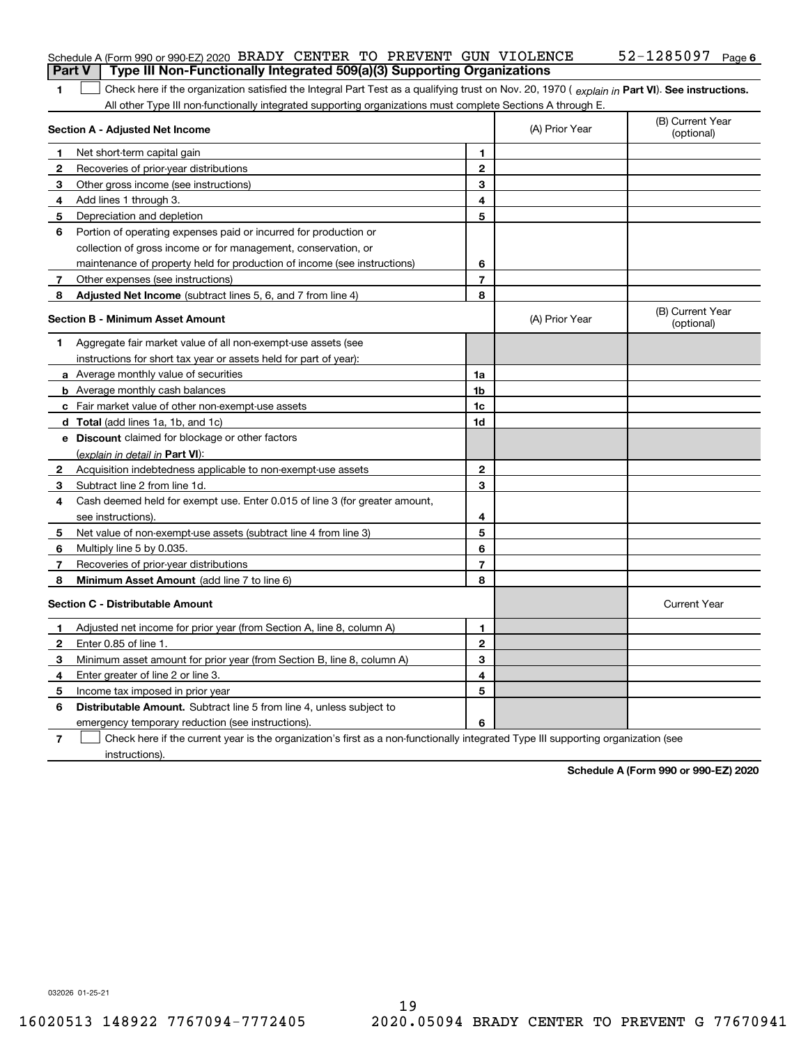Schedule A (Form 990 or 990-EZ) 2020 BRADY CENTER TO PREVENT GUN VIOLENCE 52-1285097 Page 6

## Part V Type III Non-Functionally Integrated 509(a)(3) Supporting Organizations

**1** ☐ Check here if the organization satisfied the Integral Part Test as a qualifying trust on Nov. 20, 1970 ( *explain in* **Part VI**). **See instructions.** All other Type III non-functionally integrated supporting organizations must complete Sections A through E.

| **Section A - Adjusted Net Income** | | (A) Prior Year | (B) Current Year (optional) |
|---|---|---|---|
| **1** Net short-term capital gain | 1 | | |
| **2** Recoveries of prior-year distributions | 2 | | |
| **3** Other gross income (see instructions) | 3 | | |
| **4** Add lines 1 through 3. | 4 | | |
| **5** Depreciation and depletion | 5 | | |
| **6** Portion of operating expenses paid or incurred for production or collection of gross income or for management, conservation, or maintenance of property held for production of income (see instructions) | 6 | | |
| **7** Other expenses (see instructions) | 7 | | |
| **8** **Adjusted Net Income** (subtract lines 5, 6, and 7 from line 4) | 8 | | |

| **Section B - Minimum Asset Amount** | | (A) Prior Year | (B) Current Year (optional) |
|---|---|---|---|
| **1** Aggregate fair market value of all non-exempt-use assets (see instructions for short tax year or assets held for part of year): | | | |
| **a** Average monthly value of securities | 1a | | |
| **b** Average monthly cash balances | 1b | | |
| **c** Fair market value of other non-exempt-use assets | 1c | | |
| **d** **Total** (add lines 1a, 1b, and 1c) | 1d | | |
| **e** **Discount** claimed for blockage or other factors (*explain in detail in* **Part VI**): | | | |
| **2** Acquisition indebtedness applicable to non-exempt-use assets | 2 | | |
| **3** Subtract line 2 from line 1d. | 3 | | |
| **4** Cash deemed held for exempt use. Enter 0.015 of line 3 (for greater amount, see instructions). | 4 | | |
| **5** Net value of non-exempt-use assets (subtract line 4 from line 3) | 5 | | |
| **6** Multiply line 5 by 0.035. | 6 | | |
| **7** Recoveries of prior-year distributions | 7 | | |
| **8** **Minimum Asset Amount** (add line 7 to line 6) | 8 | | |

| **Section C - Distributable Amount** | | | Current Year |
|---|---|---|---|
| **1** Adjusted net income for prior year (from Section A, line 8, column A) | 1 | | |
| **2** Enter 0.85 of line 1. | 2 | | |
| **3** Minimum asset amount for prior year (from Section B, line 8, column A) | 3 | | |
| **4** Enter greater of line 2 or line 3. | 4 | | |
| **5** Income tax imposed in prior year | 5 | | |
| **6** **Distributable Amount.** Subtract line 5 from line 4, unless subject to emergency temporary reduction (see instructions). | 6 | | |

**7** ☐ Check here if the current year is the organization's first as a non-functionally integrated Type III supporting organization (see instructions).

**Schedule A (Form 990 or 990-EZ) 2020**

032026 01-25-21

16020513 148922 7767094-7772405 2020.05094 BRADY CENTER TO PREVENT G 77670941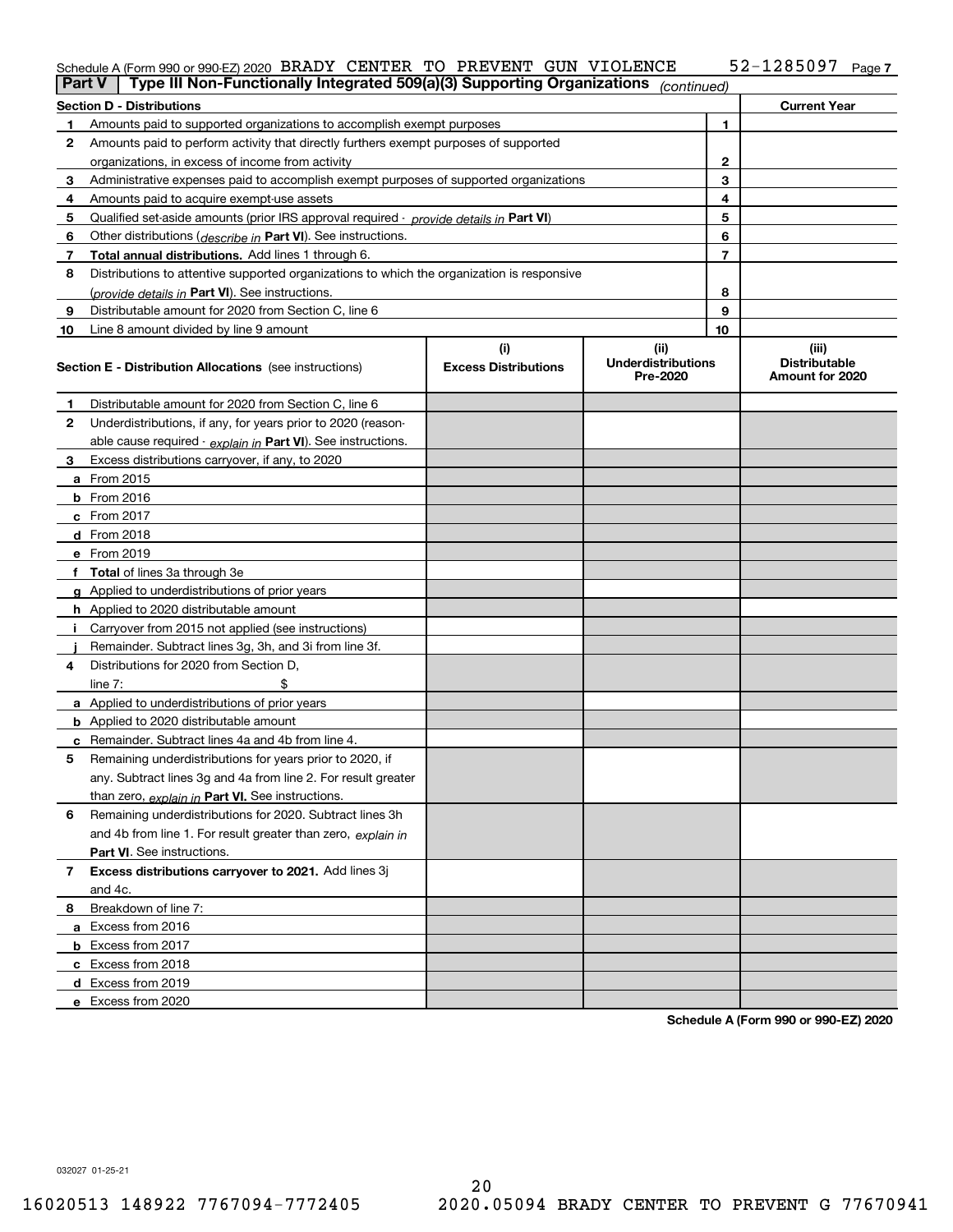Schedule A (Form 990 or 990-EZ) 2020 BRADY CENTER TO PREVENT GUN VIOLENCE 52-1285097 Page 7

**Part V** | **Type III Non-Functionally Integrated 509(a)(3) Supporting Organizations** *(continued)*

| **Section D - Distributions** | | **Current Year** |
|---|---|---|
| **1** Amounts paid to supported organizations to accomplish exempt purposes | 1 | |
| **2** Amounts paid to perform activity that directly furthers exempt purposes of supported organizations, in excess of income from activity | 2 | |
| **3** Administrative expenses paid to accomplish exempt purposes of supported organizations | 3 | |
| **4** Amounts paid to acquire exempt-use assets | 4 | |
| **5** Qualified set-aside amounts (prior IRS approval required - *provide details in* **Part VI**) | 5 | |
| **6** Other distributions (*describe in* **Part VI**). See instructions. | 6 | |
| **7** **Total annual distributions.** Add lines 1 through 6. | 7 | |
| **8** Distributions to attentive supported organizations to which the organization is responsive (*provide details in* **Part VI**). See instructions. | 8 | |
| **9** Distributable amount for 2020 from Section C, line 6 | 9 | |
| **10** Line 8 amount divided by line 9 amount | 10 | |

| **Section E - Distribution Allocations** (see instructions) | (i) Excess Distributions | (ii) Underdistributions Pre-2020 | (iii) Distributable Amount for 2020 |
|---|---|---|---|
| **1** Distributable amount for 2020 from Section C, line 6 | | | |
| **2** Underdistributions, if any, for years prior to 2020 (reasonable cause required - *explain in* **Part VI**). See instructions. | | | |
| **3** Excess distributions carryover, if any, to 2020 | | | |
| **a** From 2015 | | | |
| **b** From 2016 | | | |
| **c** From 2017 | | | |
| **d** From 2018 | | | |
| **e** From 2019 | | | |
| **f** **Total** of lines 3a through 3e | | | |
| **g** Applied to underdistributions of prior years | | | |
| **h** Applied to 2020 distributable amount | | | |
| **i** Carryover from 2015 not applied (see instructions) | | | |
| **j** Remainder. Subtract lines 3g, 3h, and 3i from line 3f. | | | |
| **4** Distributions for 2020 from Section D, line 7: $ | | | |
| **a** Applied to underdistributions of prior years | | | |
| **b** Applied to 2020 distributable amount | | | |
| **c** Remainder. Subtract lines 4a and 4b from line 4. | | | |
| **5** Remaining underdistributions for years prior to 2020, if any. Subtract lines 3g and 4a from line 2. For result greater than zero, *explain in* **Part VI.** See instructions. | | | |
| **6** Remaining underdistributions for 2020. Subtract lines 3h and 4b from line 1. For result greater than zero, *explain in* **Part VI**. See instructions. | | | |
| **7** **Excess distributions carryover to 2021.** Add lines 3j and 4c. | | | |
| **8** Breakdown of line 7: | | | |
| **a** Excess from 2016 | | | |
| **b** Excess from 2017 | | | |
| **c** Excess from 2018 | | | |
| **d** Excess from 2019 | | | |
| **e** Excess from 2020 | | | |

**Schedule A (Form 990 or 990-EZ) 2020**

032027 01-25-21

16020513 148922 7767094-7772405 2020.05094 BRADY CENTER TO PREVENT G 77670941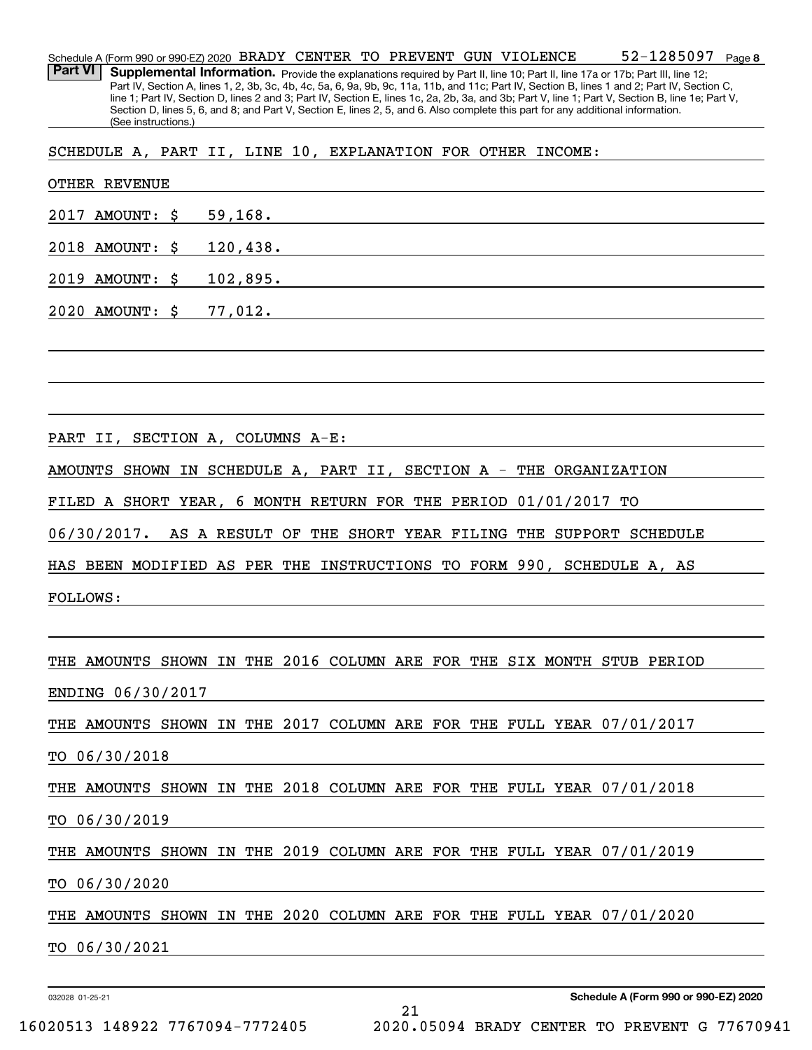Schedule A (Form 990 or 990-EZ) 2020 BRADY CENTER TO PREVENT GUN VIOLENCE 52-1285097 Page 8

**Part VI** **Supplemental Information.** Provide the explanations required by Part II, line 10; Part II, line 17a or 17b; Part III, line 12; Part IV, Section A, lines 1, 2, 3b, 3c, 4b, 4c, 5a, 6, 9a, 9b, 9c, 11a, 11b, and 11c; Part IV, Section B, lines 1 and 2; Part IV, Section C, line 1; Part IV, Section D, lines 2 and 3; Part IV, Section E, lines 1c, 2a, 2b, 3a, and 3b; Part V, line 1; Part V, Section B, line 1e; Part V, Section D, lines 5, 6, and 8; and Part V, Section E, lines 2, 5, and 6. Also complete this part for any additional information. (See instructions.)

SCHEDULE A, PART II, LINE 10, EXPLANATION FOR OTHER INCOME:

OTHER REVENUE

2017 AMOUNT: $ 59,168.

2018 AMOUNT: $ 120,438.

2019 AMOUNT: $ 102,895.

2020 AMOUNT: $ 77,012.

PART II, SECTION A, COLUMNS A-E:

AMOUNTS SHOWN IN SCHEDULE A, PART II, SECTION A - THE ORGANIZATION FILED A SHORT YEAR, 6 MONTH RETURN FOR THE PERIOD 01/01/2017 TO 06/30/2017. AS A RESULT OF THE SHORT YEAR FILING THE SUPPORT SCHEDULE HAS BEEN MODIFIED AS PER THE INSTRUCTIONS TO FORM 990, SCHEDULE A, AS FOLLOWS:

THE AMOUNTS SHOWN IN THE 2016 COLUMN ARE FOR THE SIX MONTH STUB PERIOD ENDING 06/30/2017

THE AMOUNTS SHOWN IN THE 2017 COLUMN ARE FOR THE FULL YEAR 07/01/2017 TO 06/30/2018

THE AMOUNTS SHOWN IN THE 2018 COLUMN ARE FOR THE FULL YEAR 07/01/2018 TO 06/30/2019

THE AMOUNTS SHOWN IN THE 2019 COLUMN ARE FOR THE FULL YEAR 07/01/2019 TO 06/30/2020

THE AMOUNTS SHOWN IN THE 2020 COLUMN ARE FOR THE FULL YEAR 07/01/2020 TO 06/30/2021

Schedule A (Form 990 or 990-EZ) 2020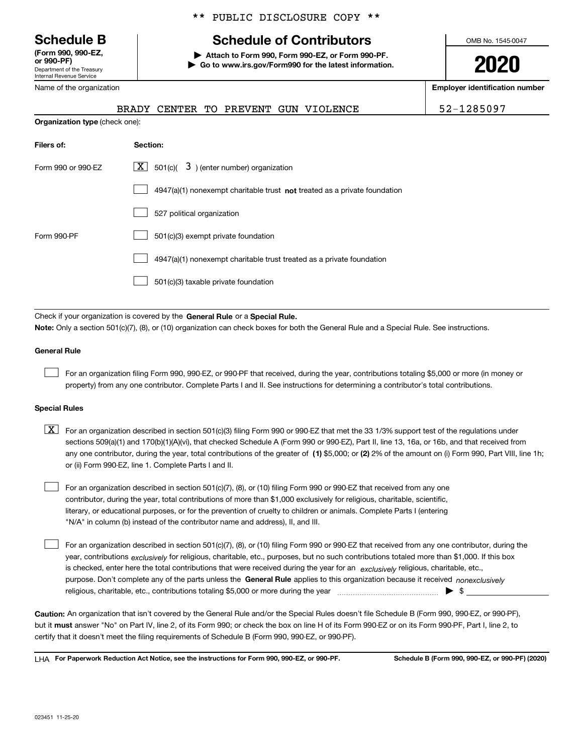** PUBLIC DISCLOSURE COPY **

# Schedule B

**(Form 990, 990-EZ, or 990-PF)**
Department of the Treasury
Internal Revenue Service

## Schedule of Contributors

▶ **Attach to Form 990, Form 990-EZ, or Form 990-PF.**
▶ **Go to www.irs.gov/Form990 for the latest information.**

OMB No. 1545-0047

**2020**

Name of the organization: BRADY CENTER TO PREVENT GUN VIOLENCE

**Employer identification number:** 52-1285097

**Organization type** (check one):

| Filers of: | Section: |
|---|---|
| Form 990 or 990-EZ | [X] 501(c)( 3 ) (enter number) organization |
| | [ ] 4947(a)(1) nonexempt charitable trust **not** treated as a private foundation |
| | [ ] 527 political organization |
| Form 990-PF | [ ] 501(c)(3) exempt private foundation |
| | [ ] 4947(a)(1) nonexempt charitable trust treated as a private foundation |
| | [ ] 501(c)(3) taxable private foundation |

Check if your organization is covered by the **General Rule** or a **Special Rule.**
**Note:** Only a section 501(c)(7), (8), or (10) organization can check boxes for both the General Rule and a Special Rule. See instructions.

### General Rule

[ ] For an organization filing Form 990, 990-EZ, or 990-PF that received, during the year, contributions totaling $5,000 or more (in money or property) from any one contributor. Complete Parts I and II. See instructions for determining a contributor's total contributions.

### Special Rules

[X] For an organization described in section 501(c)(3) filing Form 990 or 990-EZ that met the 33 1/3% support test of the regulations under sections 509(a)(1) and 170(b)(1)(A)(vi), that checked Schedule A (Form 990 or 990-EZ), Part II, line 13, 16a, or 16b, and that received from any one contributor, during the year, total contributions of the greater of **(1)** $5,000; or **(2)** 2% of the amount on (i) Form 990, Part VIII, line 1h; or (ii) Form 990-EZ, line 1. Complete Parts I and II.

[ ] For an organization described in section 501(c)(7), (8), or (10) filing Form 990 or 990-EZ that received from any one contributor, during the year, total contributions of more than $1,000 exclusively for religious, charitable, scientific, literary, or educational purposes, or for the prevention of cruelty to children or animals. Complete Parts I (entering "N/A" in column (b) instead of the contributor name and address), II, and III.

[ ] For an organization described in section 501(c)(7), (8), or (10) filing Form 990 or 990-EZ that received from any one contributor, during the year, contributions *exclusively* for religious, charitable, etc., purposes, but no such contributions totaled more than $1,000. If this box is checked, enter here the total contributions that were received during the year for an *exclusively* religious, charitable, etc., purpose. Don't complete any of the parts unless the **General Rule** applies to this organization because it received *nonexclusively* religious, charitable, etc., contributions totaling $5,000 or more during the year ▶ $

**Caution:** An organization that isn't covered by the General Rule and/or the Special Rules doesn't file Schedule B (Form 990, 990-EZ, or 990-PF), but it **must** answer "No" on Part IV, line 2, of its Form 990; or check the box on line H of its Form 990-EZ or on its Form 990-PF, Part I, line 2, to certify that it doesn't meet the filing requirements of Schedule B (Form 990, 990-EZ, or 990-PF).

LHA **For Paperwork Reduction Act Notice, see the instructions for Form 990, 990-EZ, or 990-PF.** **Schedule B (Form 990, 990-EZ, or 990-PF) (2020)**

023451 11-25-20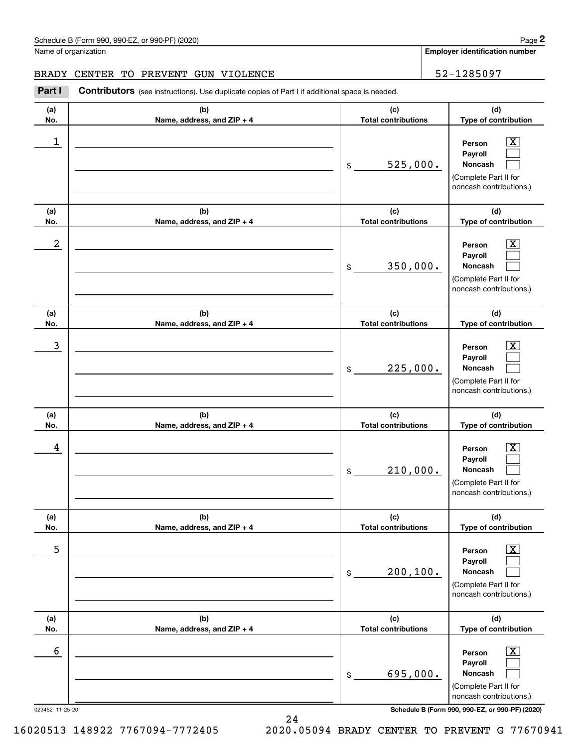Schedule B (Form 990, 990-EZ, or 990-PF) (2020)

Name of organization: BRADY CENTER TO PREVENT GUN VIOLENCE

Employer identification number: 52-1285097

**Part I** **Contributors** (see instructions). Use duplicate copies of Part I if additional space is needed.

| (a) No. | (b) Name, address, and ZIP + 4 | (c) Total contributions | (d) Type of contribution |
|---|---|---|---|
| 1 | | $ 525,000. | Person [X] Payroll [ ] Noncash [ ] (Complete Part II for noncash contributions.) |
| 2 | | $ 350,000. | Person [X] Payroll [ ] Noncash [ ] (Complete Part II for noncash contributions.) |
| 3 | | $ 225,000. | Person [X] Payroll [ ] Noncash [ ] (Complete Part II for noncash contributions.) |
| 4 | | $ 210,000. | Person [X] Payroll [ ] Noncash [ ] (Complete Part II for noncash contributions.) |
| 5 | | $ 200,100. | Person [X] Payroll [ ] Noncash [ ] (Complete Part II for noncash contributions.) |
| 6 | | $ 695,000. | Person [X] Payroll [ ] Noncash [ ] (Complete Part II for noncash contributions.) |

023452 11-25-20

Schedule B (Form 990, 990-EZ, or 990-PF) (2020)

16020513 148922 7767094-7772405 2020.05094 BRADY CENTER TO PREVENT G 77670941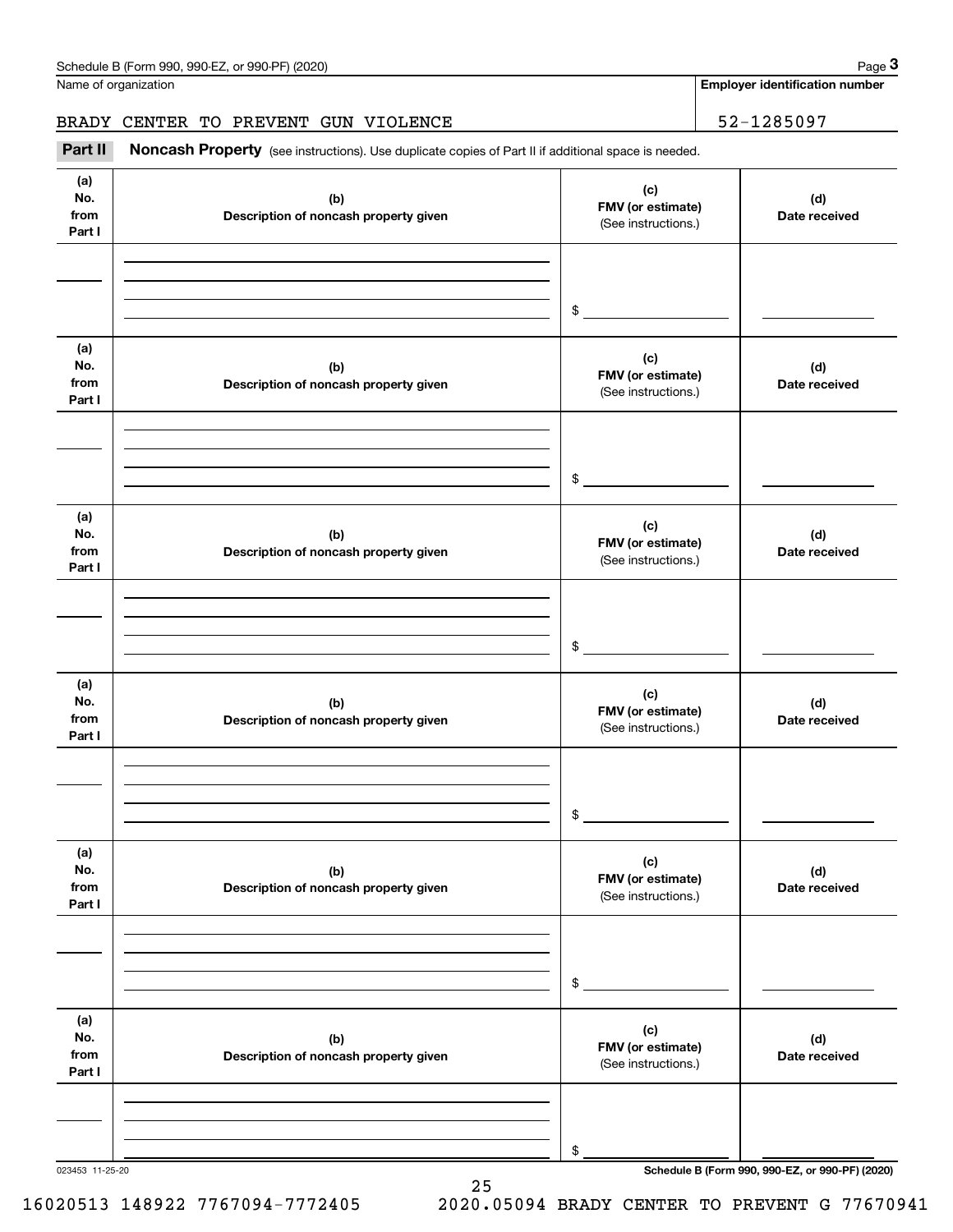Name of organization

**Employer identification number**

BRADY CENTER TO PREVENT GUN VIOLENCE

52-1285097

**Part II** **Noncash Property** (see instructions). Use duplicate copies of Part II if additional space is needed.

| (a) No. from Part I | (b) Description of noncash property given | (c) FMV (or estimate) (See instructions.) | (d) Date received |
|---|---|---|---|
| | | $ | |

| (a) No. from Part I | (b) Description of noncash property given | (c) FMV (or estimate) (See instructions.) | (d) Date received |
|---|---|---|---|
| | | $ | |

| (a) No. from Part I | (b) Description of noncash property given | (c) FMV (or estimate) (See instructions.) | (d) Date received |
|---|---|---|---|
| | | $ | |

| (a) No. from Part I | (b) Description of noncash property given | (c) FMV (or estimate) (See instructions.) | (d) Date received |
|---|---|---|---|
| | | $ | |

| (a) No. from Part I | (b) Description of noncash property given | (c) FMV (or estimate) (See instructions.) | (d) Date received |
|---|---|---|---|
| | | $ | |

| (a) No. from Part I | (b) Description of noncash property given | (c) FMV (or estimate) (See instructions.) | (d) Date received |
|---|---|---|---|
| | | $ | |

023453 11-25-20

**Schedule B (Form 990, 990-EZ, or 990-PF) (2020)**

16020513 148922 7767094-7772405 2020.05094 BRADY CENTER TO PREVENT G 77670941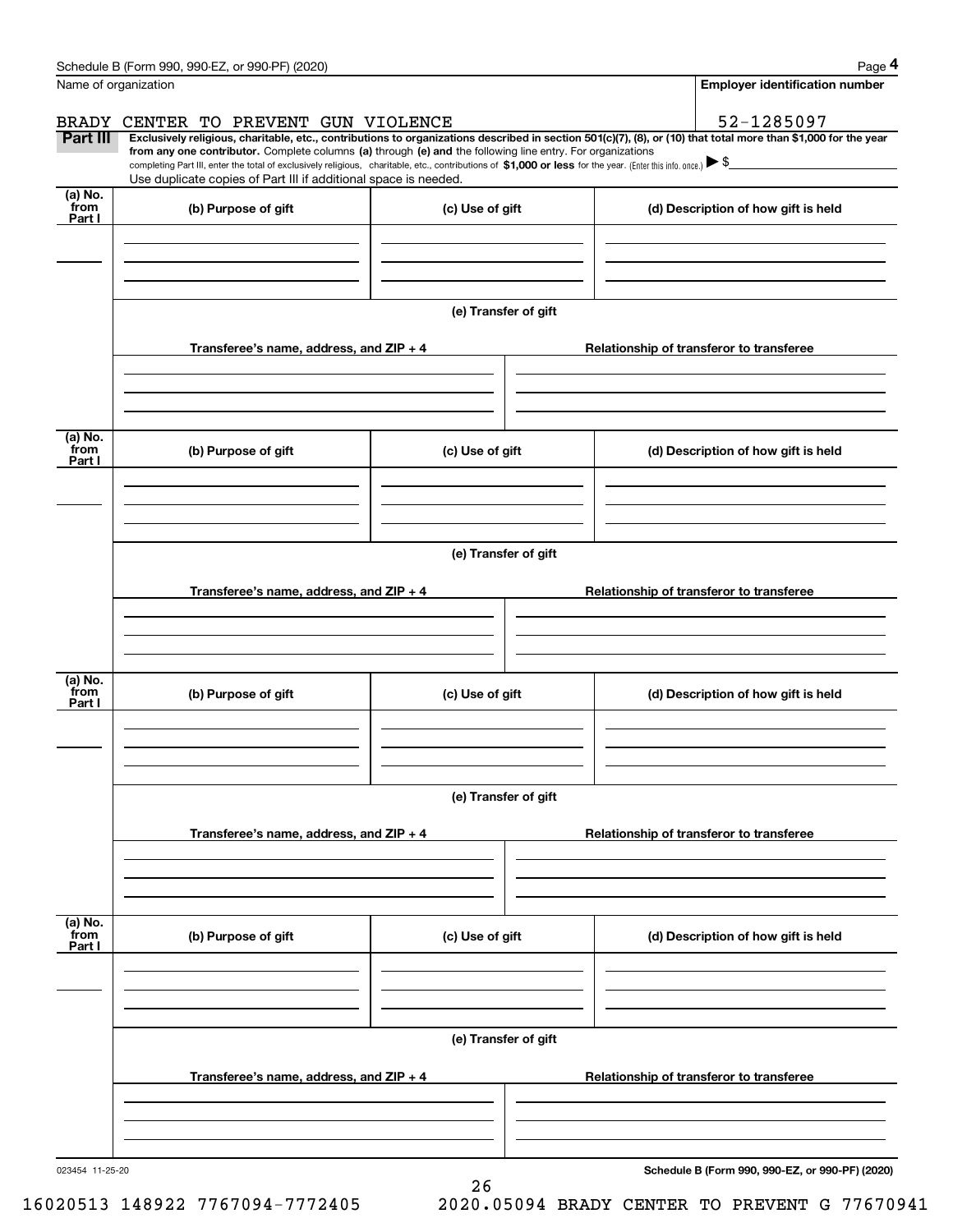Name of organization

**Employer identification number**

BRADY CENTER TO PREVENT GUN VIOLENCE

52-1285097

**Part III** **Exclusively religious, charitable, etc., contributions to organizations described in section 501(c)(7), (8), or (10) that total more than $1,000 for the year from any one contributor.** Complete columns **(a)** through **(e)** and the following line entry. For organizations completing Part III, enter the total of exclusively religious, charitable, etc., contributions of **$1,000 or less** for the year. (Enter this info. once.) ▶ $

Use duplicate copies of Part III if additional space is needed.

| (a) No. from Part I | (b) Purpose of gift | (c) Use of gift | (d) Description of how gift is held |
|---|---|---|---|
| | | | |

**(e) Transfer of gift**

| Transferee's name, address, and ZIP + 4 | Relationship of transferor to transferee |
|---|---|
| | |

| (a) No. from Part I | (b) Purpose of gift | (c) Use of gift | (d) Description of how gift is held |
|---|---|---|---|
| | | | |

**(e) Transfer of gift**

| Transferee's name, address, and ZIP + 4 | Relationship of transferor to transferee |
|---|---|
| | |

| (a) No. from Part I | (b) Purpose of gift | (c) Use of gift | (d) Description of how gift is held |
|---|---|---|---|
| | | | |

**(e) Transfer of gift**

| Transferee's name, address, and ZIP + 4 | Relationship of transferor to transferee |
|---|---|
| | |

| (a) No. from Part I | (b) Purpose of gift | (c) Use of gift | (d) Description of how gift is held |
|---|---|---|---|
| | | | |

**(e) Transfer of gift**

| Transferee's name, address, and ZIP + 4 | Relationship of transferor to transferee |
|---|---|
| | |

023454 11-25-20

**Schedule B (Form 990, 990-EZ, or 990-PF) (2020)**

16020513 148922 7767094-7772405 2020.05094 BRADY CENTER TO PREVENT G 77670941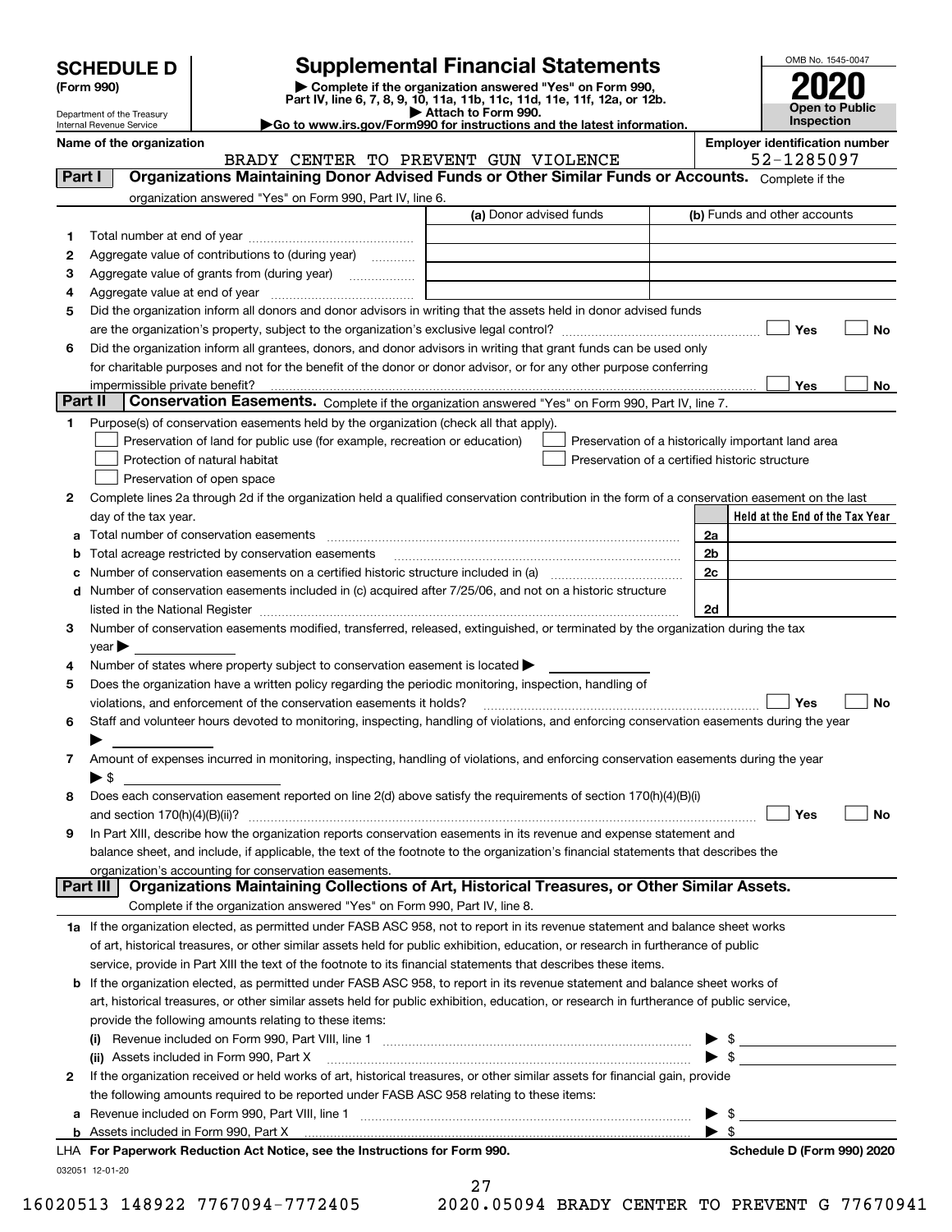# SCHEDULE D (Form 990)

Department of the Treasury
Internal Revenue Service

## Supplemental Financial Statements

▶ Complete if the organization answered "Yes" on Form 990, Part IV, line 6, 7, 8, 9, 10, 11a, 11b, 11c, 11d, 11e, 11f, 12a, or 12b.
▶ Attach to Form 990.
▶Go to www.irs.gov/Form990 for instructions and the latest information.

OMB No. 1545-0047

**2020**

**Open to Public Inspection**

**Name of the organization:** BRADY CENTER TO PREVENT GUN VIOLENCE

**Employer identification number:** 52-1285097

## Part I — Organizations Maintaining Donor Advised Funds or Other Similar Funds or Accounts.

Complete if the organization answered "Yes" on Form 990, Part IV, line 6.

| | | (a) Donor advised funds | (b) Funds and other accounts |
|---|---|---|---|
| 1 | Total number at end of year | | |
| 2 | Aggregate value of contributions to (during year) | | |
| 3 | Aggregate value of grants from (during year) | | |
| 4 | Aggregate value at end of year | | |

5. Did the organization inform all donors and donor advisors in writing that the assets held in donor advised funds are the organization's property, subject to the organization's exclusive legal control? ☐ Yes ☐ No
6. Did the organization inform all grantees, donors, and donor advisors in writing that grant funds can be used only for charitable purposes and not for the benefit of the donor or donor advisor, or for any other purpose conferring impermissible private benefit? ☐ Yes ☐ No

## Part II — Conservation Easements.

Complete if the organization answered "Yes" on Form 990, Part IV, line 7.

1. Purpose(s) of conservation easements held by the organization (check all that apply).
   - ☐ Preservation of land for public use (for example, recreation or education)
   - ☐ Protection of natural habitat
   - ☐ Preservation of open space
   - ☐ Preservation of a historically important land area
   - ☐ Preservation of a certified historic structure
2. Complete lines 2a through 2d if the organization held a qualified conservation contribution in the form of a conservation easement on the last day of the tax year.

| | | | Held at the End of the Tax Year |
|---|---|---|---|
| a | Total number of conservation easements | 2a | |
| b | Total acreage restricted by conservation easements | 2b | |
| c | Number of conservation easements on a certified historic structure included in (a) | 2c | |
| d | Number of conservation easements included in (c) acquired after 7/25/06, and not on a historic structure listed in the National Register | 2d | |

3. Number of conservation easements modified, transferred, released, extinguished, or terminated by the organization during the tax year ▶
4. Number of states where property subject to conservation easement is located ▶
5. Does the organization have a written policy regarding the periodic monitoring, inspection, handling of violations, and enforcement of the conservation easements it holds? ☐ Yes ☐ No
6. Staff and volunteer hours devoted to monitoring, inspecting, handling of violations, and enforcing conservation easements during the year ▶
7. Amount of expenses incurred in monitoring, inspecting, handling of violations, and enforcing conservation easements during the year ▶ $
8. Does each conservation easement reported on line 2(d) above satisfy the requirements of section 170(h)(4)(B)(i) and section 170(h)(4)(B)(ii)? ☐ Yes ☐ No
9. In Part XIII, describe how the organization reports conservation easements in its revenue and expense statement and balance sheet, and include, if applicable, the text of the footnote to the organization's financial statements that describes the organization's accounting for conservation easements.

## Part III — Organizations Maintaining Collections of Art, Historical Treasures, or Other Similar Assets.

Complete if the organization answered "Yes" on Form 990, Part IV, line 8.

1a. If the organization elected, as permitted under FASB ASC 958, not to report in its revenue statement and balance sheet works of art, historical treasures, or other similar assets held for public exhibition, education, or research in furtherance of public service, provide in Part XIII the text of the footnote to its financial statements that describes these items.

b. If the organization elected, as permitted under FASB ASC 958, to report in its revenue statement and balance sheet works of art, historical treasures, or other similar assets held for public exhibition, education, or research in furtherance of public service, provide the following amounts relating to these items:
   - (i) Revenue included on Form 990, Part VIII, line 1 ▶ $
   - (ii) Assets included in Form 990, Part X ▶ $

2. If the organization received or held works of art, historical treasures, or other similar assets for financial gain, provide the following amounts required to be reported under FASB ASC 958 relating to these items:
   - a. Revenue included on Form 990, Part VIII, line 1 ▶ $
   - b. Assets included in Form 990, Part X ▶ $

LHA **For Paperwork Reduction Act Notice, see the Instructions for Form 990.** **Schedule D (Form 990) 2020**

032051 12-01-20

16020513 148922 7767094-7772405 2020.05094 BRADY CENTER TO PREVENT G 77670941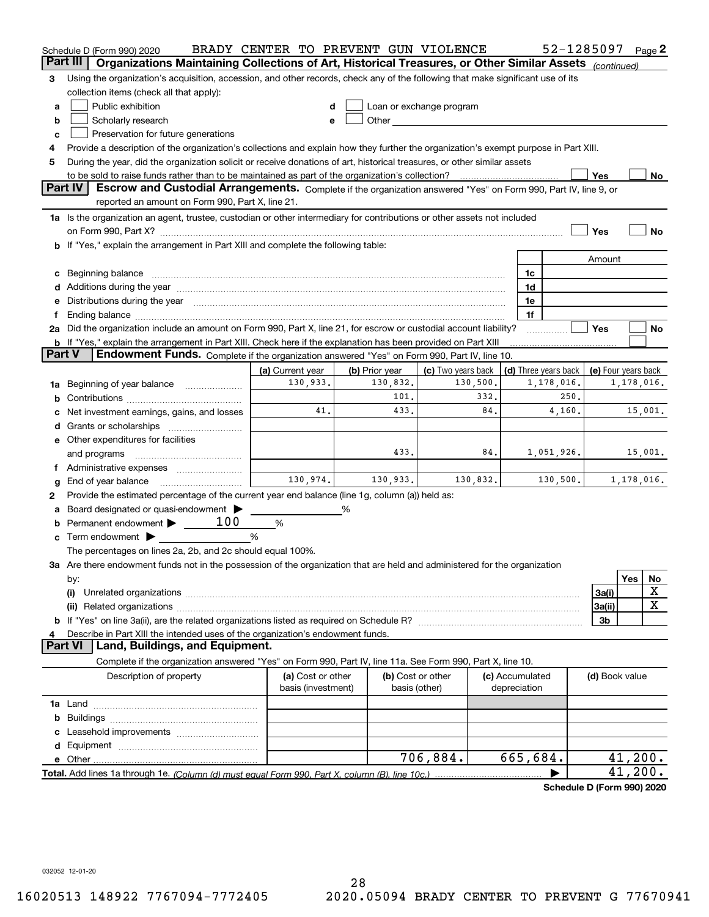Schedule D (Form 990) 2020 BRADY CENTER TO PREVENT GUN VIOLENCE 52-1285097 Page 2

## Part III Organizations Maintaining Collections of Art, Historical Treasures, or Other Similar Assets *(continued)*

**3** Using the organization's acquisition, accession, and other records, check any of the following that make significant use of its collection items (check all that apply):

- **a** ☐ Public exhibition
- **b** ☐ Scholarly research
- **c** ☐ Preservation for future generations
- **d** ☐ Loan or exchange program
- **e** ☐ Other

**4** Provide a description of the organization's collections and explain how they further the organization's exempt purpose in Part XIII.

**5** During the year, did the organization solicit or receive donations of art, historical treasures, or other similar assets to be sold to raise funds rather than to be maintained as part of the organization's collection? ☐ Yes ☐ No

## Part IV Escrow and Custodial Arrangements.

Complete if the organization answered "Yes" on Form 990, Part IV, line 9, or reported an amount on Form 990, Part X, line 21.

**1a** Is the organization an agent, trustee, custodian or other intermediary for contributions or other assets not included on Form 990, Part X? ☐ Yes ☐ No

**b** If "Yes," explain the arrangement in Part XIII and complete the following table:

| | | Amount |
|---|---|---|
| **c** Beginning balance | 1c | |
| **d** Additions during the year | 1d | |
| **e** Distributions during the year | 1e | |
| **f** Ending balance | 1f | |

**2a** Did the organization include an amount on Form 990, Part X, line 21, for escrow or custodial account liability? ☐ Yes ☐ No

**b** If "Yes," explain the arrangement in Part XIII. Check here if the explanation has been provided on Part XIII ☐

## Part V Endowment Funds.

Complete if the organization answered "Yes" on Form 990, Part IV, line 10.

| | (a) Current year | (b) Prior year | (c) Two years back | (d) Three years back | (e) Four years back |
|---|---|---|---|---|---|
| **1a** Beginning of year balance | 130,933. | 130,832. | 130,500. | 1,178,016. | 1,178,016. |
| **b** Contributions | | 101. | 332. | 250. | |
| **c** Net investment earnings, gains, and losses | 41. | 433. | 84. | 4,160. | 15,001. |
| **d** Grants or scholarships | | | | | |
| **e** Other expenditures for facilities and programs | | 433. | 84. | 1,051,926. | 15,001. |
| **f** Administrative expenses | | | | | |
| **g** End of year balance | 130,974. | 130,933. | 130,832. | 130,500. | 1,178,016. |

**2** Provide the estimated percentage of the current year end balance (line 1g, column (a)) held as:

- **a** Board designated or quasi-endowment ______ %
- **b** Permanent endowment 100 %
- **c** Term endowment ______ %

The percentages on lines 2a, 2b, and 2c should equal 100%.

**3a** Are there endowment funds not in the possession of the organization that are held and administered for the organization by:

| | | Yes | No |
|---|---|---|---|
| **(i)** Unrelated organizations | 3a(i) | | X |
| **(ii)** Related organizations | 3a(ii) | | X |
| **b** If "Yes" on line 3a(ii), are the related organizations listed as required on Schedule R? | 3b | | |

**4** Describe in Part XIII the intended uses of the organization's endowment funds.

## Part VI Land, Buildings, and Equipment.

Complete if the organization answered "Yes" on Form 990, Part IV, line 11a. See Form 990, Part X, line 10.

| Description of property | (a) Cost or other basis (investment) | (b) Cost or other basis (other) | (c) Accumulated depreciation | (d) Book value |
|---|---|---|---|---|
| **1a** Land | | | | |
| **b** Buildings | | | | |
| **c** Leasehold improvements | | | | |
| **d** Equipment | | | | |
| **e** Other | | 706,884. | 665,684. | 41,200. |
| **Total.** Add lines 1a through 1e. *(Column (d) must equal Form 990, Part X, column (B), line 10c.)* | | | | 41,200. |

**Schedule D (Form 990) 2020**

032052 12-01-20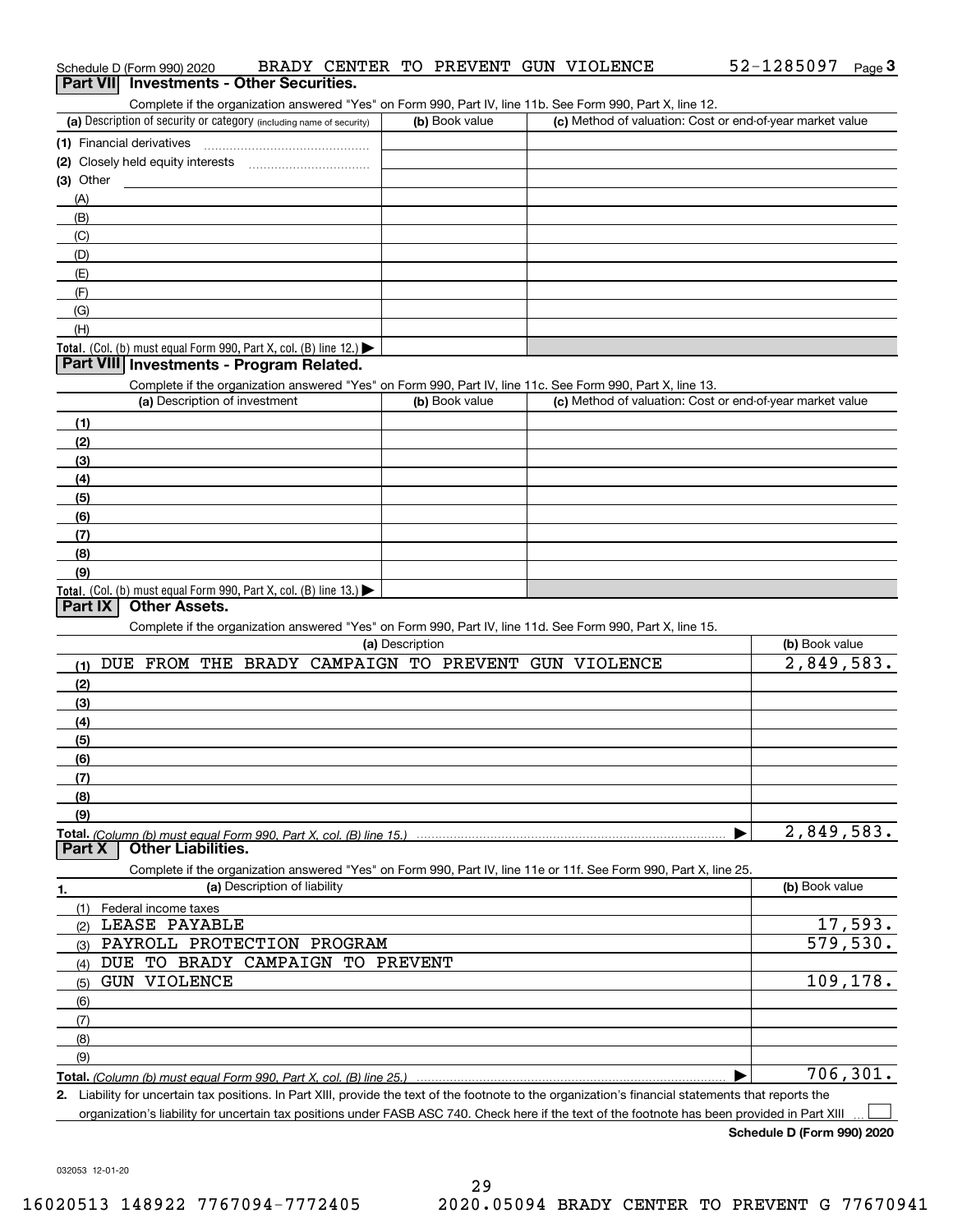Schedule D (Form 990) 2020 BRADY CENTER TO PREVENT GUN VIOLENCE 52-1285097 Page 3

## Part VII Investments - Other Securities.

Complete if the organization answered "Yes" on Form 990, Part IV, line 11b. See Form 990, Part X, line 12.

| (a) Description of security or category (including name of security) | (b) Book value | (c) Method of valuation: Cost or end-of-year market value |
|---|---|---|
| (1) Financial derivatives | | |
| (2) Closely held equity interests | | |
| (3) Other | | |
| (A) | | |
| (B) | | |
| (C) | | |
| (D) | | |
| (E) | | |
| (F) | | |
| (G) | | |
| (H) | | |
| **Total.** (Col. (b) must equal Form 990, Part X, col. (B) line 12.) ▶ | | |

## Part VIII Investments - Program Related.

Complete if the organization answered "Yes" on Form 990, Part IV, line 11c. See Form 990, Part X, line 13.

| (a) Description of investment | (b) Book value | (c) Method of valuation: Cost or end-of-year market value |
|---|---|---|
| (1) | | |
| (2) | | |
| (3) | | |
| (4) | | |
| (5) | | |
| (6) | | |
| (7) | | |
| (8) | | |
| (9) | | |
| **Total.** (Col. (b) must equal Form 990, Part X, col. (B) line 13.) ▶ | | |

## Part IX Other Assets.

Complete if the organization answered "Yes" on Form 990, Part IV, line 11d. See Form 990, Part X, line 15.

| (a) Description | (b) Book value |
|---|---|
| (1) DUE FROM THE BRADY CAMPAIGN TO PREVENT GUN VIOLENCE | 2,849,583. |
| (2) | |
| (3) | |
| (4) | |
| (5) | |
| (6) | |
| (7) | |
| (8) | |
| (9) | |
| **Total.** *(Column (b) must equal Form 990, Part X, col. (B) line 15.)* ▶ | 2,849,583. |

## Part X Other Liabilities.

Complete if the organization answered "Yes" on Form 990, Part IV, line 11e or 11f. See Form 990, Part X, line 25.

| 1. (a) Description of liability | (b) Book value |
|---|---|
| (1) Federal income taxes | |
| (2) LEASE PAYABLE | 17,593. |
| (3) PAYROLL PROTECTION PROGRAM | 579,530. |
| (4) DUE TO BRADY CAMPAIGN TO PREVENT | |
| (5) GUN VIOLENCE | 109,178. |
| (6) | |
| (7) | |
| (8) | |
| (9) | |
| **Total.** *(Column (b) must equal Form 990, Part X, col. (B) line 25.)* ▶ | 706,301. |

**2.** Liability for uncertain tax positions. In Part XIII, provide the text of the footnote to the organization's financial statements that reports the organization's liability for uncertain tax positions under FASB ASC 740. Check here if the text of the footnote has been provided in Part XIII ☐

**Schedule D (Form 990) 2020**

032053 12-01-20

16020513 148922 7767094-7772405 2020.05094 BRADY CENTER TO PREVENT G 77670941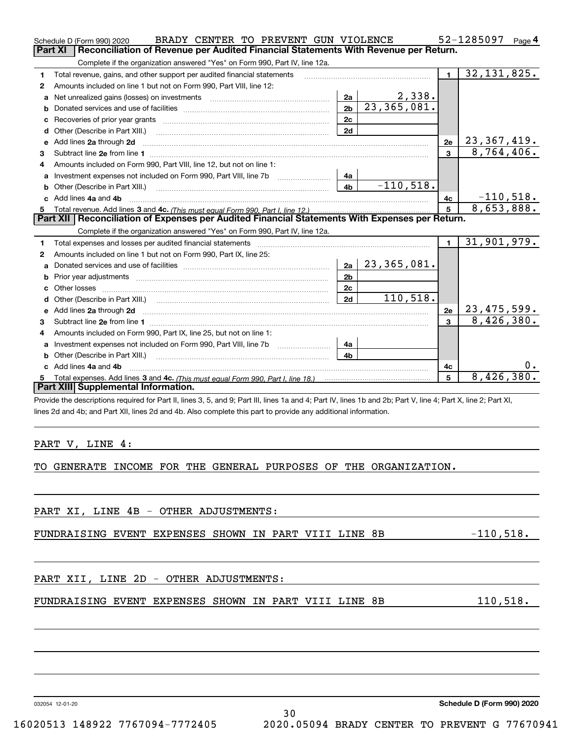Schedule D (Form 990) 2020 BRADY CENTER TO PREVENT GUN VIOLENCE 52-1285097 Page 4

## Part XI Reconciliation of Revenue per Audited Financial Statements With Revenue per Return.

Complete if the organization answered "Yes" on Form 990, Part IV, line 12a.

| | | | | | |
|---|---|---|---|---|---|
| 1 | Total revenue, gains, and other support per audited financial statements | | | 1 | 32,131,825. |
| 2 | Amounts included on line 1 but not on Form 990, Part VIII, line 12: | | | | |
| a | Net unrealized gains (losses) on investments | 2a | 2,338. | | |
| b | Donated services and use of facilities | 2b | 23,365,081. | | |
| c | Recoveries of prior year grants | 2c | | | |
| d | Other (Describe in Part XIII.) | 2d | | | |
| e | Add lines 2a through 2d | | | 2e | 23,367,419. |
| 3 | Subtract line 2e from line 1 | | | 3 | 8,764,406. |
| 4 | Amounts included on Form 990, Part VIII, line 12, but not on line 1: | | | | |
| a | Investment expenses not included on Form 990, Part VIII, line 7b | 4a | | | |
| b | Other (Describe in Part XIII.) | 4b | -110,518. | | |
| c | Add lines 4a and 4b | | | 4c | -110,518. |
| 5 | Total revenue. Add lines 3 and 4c. *(This must equal Form 990, Part I, line 12.)* | | | 5 | 8,653,888. |

## Part XII Reconciliation of Expenses per Audited Financial Statements With Expenses per Return.

Complete if the organization answered "Yes" on Form 990, Part IV, line 12a.

| | | | | | |
|---|---|---|---|---|---|
| 1 | Total expenses and losses per audited financial statements | | | 1 | 31,901,979. |
| 2 | Amounts included on line 1 but not on Form 990, Part IX, line 25: | | | | |
| a | Donated services and use of facilities | 2a | 23,365,081. | | |
| b | Prior year adjustments | 2b | | | |
| c | Other losses | 2c | | | |
| d | Other (Describe in Part XIII.) | 2d | 110,518. | | |
| e | Add lines 2a through 2d | | | 2e | 23,475,599. |
| 3 | Subtract line 2e from line 1 | | | 3 | 8,426,380. |
| 4 | Amounts included on Form 990, Part IX, line 25, but not on line 1: | | | | |
| a | Investment expenses not included on Form 990, Part VIII, line 7b | 4a | | | |
| b | Other (Describe in Part XIII.) | 4b | | | |
| c | Add lines 4a and 4b | | | 4c | 0. |
| 5 | Total expenses. Add lines 3 and 4c. *(This must equal Form 990, Part I, line 18.)* | | | 5 | 8,426,380. |

## Part XIII Supplemental Information.

Provide the descriptions required for Part II, lines 3, 5, and 9; Part III, lines 1a and 4; Part IV, lines 1b and 2b; Part V, line 4; Part X, line 2; Part XI, lines 2d and 4b; and Part XII, lines 2d and 4b. Also complete this part to provide any additional information.

PART V, LINE 4:

TO GENERATE INCOME FOR THE GENERAL PURPOSES OF THE ORGANIZATION.

PART XI, LINE 4B - OTHER ADJUSTMENTS:

FUNDRAISING EVENT EXPENSES SHOWN IN PART VIII LINE 8B -110,518.

PART XII, LINE 2D - OTHER ADJUSTMENTS:

FUNDRAISING EVENT EXPENSES SHOWN IN PART VIII LINE 8B 110,518.

032054 12-01-20 Schedule D (Form 990) 2020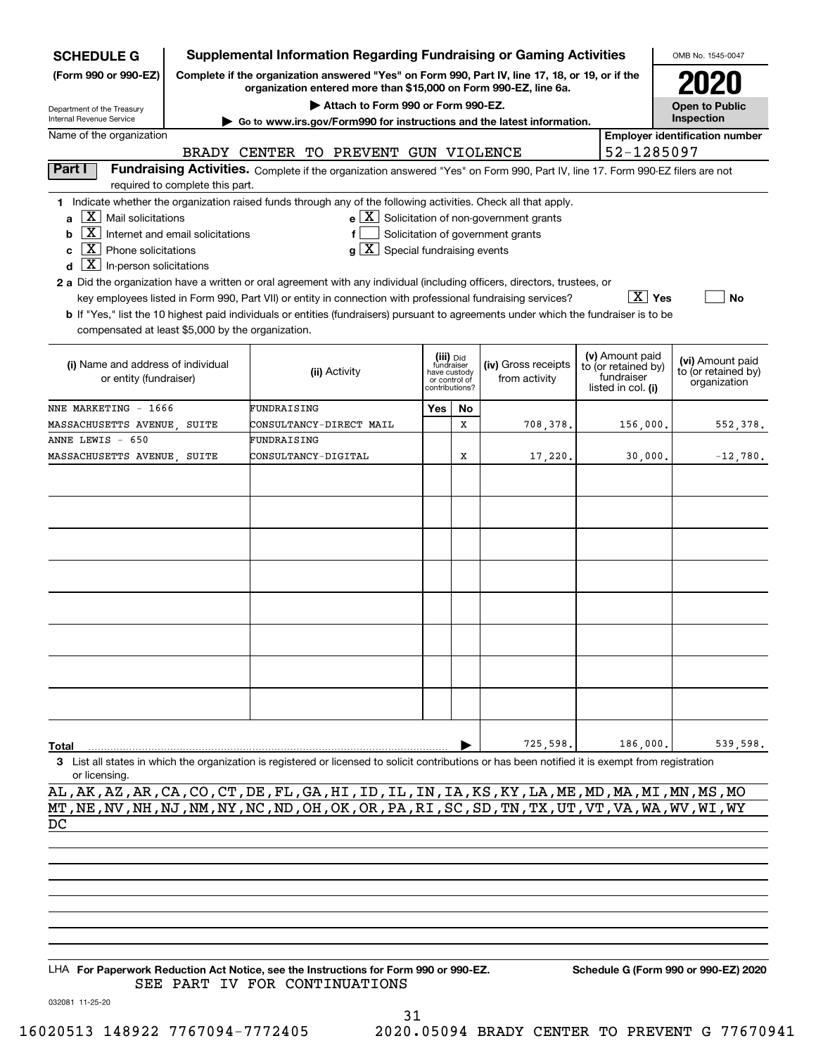**SCHEDULE G (Form 990 or 990-EZ)**

Department of the Treasury
Internal Revenue Service

# Supplemental Information Regarding Fundraising or Gaming Activities

**Complete if the organization answered "Yes" on Form 990, Part IV, line 17, 18, or 19, or if the organization entered more than $15,000 on Form 990-EZ, line 6a.**

**▶ Attach to Form 990 or Form 990-EZ.**

**▶ Go to www.irs.gov/Form990 for instructions and the latest information.**

OMB No. 1545-0047

**2020**

**Open to Public Inspection**

Name of the organization: BRADY CENTER TO PREVENT GUN VIOLENCE

**Employer identification number:** 52-1285097

**Part I — Fundraising Activities.** Complete if the organization answered "Yes" on Form 990, Part IV, line 17. Form 990-EZ filers are not required to complete this part.

**1** Indicate whether the organization raised funds through any of the following activities. Check all that apply.

- **a** [X] Mail solicitations
- **b** [X] Internet and email solicitations
- **c** [X] Phone solicitations
- **d** [X] In-person solicitations
- **e** [X] Solicitation of non-government grants
- **f** [ ] Solicitation of government grants
- **g** [X] Special fundraising events

**2 a** Did the organization have a written or oral agreement with any individual (including officers, directors, trustees, or key employees listed in Form 990, Part VII) or entity in connection with professional fundraising services? [X] **Yes** [ ] **No**

**b** If "Yes," list the 10 highest paid individuals or entities (fundraisers) pursuant to agreements under which the fundraiser is to be compensated at least $5,000 by the organization.

| (i) Name and address of individual or entity (fundraiser) | (ii) Activity | (iii) Did fundraiser have custody or control of contributions? Yes | No | (iv) Gross receipts from activity | (v) Amount paid to (or retained by) fundraiser listed in col. (i) | (vi) Amount paid to (or retained by) organization |
|---|---|---|---|---|---|---|
| NNE MARKETING - 1666 MASSACHUSETTS AVENUE, SUITE | FUNDRAISING CONSULTANCY-DIRECT MAIL | | X | 708,378. | 156,000. | 552,378. |
| ANNE LEWIS - 650 MASSACHUSETTS AVENUE, SUITE | FUNDRAISING CONSULTANCY-DIGITAL | | X | 17,220. | 30,000. | -12,780. |
| | | | | | | |
| | | | | | | |
| | | | | | | |
| | | | | | | |
| | | | | | | |
| | | | | | | |
| | | | | | | |
| | | | | | | |
| **Total** ▶ | | | | 725,598. | 186,000. | 539,598. |

**3** List all states in which the organization is registered or licensed to solicit contributions or has been notified it is exempt from registration or licensing.

AL,AK,AZ,AR,CA,CO,CT,DE,FL,GA,HI,ID,IL,IN,IA,KS,KY,LA,ME,MD,MA,MI,MN,MS,MO
MT,NE,NV,NH,NJ,NM,NY,NC,ND,OH,OK,OR,PA,RI,SC,SD,TN,TX,UT,VT,VA,WA,WV,WI,WY
DC

LHA **For Paperwork Reduction Act Notice, see the Instructions for Form 990 or 990-EZ.** **Schedule G (Form 990 or 990-EZ) 2020**

SEE PART IV FOR CONTINUATIONS

032081 11-25-20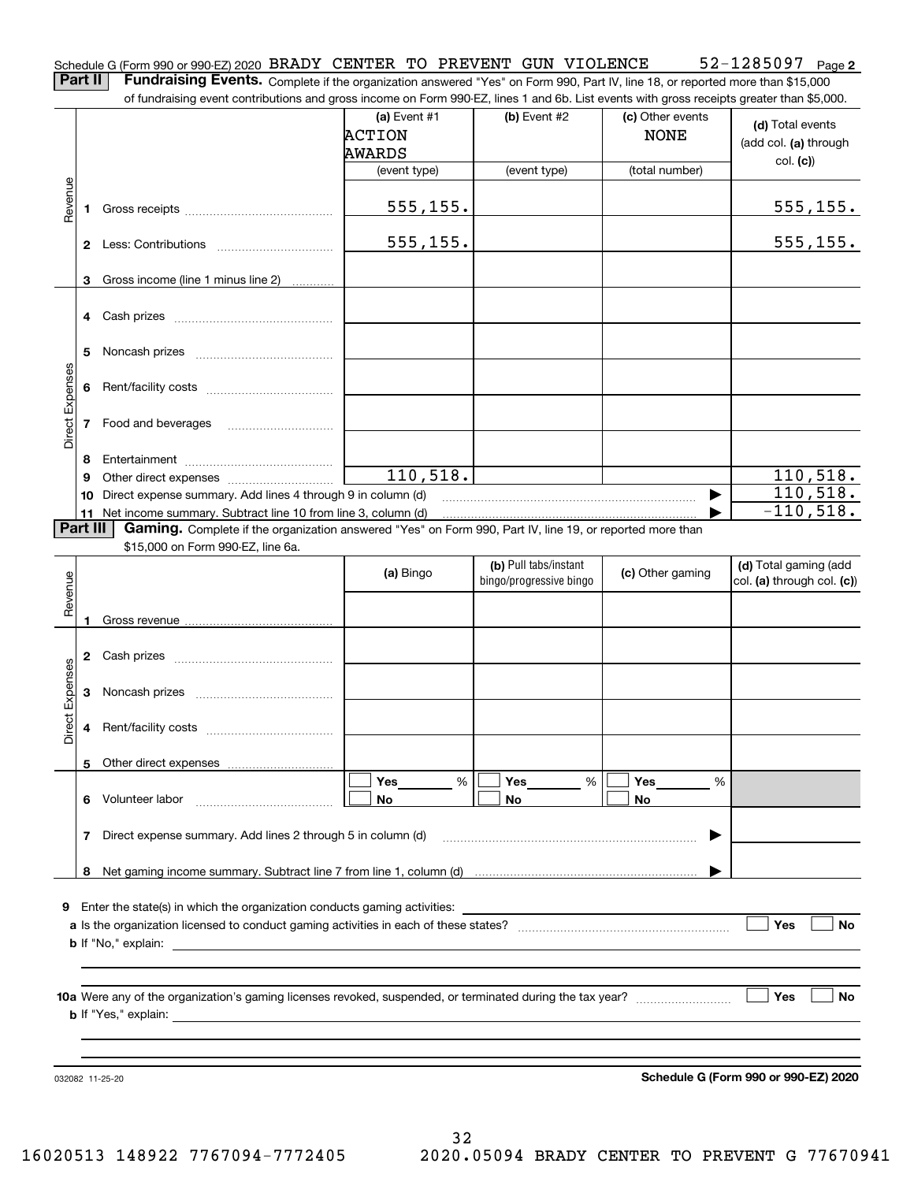Schedule G (Form 990 or 990-EZ) 2020 BRADY CENTER TO PREVENT GUN VIOLENCE 52-1285097 Page 2

**Part II** **Fundraising Events.** Complete if the organization answered "Yes" on Form 990, Part IV, line 18, or reported more than $15,000 of fundraising event contributions and gross income on Form 990-EZ, lines 1 and 6b. List events with gross receipts greater than $5,000.

| | | (a) Event #1 ACTION AWARDS (event type) | (b) Event #2 (event type) | (c) Other events NONE (total number) | (d) Total events (add col. (a) through col. (c)) |
|---|---|---|---|---|---|
| Revenue | 1 Gross receipts | 555,155. | | | 555,155. |
| | 2 Less: Contributions | 555,155. | | | 555,155. |
| | 3 Gross income (line 1 minus line 2) | | | | |
| Direct Expenses | 4 Cash prizes | | | | |
| | 5 Noncash prizes | | | | |
| | 6 Rent/facility costs | | | | |
| | 7 Food and beverages | | | | |
| | 8 Entertainment | | | | |
| | 9 Other direct expenses | 110,518. | | | 110,518. |
| | 10 Direct expense summary. Add lines 4 through 9 in column (d) | | | | 110,518. |
| | 11 Net income summary. Subtract line 10 from line 3, column (d) | | | | -110,518. |

**Part III** **Gaming.** Complete if the organization answered "Yes" on Form 990, Part IV, line 19, or reported more than $15,000 on Form 990-EZ, line 6a.

| | | (a) Bingo | (b) Pull tabs/instant bingo/progressive bingo | (c) Other gaming | (d) Total gaming (add col. (a) through col. (c)) |
|---|---|---|---|---|---|
| Revenue | 1 Gross revenue | | | | |
| Direct Expenses | 2 Cash prizes | | | | |
| | 3 Noncash prizes | | | | |
| | 4 Rent/facility costs | | | | |
| | 5 Other direct expenses | | | | |
| | 6 Volunteer labor | ☐ Yes ___ % ☐ No | ☐ Yes ___ % ☐ No | ☐ Yes ___ % ☐ No | |
| | 7 Direct expense summary. Add lines 2 through 5 in column (d) | | | | |
| | 8 Net gaming income summary. Subtract line 7 from line 1, column (d) | | | | |

9 Enter the state(s) in which the organization conducts gaming activities: ___

a Is the organization licensed to conduct gaming activities in each of these states? ☐ Yes ☐ No

b If "No," explain: ___

10a Were any of the organization's gaming licenses revoked, suspended, or terminated during the tax year? ☐ Yes ☐ No

b If "Yes," explain: ___

032082 11-25-20 **Schedule G (Form 990 or 990-EZ) 2020**

16020513 148922 7767094-7772405 2020.05094 BRADY CENTER TO PREVENT G 77670941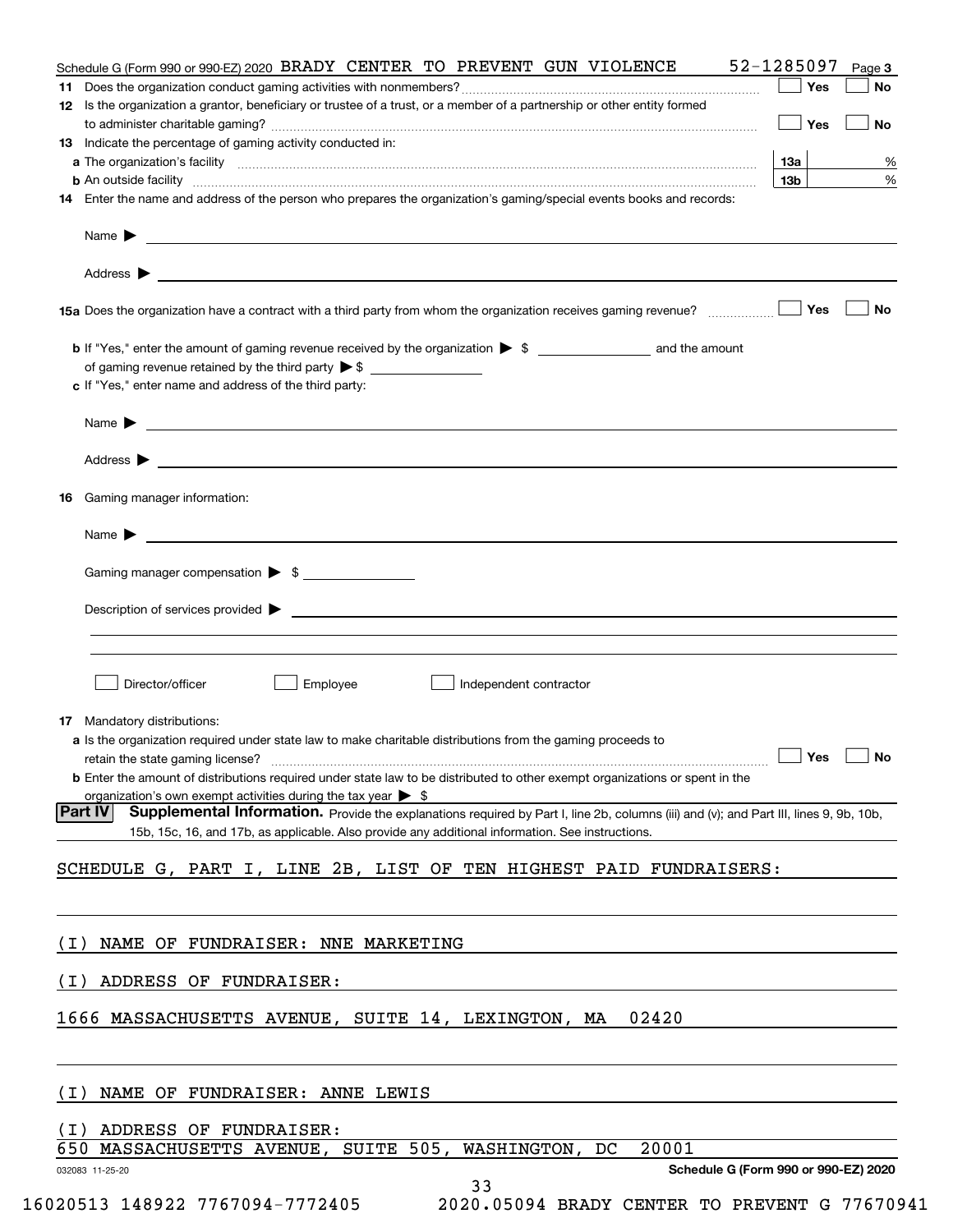Schedule G (Form 990 or 990-EZ) 2020 BRADY CENTER TO PREVENT GUN VIOLENCE 52-1285097 Page 3

**11** Does the organization conduct gaming activities with nonmembers? ☐ Yes ☐ No

**12** Is the organization a grantor, beneficiary or trustee of a trust, or a member of a partnership or other entity formed to administer charitable gaming? ☐ Yes ☐ No

**13** Indicate the percentage of gaming activity conducted in:

**a** The organization's facility **13a** %

**b** An outside facility **13b** %

**14** Enter the name and address of the person who prepares the organization's gaming/special events books and records:

Name ▶

Address ▶

**15a** Does the organization have a contract with a third party from whom the organization receives gaming revenue? ☐ Yes ☐ No

**b** If "Yes," enter the amount of gaming revenue received by the organization ▶ $ and the amount of gaming revenue retained by the third party ▶ $

**c** If "Yes," enter name and address of the third party:

Name ▶

Address ▶

**16** Gaming manager information:

Name ▶

Gaming manager compensation ▶ $

Description of services provided ▶

☐ Director/officer ☐ Employee ☐ Independent contractor

**17** Mandatory distributions:

**a** Is the organization required under state law to make charitable distributions from the gaming proceeds to retain the state gaming license? ☐ Yes ☐ No

**b** Enter the amount of distributions required under state law to be distributed to other exempt organizations or spent in the organization's own exempt activities during the tax year ▶ $

**Part IV** **Supplemental Information.** Provide the explanations required by Part I, line 2b, columns (iii) and (v); and Part III, lines 9, 9b, 10b, 15b, 15c, 16, and 17b, as applicable. Also provide any additional information. See instructions.

SCHEDULE G, PART I, LINE 2B, LIST OF TEN HIGHEST PAID FUNDRAISERS:

(I) NAME OF FUNDRAISER: NNE MARKETING

(I) ADDRESS OF FUNDRAISER:

1666 MASSACHUSETTS AVENUE, SUITE 14, LEXINGTON, MA 02420

(I) NAME OF FUNDRAISER: ANNE LEWIS

(I) ADDRESS OF FUNDRAISER:

650 MASSACHUSETTS AVENUE, SUITE 505, WASHINGTON, DC 20001

032083 11-25-20 **Schedule G (Form 990 or 990-EZ) 2020**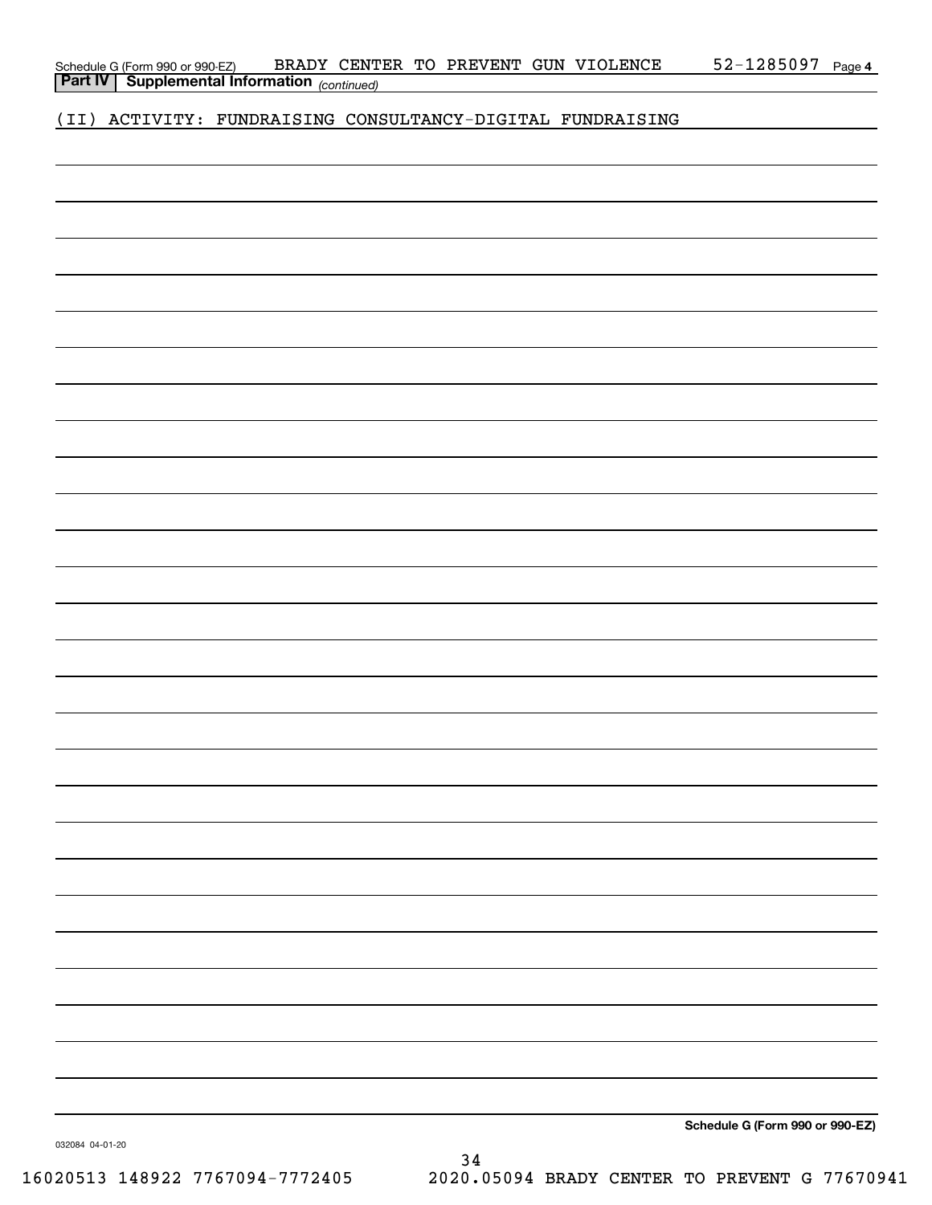Schedule G (Form 990 or 990-EZ) BRADY CENTER TO PREVENT GUN VIOLENCE 52-1285097 Page 4

**Part IV | Supplemental Information** *(continued)*

(II) ACTIVITY: FUNDRAISING CONSULTANCY-DIGITAL FUNDRAISING

**Schedule G (Form 990 or 990-EZ)**

032084 04-01-20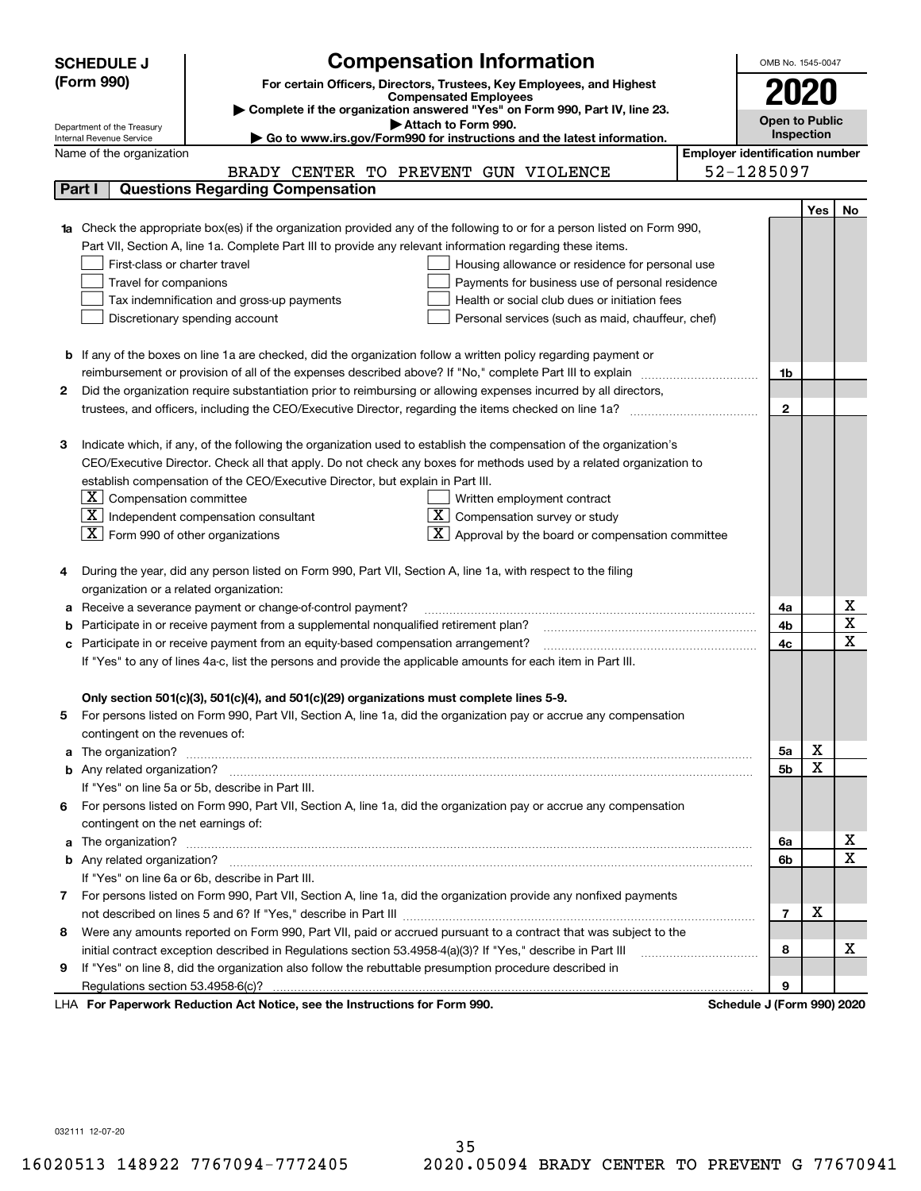**SCHEDULE J (Form 990)**

Department of the Treasury
Internal Revenue Service

# Compensation Information

**For certain Officers, Directors, Trustees, Key Employees, and Highest Compensated Employees**

▶ **Complete if the organization answered "Yes" on Form 990, Part IV, line 23.**

▶ **Attach to Form 990.**

▶ **Go to www.irs.gov/Form990 for instructions and the latest information.**

OMB No. 1545-0047

**2020**

**Open to Public Inspection**

Name of the organization: BRADY CENTER TO PREVENT GUN VIOLENCE

**Employer identification number:** 52-1285097

## Part I — Questions Regarding Compensation

| | | | Yes | No |
|---|---|---|---|---|
| **1a** | Check the appropriate box(es) if the organization provided any of the following to or for a person listed on Form 990, Part VII, Section A, line 1a. Complete Part III to provide any relevant information regarding these items.<br>☐ First-class or charter travel<br>☐ Travel for companions<br>☐ Tax indemnification and gross-up payments<br>☐ Discretionary spending account<br>☐ Housing allowance or residence for personal use<br>☐ Payments for business use of personal residence<br>☐ Health or social club dues or initiation fees<br>☐ Personal services (such as maid, chauffeur, chef) | | | |
| **b** | If any of the boxes on line 1a are checked, did the organization follow a written policy regarding payment or reimbursement or provision of all of the expenses described above? If "No," complete Part III to explain | 1b | | |
| **2** | Did the organization require substantiation prior to reimbursing or allowing expenses incurred by all directors, trustees, and officers, including the CEO/Executive Director, regarding the items checked on line 1a? | 2 | | |
| **3** | Indicate which, if any, of the following the organization used to establish the compensation of the organization's CEO/Executive Director. Check all that apply. Do not check any boxes for methods used by a related organization to establish compensation of the CEO/Executive Director, but explain in Part III.<br>☒ Compensation committee<br>☒ Independent compensation consultant<br>☒ Form 990 of other organizations<br>☐ Written employment contract<br>☒ Compensation survey or study<br>☒ Approval by the board or compensation committee | | | |
| **4** | During the year, did any person listed on Form 990, Part VII, Section A, line 1a, with respect to the filing organization or a related organization: | | | |
| **a** | Receive a severance payment or change-of-control payment? | 4a | | X |
| **b** | Participate in or receive payment from a supplemental nonqualified retirement plan? | 4b | | X |
| **c** | Participate in or receive payment from an equity-based compensation arrangement? | 4c | | X |
| | If "Yes" to any of lines 4a-c, list the persons and provide the applicable amounts for each item in Part III. | | | |
| | **Only section 501(c)(3), 501(c)(4), and 501(c)(29) organizations must complete lines 5-9.** | | | |
| **5** | For persons listed on Form 990, Part VII, Section A, line 1a, did the organization pay or accrue any compensation contingent on the revenues of: | | | |
| **a** | The organization? | 5a | X | |
| **b** | Any related organization? | 5b | X | |
| | If "Yes" on line 5a or 5b, describe in Part III. | | | |
| **6** | For persons listed on Form 990, Part VII, Section A, line 1a, did the organization pay or accrue any compensation contingent on the net earnings of: | | | |
| **a** | The organization? | 6a | | X |
| **b** | Any related organization? | 6b | | X |
| | If "Yes" on line 6a or 6b, describe in Part III. | | | |
| **7** | For persons listed on Form 990, Part VII, Section A, line 1a, did the organization provide any nonfixed payments not described on lines 5 and 6? If "Yes," describe in Part III | 7 | X | |
| **8** | Were any amounts reported on Form 990, Part VII, paid or accrued pursuant to a contract that was subject to the initial contract exception described in Regulations section 53.4958-4(a)(3)? If "Yes," describe in Part III | 8 | | X |
| **9** | If "Yes" on line 8, did the organization also follow the rebuttable presumption procedure described in Regulations section 53.4958-6(c)? | 9 | | |

LHA **For Paperwork Reduction Act Notice, see the Instructions for Form 990.** **Schedule J (Form 990) 2020**

032111 12-07-20

16020513 148922 7767094-7772405 2020.05094 BRADY CENTER TO PREVENT G 77670941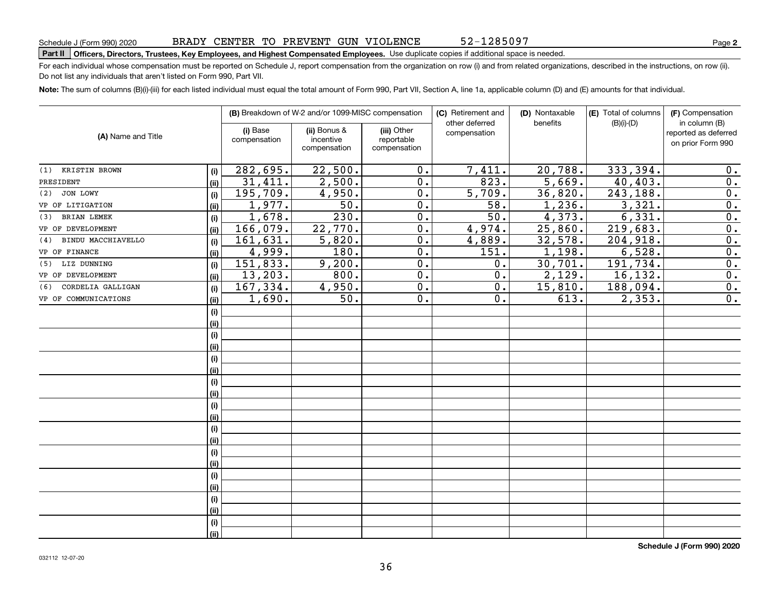Schedule J (Form 990) 2020 BRADY CENTER TO PREVENT GUN VIOLENCE 52-1285097 Page 2

**Part II Officers, Directors, Trustees, Key Employees, and Highest Compensated Employees.** Use duplicate copies if additional space is needed.

For each individual whose compensation must be reported on Schedule J, report compensation from the organization on row (i) and from related organizations, described in the instructions, on row (ii). Do not list any individuals that aren't listed on Form 990, Part VII.

**Note:** The sum of columns (B)(i)-(iii) for each listed individual must equal the total amount of Form 990, Part VII, Section A, line 1a, applicable column (D) and (E) amounts for that individual.

| (A) Name and Title | | (B) Breakdown of W-2 and/or 1099-MISC compensation | | | (C) Retirement and other deferred compensation | (D) Nontaxable benefits | (E) Total of columns (B)(i)-(D) | (F) Compensation in column (B) reported as deferred on prior Form 990 |
|---|---|---|---|---|---|---|---|---|
| | | (i) Base compensation | (ii) Bonus & incentive compensation | (iii) Other reportable compensation | | | | |
| (1) KRISTIN BROWN | (i) | 282,695. | 22,500. | 0. | 7,411. | 20,788. | 333,394. | 0. |
| PRESIDENT | (ii) | 31,411. | 2,500. | 0. | 823. | 5,669. | 40,403. | 0. |
| (2) JON LOWY | (i) | 195,709. | 4,950. | 0. | 5,709. | 36,820. | 243,188. | 0. |
| VP OF LITIGATION | (ii) | 1,977. | 50. | 0. | 58. | 1,236. | 3,321. | 0. |
| (3) BRIAN LEMEK | (i) | 1,678. | 230. | 0. | 50. | 4,373. | 6,331. | 0. |
| VP OF DEVELOPMENT | (ii) | 166,079. | 22,770. | 0. | 4,974. | 25,860. | 219,683. | 0. |
| (4) BINDU MACCHIAVELLO | (i) | 161,631. | 5,820. | 0. | 4,889. | 32,578. | 204,918. | 0. |
| VP OF FINANCE | (ii) | 4,999. | 180. | 0. | 151. | 1,198. | 6,528. | 0. |
| (5) LIZ DUNNING | (i) | 151,833. | 9,200. | 0. | 0. | 30,701. | 191,734. | 0. |
| VP OF DEVELOPMENT | (ii) | 13,203. | 800. | 0. | 0. | 2,129. | 16,132. | 0. |
| (6) CORDELIA GALLIGAN | (i) | 167,334. | 4,950. | 0. | 0. | 15,810. | 188,094. | 0. |
| VP OF COMMUNICATIONS | (ii) | 1,690. | 50. | 0. | 0. | 613. | 2,353. | 0. |

**Schedule J (Form 990) 2020**

032112 12-07-20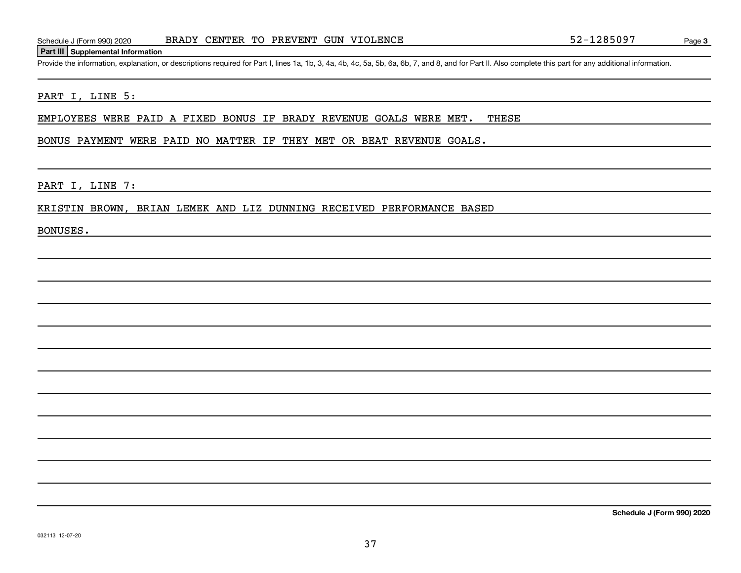## Part III Supplemental Information

Provide the information, explanation, or descriptions required for Part I, lines 1a, 1b, 3, 4a, 4b, 4c, 5a, 5b, 6a, 6b, 7, and 8, and for Part II. Also complete this part for any additional information.

PART I, LINE 5:

EMPLOYEES WERE PAID A FIXED BONUS IF BRADY REVENUE GOALS WERE MET. THESE BONUS PAYMENT WERE PAID NO MATTER IF THEY MET OR BEAT REVENUE GOALS.

PART I, LINE 7:

KRISTIN BROWN, BRIAN LEMEK AND LIZ DUNNING RECEIVED PERFORMANCE BASED BONUSES.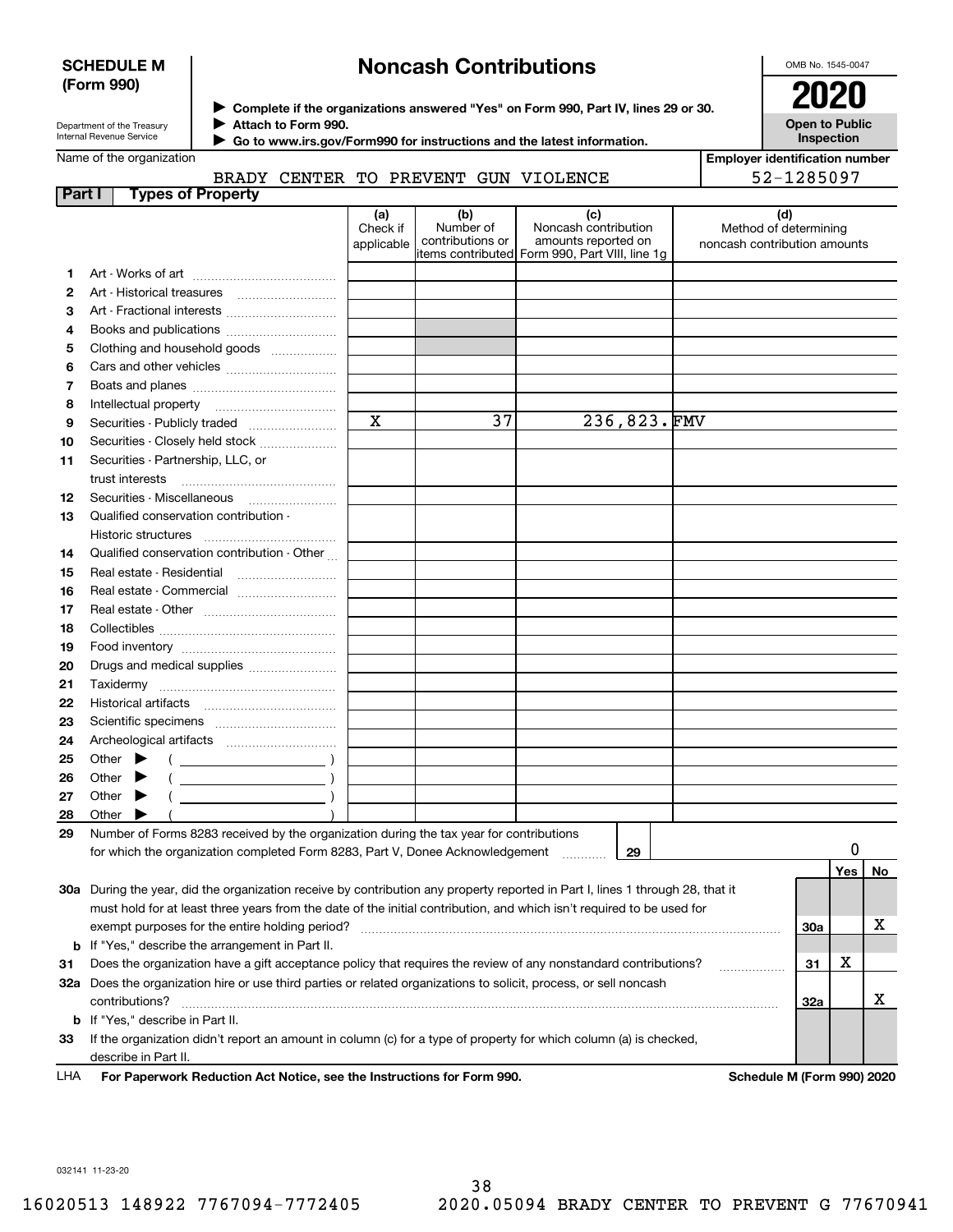**SCHEDULE M (Form 990)**

Department of the Treasury
Internal Revenue Service

# Noncash Contributions

▶ Complete if the organizations answered "Yes" on Form 990, Part IV, lines 29 or 30.
▶ Attach to Form 990.
▶ Go to www.irs.gov/Form990 for instructions and the latest information.

OMB No. 1545-0047

**2020**

**Open to Public Inspection**

Name of the organization: BRADY CENTER TO PREVENT GUN VIOLENCE

Employer identification number: 52-1285097

## Part I Types of Property

| | | (a) Check if applicable | (b) Number of contributions or items contributed | (c) Noncash contribution amounts reported on Form 990, Part VIII, line 1g | (d) Method of determining noncash contribution amounts |
|---|---|---|---|---|---|
| 1 | Art - Works of art | | | | |
| 2 | Art - Historical treasures | | | | |
| 3 | Art - Fractional interests | | | | |
| 4 | Books and publications | | | | |
| 5 | Clothing and household goods | | | | |
| 6 | Cars and other vehicles | | | | |
| 7 | Boats and planes | | | | |
| 8 | Intellectual property | | | | |
| 9 | Securities - Publicly traded | X | 37 | 236,823. | FMV |
| 10 | Securities - Closely held stock | | | | |
| 11 | Securities - Partnership, LLC, or trust interests | | | | |
| 12 | Securities - Miscellaneous | | | | |
| 13 | Qualified conservation contribution - Historic structures | | | | |
| 14 | Qualified conservation contribution - Other | | | | |
| 15 | Real estate - Residential | | | | |
| 16 | Real estate - Commercial | | | | |
| 17 | Real estate - Other | | | | |
| 18 | Collectibles | | | | |
| 19 | Food inventory | | | | |
| 20 | Drugs and medical supplies | | | | |
| 21 | Taxidermy | | | | |
| 22 | Historical artifacts | | | | |
| 23 | Scientific specimens | | | | |
| 24 | Archeological artifacts | | | | |
| 25 | Other ▶ ( ) | | | | |
| 26 | Other ▶ ( ) | | | | |
| 27 | Other ▶ ( ) | | | | |
| 28 | Other ▶ ( ) | | | | |

**29** Number of Forms 8283 received by the organization during the tax year for contributions for which the organization completed Form 8283, Part V, Donee Acknowledgement ..... **29** | 0

| | | | Yes | No |
|---|---|---|---|---|
| 30a | During the year, did the organization receive by contribution any property reported in Part I, lines 1 through 28, that it must hold for at least three years from the date of the initial contribution, and which isn't required to be used for exempt purposes for the entire holding period? | 30a | | X |
| b | If "Yes," describe the arrangement in Part II. | | | |
| 31 | Does the organization have a gift acceptance policy that requires the review of any nonstandard contributions? | 31 | X | |
| 32a | Does the organization hire or use third parties or related organizations to solicit, process, or sell noncash contributions? | 32a | | X |
| b | If "Yes," describe in Part II. | | | |
| 33 | If the organization didn't report an amount in column (c) for a type of property for which column (a) is checked, describe in Part II. | | | |

LHA **For Paperwork Reduction Act Notice, see the Instructions for Form 990.** **Schedule M (Form 990) 2020**

032141 11-23-20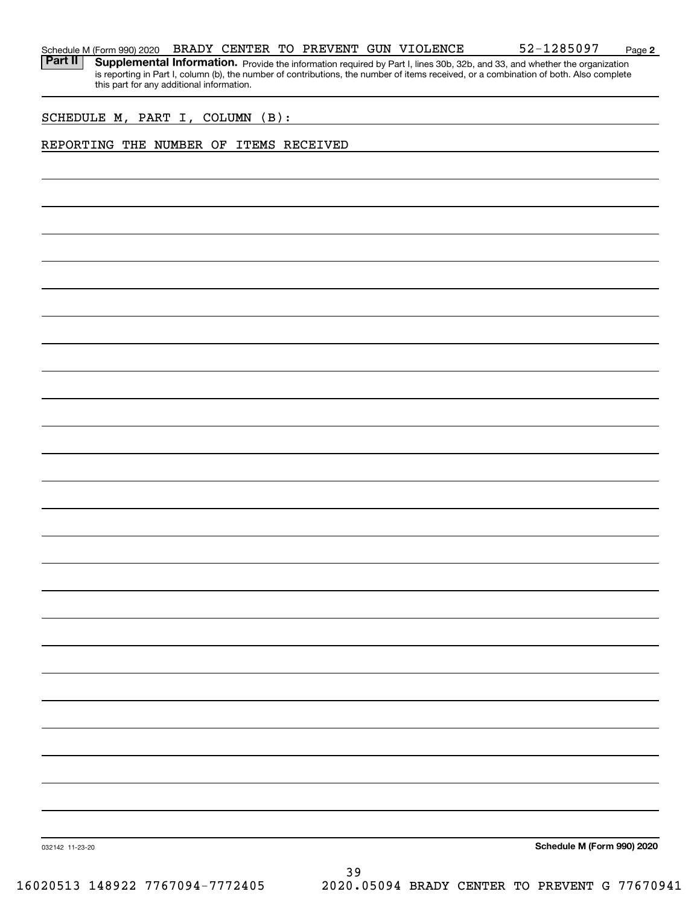Schedule M (Form 990) 2020 BRADY CENTER TO PREVENT GUN VIOLENCE 52-1285097 Page 2

**Part II** **Supplemental Information.** Provide the information required by Part I, lines 30b, 32b, and 33, and whether the organization is reporting in Part I, column (b), the number of contributions, the number of items received, or a combination of both. Also complete this part for any additional information.

SCHEDULE M, PART I, COLUMN (B):

REPORTING THE NUMBER OF ITEMS RECEIVED

032142 11-23-20

**Schedule M (Form 990) 2020**

16020513 148922 7767094-7772405 2020.05094 BRADY CENTER TO PREVENT G 77670941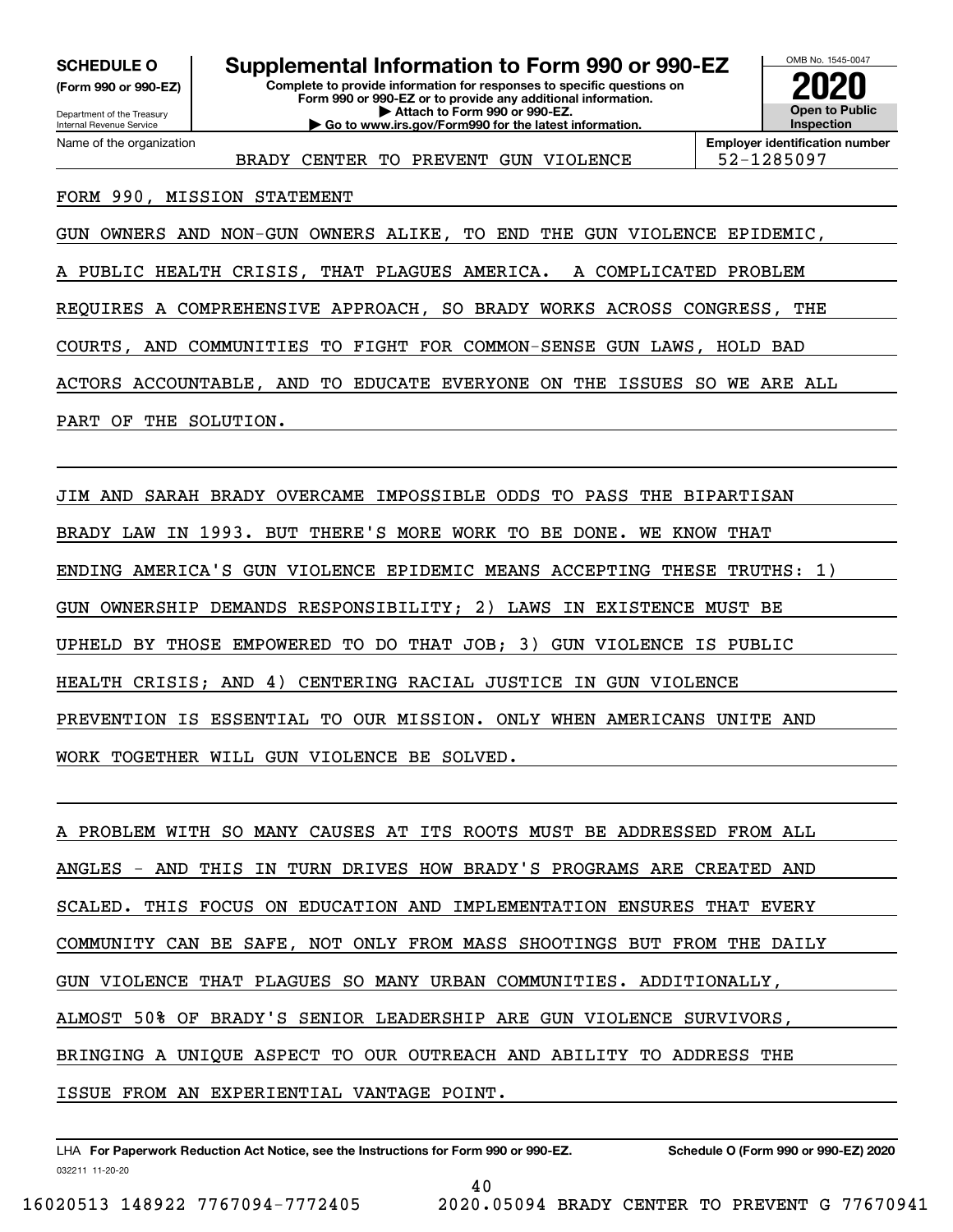**SCHEDULE O (Form 990 or 990-EZ)**

Department of the Treasury
Internal Revenue Service

# Supplemental Information to Form 990 or 990-EZ

**Complete to provide information for responses to specific questions on Form 990 or 990-EZ or to provide any additional information.**
**▶ Attach to Form 990 or 990-EZ.**
**▶ Go to www.irs.gov/Form990 for the latest information.**

OMB No. 1545-0047

**2020**

**Open to Public Inspection**

Name of the organization: BRADY CENTER TO PREVENT GUN VIOLENCE

**Employer identification number:** 52-1285097

FORM 990, MISSION STATEMENT

GUN OWNERS AND NON-GUN OWNERS ALIKE, TO END THE GUN VIOLENCE EPIDEMIC, A PUBLIC HEALTH CRISIS, THAT PLAGUES AMERICA. A COMPLICATED PROBLEM REQUIRES A COMPREHENSIVE APPROACH, SO BRADY WORKS ACROSS CONGRESS, THE COURTS, AND COMMUNITIES TO FIGHT FOR COMMON-SENSE GUN LAWS, HOLD BAD ACTORS ACCOUNTABLE, AND TO EDUCATE EVERYONE ON THE ISSUES SO WE ARE ALL PART OF THE SOLUTION.

JIM AND SARAH BRADY OVERCAME IMPOSSIBLE ODDS TO PASS THE BIPARTISAN BRADY LAW IN 1993. BUT THERE'S MORE WORK TO BE DONE. WE KNOW THAT ENDING AMERICA'S GUN VIOLENCE EPIDEMIC MEANS ACCEPTING THESE TRUTHS: 1) GUN OWNERSHIP DEMANDS RESPONSIBILITY; 2) LAWS IN EXISTENCE MUST BE UPHELD BY THOSE EMPOWERED TO DO THAT JOB; 3) GUN VIOLENCE IS PUBLIC HEALTH CRISIS; AND 4) CENTERING RACIAL JUSTICE IN GUN VIOLENCE PREVENTION IS ESSENTIAL TO OUR MISSION. ONLY WHEN AMERICANS UNITE AND WORK TOGETHER WILL GUN VIOLENCE BE SOLVED.

A PROBLEM WITH SO MANY CAUSES AT ITS ROOTS MUST BE ADDRESSED FROM ALL ANGLES - AND THIS IN TURN DRIVES HOW BRADY'S PROGRAMS ARE CREATED AND SCALED. THIS FOCUS ON EDUCATION AND IMPLEMENTATION ENSURES THAT EVERY COMMUNITY CAN BE SAFE, NOT ONLY FROM MASS SHOOTINGS BUT FROM THE DAILY GUN VIOLENCE THAT PLAGUES SO MANY URBAN COMMUNITIES. ADDITIONALLY, ALMOST 50% OF BRADY'S SENIOR LEADERSHIP ARE GUN VIOLENCE SURVIVORS, BRINGING A UNIQUE ASPECT TO OUR OUTREACH AND ABILITY TO ADDRESS THE ISSUE FROM AN EXPERIENTIAL VANTAGE POINT.

LHA **For Paperwork Reduction Act Notice, see the Instructions for Form 990 or 990-EZ.** **Schedule O (Form 990 or 990-EZ) 2020**

032211 11-20-20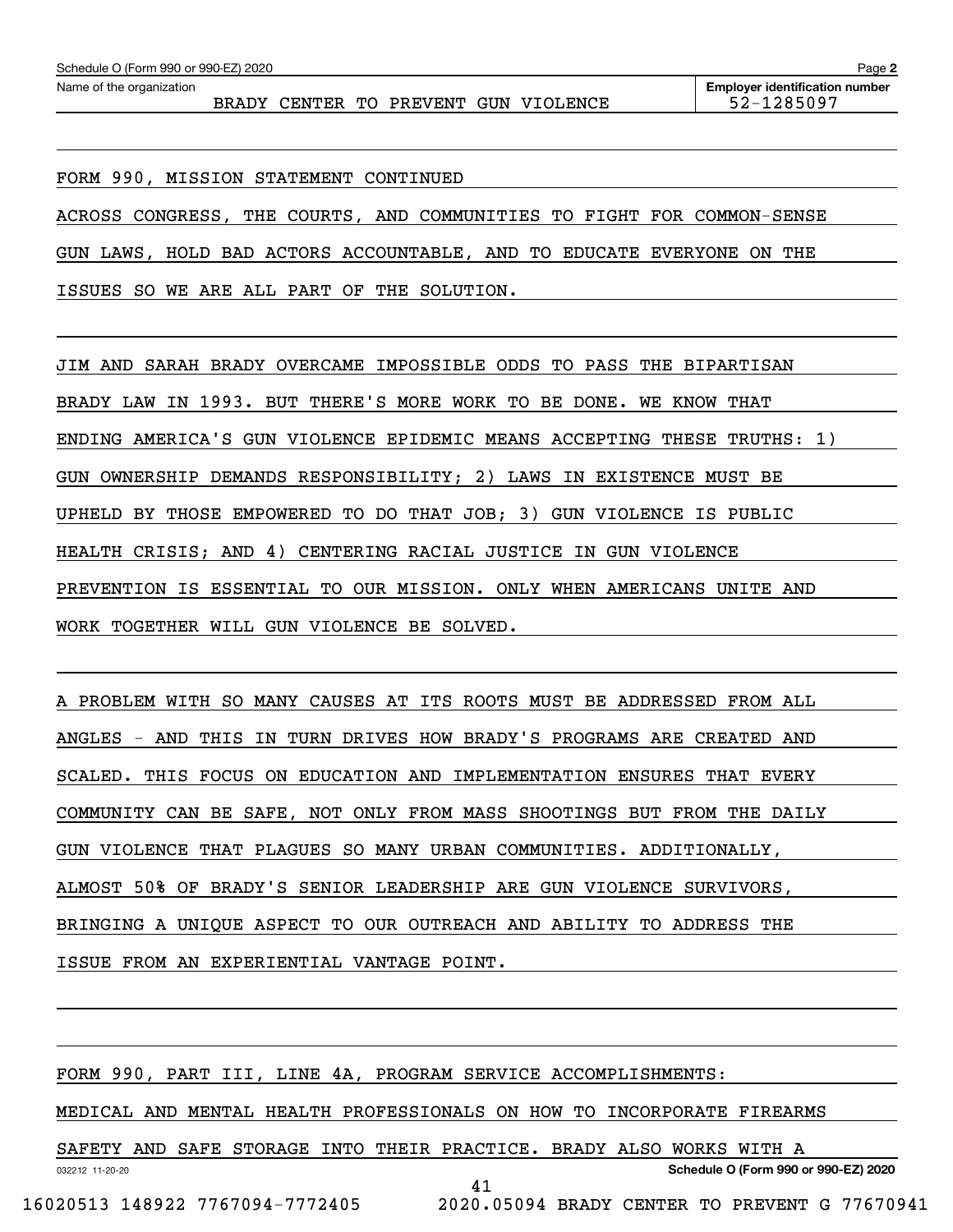FORM 990, MISSION STATEMENT CONTINUED

ACROSS CONGRESS, THE COURTS, AND COMMUNITIES TO FIGHT FOR COMMON-SENSE GUN LAWS, HOLD BAD ACTORS ACCOUNTABLE, AND TO EDUCATE EVERYONE ON THE ISSUES SO WE ARE ALL PART OF THE SOLUTION.

JIM AND SARAH BRADY OVERCAME IMPOSSIBLE ODDS TO PASS THE BIPARTISAN BRADY LAW IN 1993. BUT THERE'S MORE WORK TO BE DONE. WE KNOW THAT ENDING AMERICA'S GUN VIOLENCE EPIDEMIC MEANS ACCEPTING THESE TRUTHS: 1) GUN OWNERSHIP DEMANDS RESPONSIBILITY; 2) LAWS IN EXISTENCE MUST BE UPHELD BY THOSE EMPOWERED TO DO THAT JOB; 3) GUN VIOLENCE IS PUBLIC HEALTH CRISIS; AND 4) CENTERING RACIAL JUSTICE IN GUN VIOLENCE PREVENTION IS ESSENTIAL TO OUR MISSION. ONLY WHEN AMERICANS UNITE AND WORK TOGETHER WILL GUN VIOLENCE BE SOLVED.

A PROBLEM WITH SO MANY CAUSES AT ITS ROOTS MUST BE ADDRESSED FROM ALL ANGLES - AND THIS IN TURN DRIVES HOW BRADY'S PROGRAMS ARE CREATED AND SCALED. THIS FOCUS ON EDUCATION AND IMPLEMENTATION ENSURES THAT EVERY COMMUNITY CAN BE SAFE, NOT ONLY FROM MASS SHOOTINGS BUT FROM THE DAILY GUN VIOLENCE THAT PLAGUES SO MANY URBAN COMMUNITIES. ADDITIONALLY, ALMOST 50% OF BRADY'S SENIOR LEADERSHIP ARE GUN VIOLENCE SURVIVORS, BRINGING A UNIQUE ASPECT TO OUR OUTREACH AND ABILITY TO ADDRESS THE ISSUE FROM AN EXPERIENTIAL VANTAGE POINT.

FORM 990, PART III, LINE 4A, PROGRAM SERVICE ACCOMPLISHMENTS:

MEDICAL AND MENTAL HEALTH PROFESSIONALS ON HOW TO INCORPORATE FIREARMS SAFETY AND SAFE STORAGE INTO THEIR PRACTICE. BRADY ALSO WORKS WITH A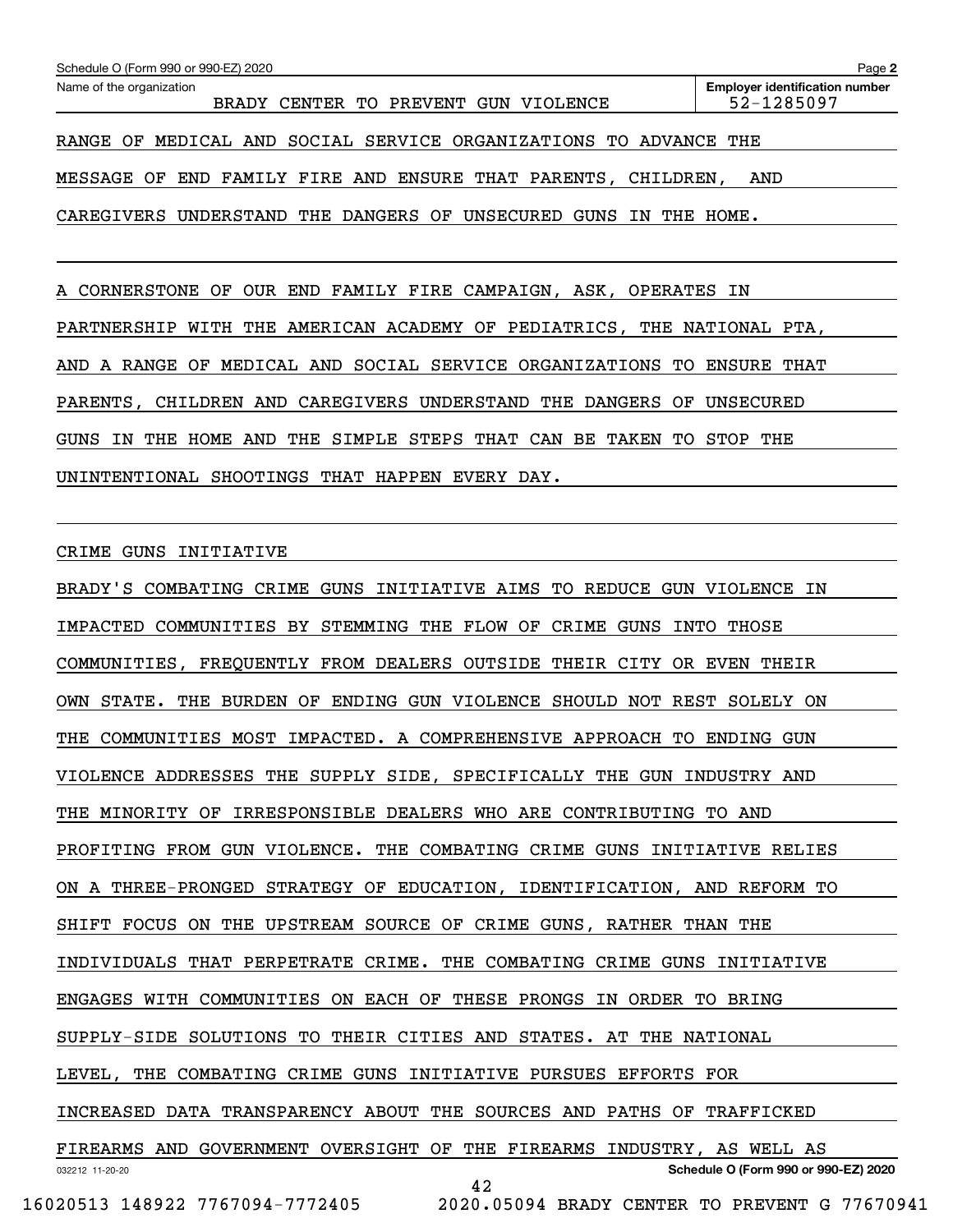RANGE OF MEDICAL AND SOCIAL SERVICE ORGANIZATIONS TO ADVANCE THE MESSAGE OF END FAMILY FIRE AND ENSURE THAT PARENTS, CHILDREN, AND CAREGIVERS UNDERSTAND THE DANGERS OF UNSECURED GUNS IN THE HOME.

A CORNERSTONE OF OUR END FAMILY FIRE CAMPAIGN, ASK, OPERATES IN PARTNERSHIP WITH THE AMERICAN ACADEMY OF PEDIATRICS, THE NATIONAL PTA, AND A RANGE OF MEDICAL AND SOCIAL SERVICE ORGANIZATIONS TO ENSURE THAT PARENTS, CHILDREN AND CAREGIVERS UNDERSTAND THE DANGERS OF UNSECURED GUNS IN THE HOME AND THE SIMPLE STEPS THAT CAN BE TAKEN TO STOP THE UNINTENTIONAL SHOOTINGS THAT HAPPEN EVERY DAY.

CRIME GUNS INITIATIVE

BRADY'S COMBATING CRIME GUNS INITIATIVE AIMS TO REDUCE GUN VIOLENCE IN IMPACTED COMMUNITIES BY STEMMING THE FLOW OF CRIME GUNS INTO THOSE COMMUNITIES, FREQUENTLY FROM DEALERS OUTSIDE THEIR CITY OR EVEN THEIR OWN STATE. THE BURDEN OF ENDING GUN VIOLENCE SHOULD NOT REST SOLELY ON THE COMMUNITIES MOST IMPACTED. A COMPREHENSIVE APPROACH TO ENDING GUN VIOLENCE ADDRESSES THE SUPPLY SIDE, SPECIFICALLY THE GUN INDUSTRY AND THE MINORITY OF IRRESPONSIBLE DEALERS WHO ARE CONTRIBUTING TO AND PROFITING FROM GUN VIOLENCE. THE COMBATING CRIME GUNS INITIATIVE RELIES ON A THREE-PRONGED STRATEGY OF EDUCATION, IDENTIFICATION, AND REFORM TO SHIFT FOCUS ON THE UPSTREAM SOURCE OF CRIME GUNS, RATHER THAN THE INDIVIDUALS THAT PERPETRATE CRIME. THE COMBATING CRIME GUNS INITIATIVE ENGAGES WITH COMMUNITIES ON EACH OF THESE PRONGS IN ORDER TO BRING SUPPLY-SIDE SOLUTIONS TO THEIR CITIES AND STATES. AT THE NATIONAL LEVEL, THE COMBATING CRIME GUNS INITIATIVE PURSUES EFFORTS FOR INCREASED DATA TRANSPARENCY ABOUT THE SOURCES AND PATHS OF TRAFFICKED FIREARMS AND GOVERNMENT OVERSIGHT OF THE FIREARMS INDUSTRY, AS WELL AS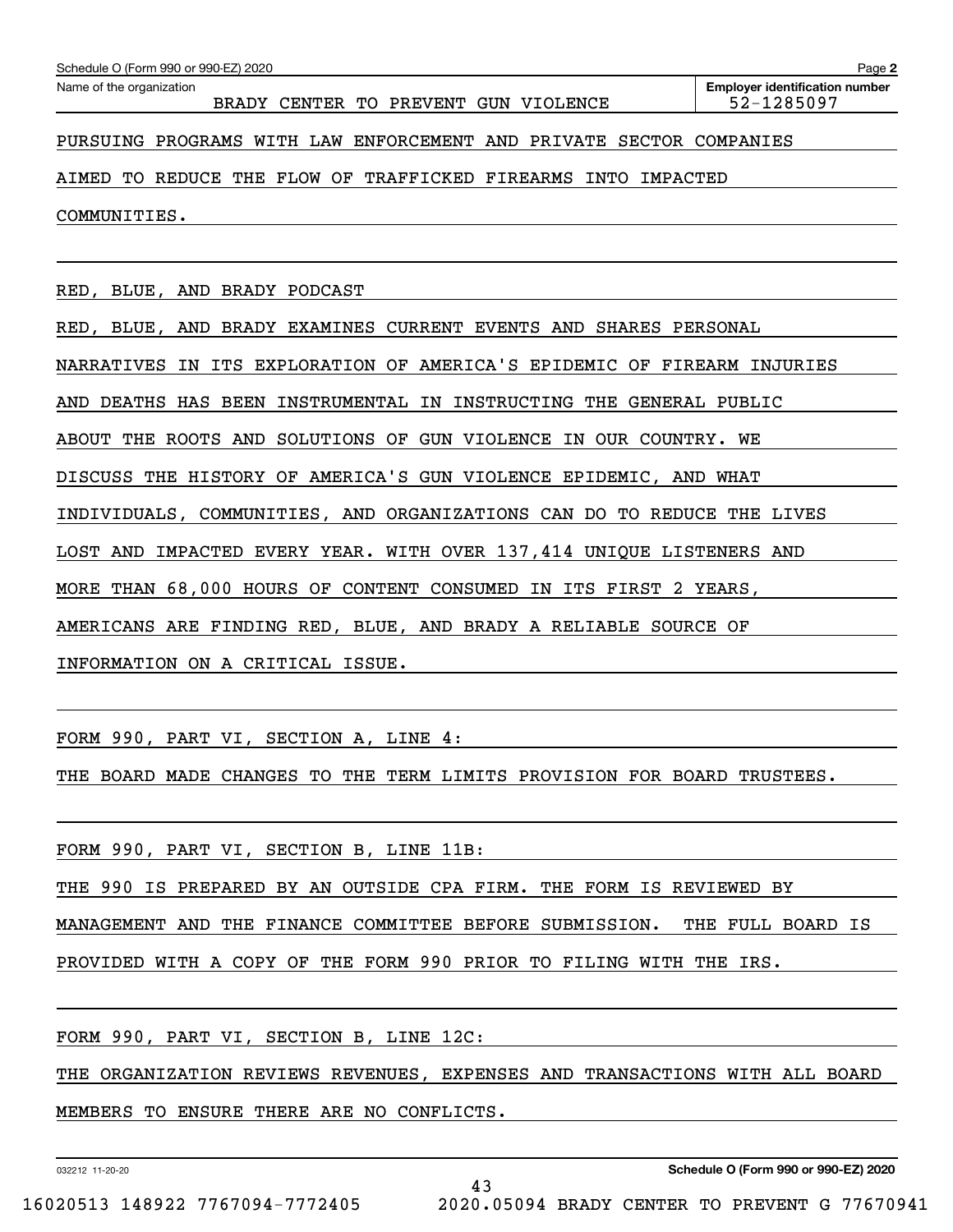Schedule O (Form 990 or 990-EZ) 2020

Name of the organization: BRADY CENTER TO PREVENT GUN VIOLENCE

Employer identification number: 52-1285097

PURSUING PROGRAMS WITH LAW ENFORCEMENT AND PRIVATE SECTOR COMPANIES AIMED TO REDUCE THE FLOW OF TRAFFICKED FIREARMS INTO IMPACTED COMMUNITIES.

RED, BLUE, AND BRADY PODCAST

RED, BLUE, AND BRADY EXAMINES CURRENT EVENTS AND SHARES PERSONAL NARRATIVES IN ITS EXPLORATION OF AMERICA'S EPIDEMIC OF FIREARM INJURIES AND DEATHS HAS BEEN INSTRUMENTAL IN INSTRUCTING THE GENERAL PUBLIC ABOUT THE ROOTS AND SOLUTIONS OF GUN VIOLENCE IN OUR COUNTRY. WE DISCUSS THE HISTORY OF AMERICA'S GUN VIOLENCE EPIDEMIC, AND WHAT INDIVIDUALS, COMMUNITIES, AND ORGANIZATIONS CAN DO TO REDUCE THE LIVES LOST AND IMPACTED EVERY YEAR. WITH OVER 137,414 UNIQUE LISTENERS AND MORE THAN 68,000 HOURS OF CONTENT CONSUMED IN ITS FIRST 2 YEARS, AMERICANS ARE FINDING RED, BLUE, AND BRADY A RELIABLE SOURCE OF INFORMATION ON A CRITICAL ISSUE.

FORM 990, PART VI, SECTION A, LINE 4:

THE BOARD MADE CHANGES TO THE TERM LIMITS PROVISION FOR BOARD TRUSTEES.

FORM 990, PART VI, SECTION B, LINE 11B:

THE 990 IS PREPARED BY AN OUTSIDE CPA FIRM. THE FORM IS REVIEWED BY MANAGEMENT AND THE FINANCE COMMITTEE BEFORE SUBMISSION. THE FULL BOARD IS PROVIDED WITH A COPY OF THE FORM 990 PRIOR TO FILING WITH THE IRS.

FORM 990, PART VI, SECTION B, LINE 12C:

THE ORGANIZATION REVIEWS REVENUES, EXPENSES AND TRANSACTIONS WITH ALL BOARD MEMBERS TO ENSURE THERE ARE NO CONFLICTS.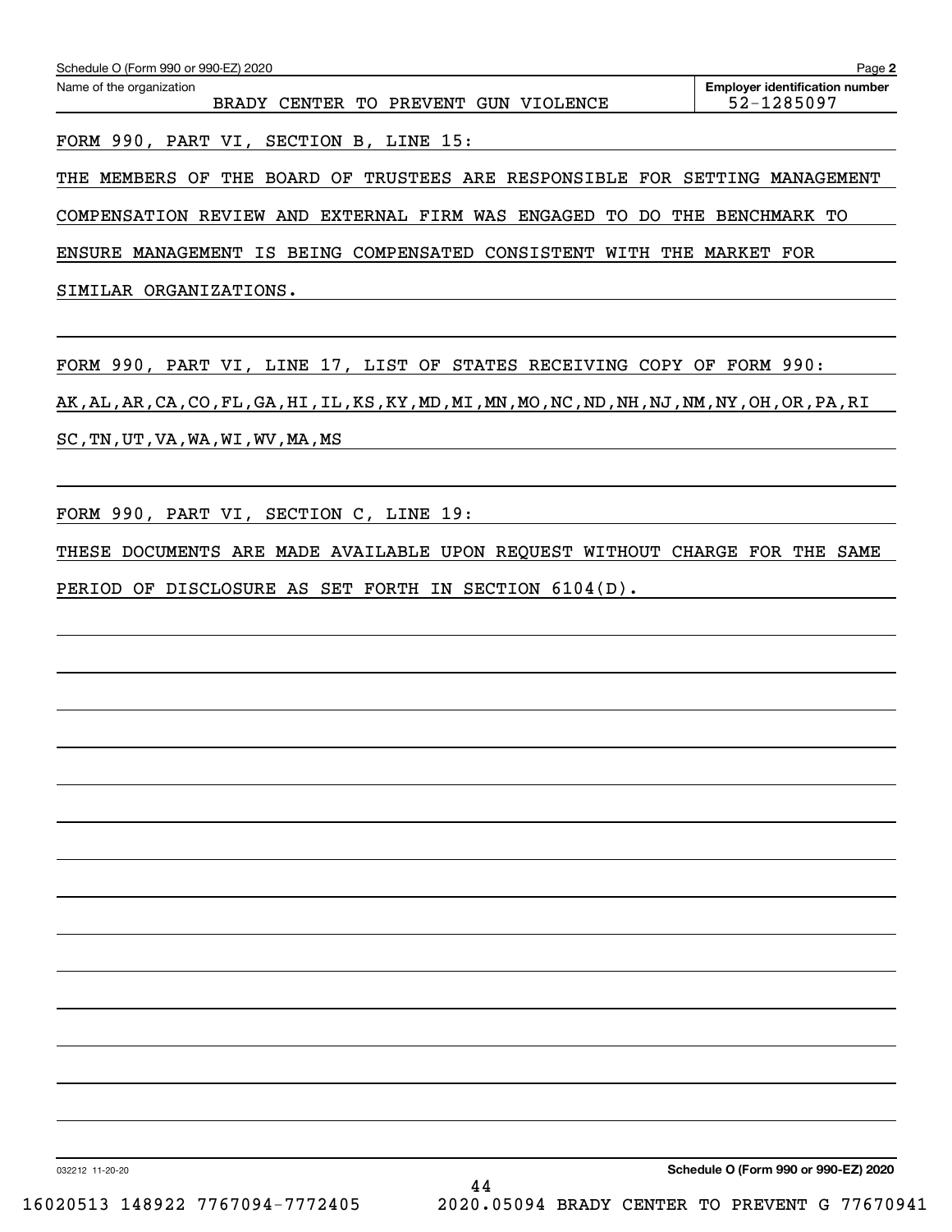Schedule O (Form 990 or 990-EZ) 2020

Name of the organization: BRADY CENTER TO PREVENT GUN VIOLENCE

Employer identification number: 52-1285097

FORM 990, PART VI, SECTION B, LINE 15:

THE MEMBERS OF THE BOARD OF TRUSTEES ARE RESPONSIBLE FOR SETTING MANAGEMENT COMPENSATION REVIEW AND EXTERNAL FIRM WAS ENGAGED TO DO THE BENCHMARK TO ENSURE MANAGEMENT IS BEING COMPENSATED CONSISTENT WITH THE MARKET FOR SIMILAR ORGANIZATIONS.

FORM 990, PART VI, LINE 17, LIST OF STATES RECEIVING COPY OF FORM 990:

AK,AL,AR,CA,CO,FL,GA,HI,IL,KS,KY,MD,MI,MN,MO,NC,ND,NH,NJ,NM,NY,OH,OR,PA,RI SC,TN,UT,VA,WA,WI,WV,MA,MS

FORM 990, PART VI, SECTION C, LINE 19:

THESE DOCUMENTS ARE MADE AVAILABLE UPON REQUEST WITHOUT CHARGE FOR THE SAME PERIOD OF DISCLOSURE AS SET FORTH IN SECTION 6104(D).

032212 11-20-20

Schedule O (Form 990 or 990-EZ) 2020

16020513 148922 7767094-7772405 2020.05094 BRADY CENTER TO PREVENT G 77670941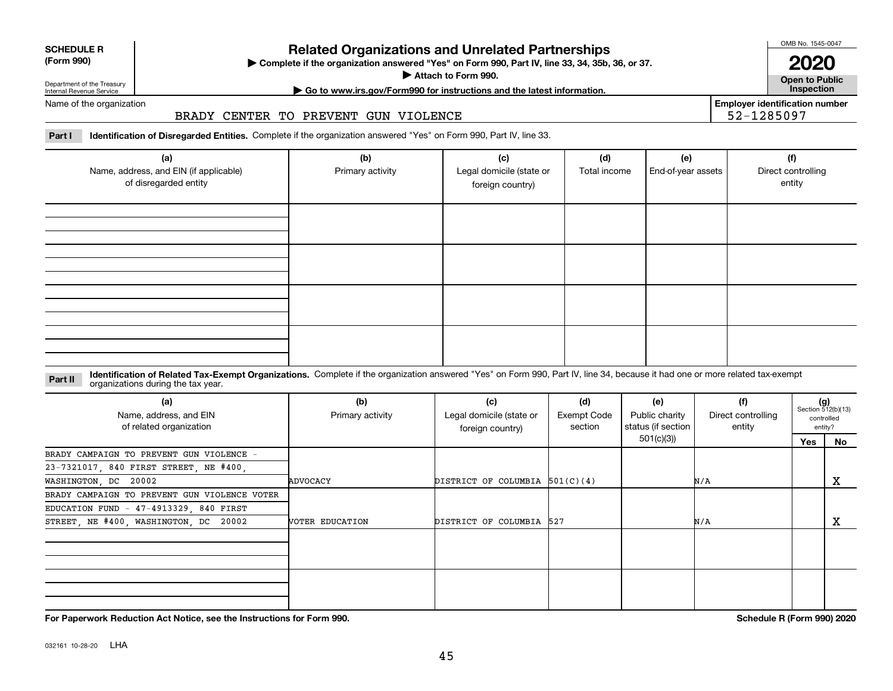**SCHEDULE R (Form 990)**

Department of the Treasury
Internal Revenue Service

# Related Organizations and Unrelated Partnerships

▶ Complete if the organization answered "Yes" on Form 990, Part IV, line 33, 34, 35b, 36, or 37.
▶ Attach to Form 990.
▶ Go to www.irs.gov/Form990 for instructions and the latest information.

OMB No. 1545-0047

**2020**

**Open to Public Inspection**

Name of the organization: BRADY CENTER TO PREVENT GUN VIOLENCE

**Employer identification number** 52-1285097

**Part I** **Identification of Disregarded Entities.** Complete if the organization answered "Yes" on Form 990, Part IV, line 33.

| (a) Name, address, and EIN (if applicable) of disregarded entity | (b) Primary activity | (c) Legal domicile (state or foreign country) | (d) Total income | (e) End-of-year assets | (f) Direct controlling entity |
|---|---|---|---|---|---|
| | | | | | |
| | | | | | |
| | | | | | |
| | | | | | |

**Part II** **Identification of Related Tax-Exempt Organizations.** Complete if the organization answered "Yes" on Form 990, Part IV, line 34, because it had one or more related tax-exempt organizations during the tax year.

| (a) Name, address, and EIN of related organization | (b) Primary activity | (c) Legal domicile (state or foreign country) | (d) Exempt Code section | (e) Public charity status (if section 501(c)(3)) | (f) Direct controlling entity | (g) Section 512(b)(13) controlled entity? Yes | No |
|---|---|---|---|---|---|---|---|
| BRADY CAMPAIGN TO PREVENT GUN VIOLENCE - 23-7321017, 840 FIRST STREET, NE #400, WASHINGTON, DC 20002 | ADVOCACY | DISTRICT OF COLUMBIA | 501(C)(4) | | N/A | | X |
| BRADY CAMPAIGN TO PREVENT GUN VIOLENCE VOTER EDUCATION FUND - 47-4913329, 840 FIRST STREET, NE #400, WASHINGTON, DC 20002 | VOTER EDUCATION | DISTRICT OF COLUMBIA | 527 | | N/A | | X |
| | | | | | | | |
| | | | | | | | |

**For Paperwork Reduction Act Notice, see the Instructions for Form 990.** **Schedule R (Form 990) 2020**

032161 10-28-20 LHA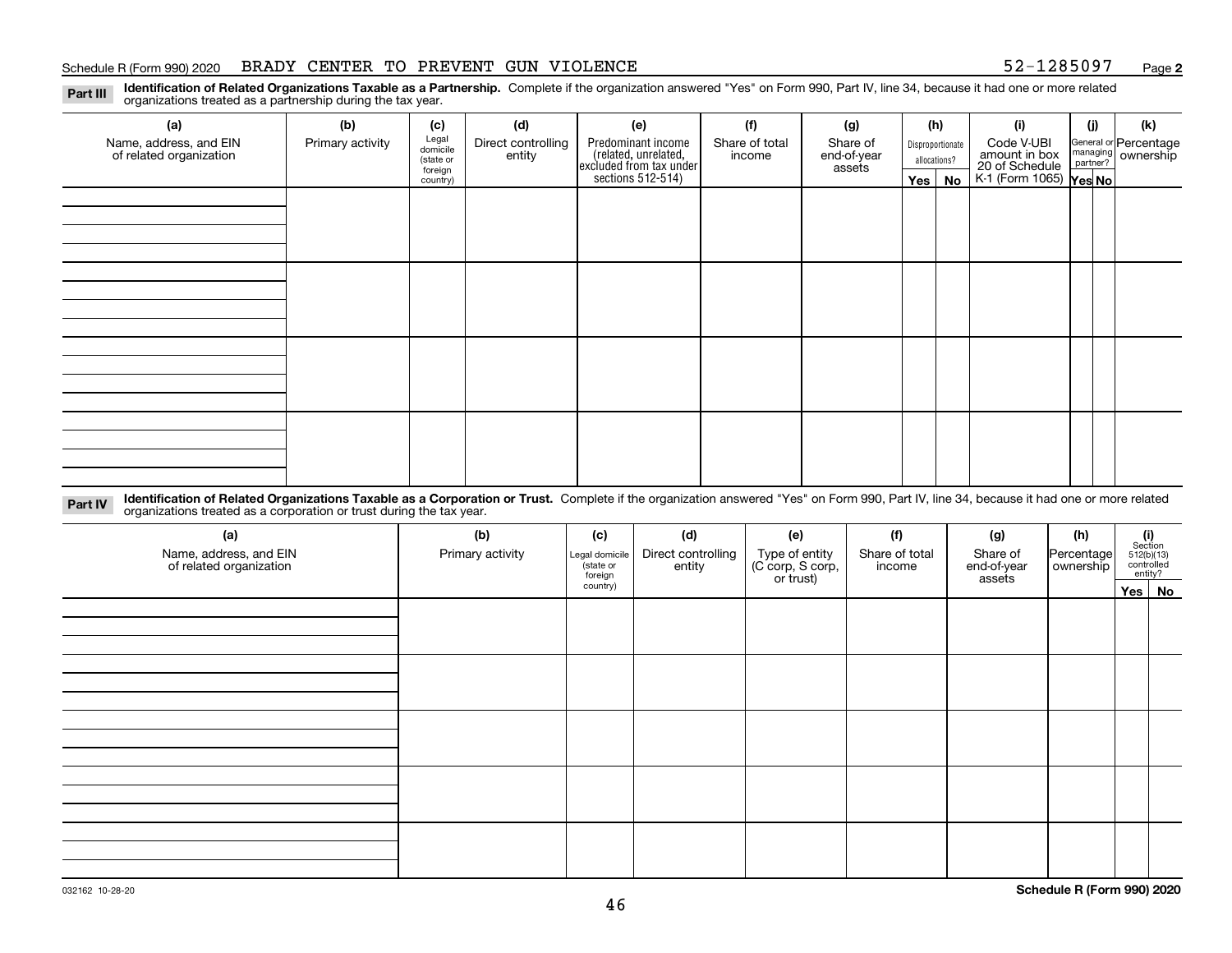Schedule R (Form 990) 2020 BRADY CENTER TO PREVENT GUN VIOLENCE 52-1285097 Page **2**

**Part III** **Identification of Related Organizations Taxable as a Partnership.** Complete if the organization answered "Yes" on Form 990, Part IV, line 34, because it had one or more related organizations treated as a partnership during the tax year.

| (a) Name, address, and EIN of related organization | (b) Primary activity | (c) Legal domicile (state or foreign country) | (d) Direct controlling entity | (e) Predominant income (related, unrelated, excluded from tax under sections 512-514) | (f) Share of total income | (g) Share of end-of-year assets | (h) Disproportionate allocations? Yes | (h) No | (i) Code V-UBI amount in box 20 of Schedule K-1 (Form 1065) | (j) General or managing partner? Yes | (j) No | (k) Percentage ownership |
|---|---|---|---|---|---|---|---|---|---|---|---|---|
| | | | | | | | | | | | | |
| | | | | | | | | | | | | |
| | | | | | | | | | | | | |
| | | | | | | | | | | | | |

**Part IV** **Identification of Related Organizations Taxable as a Corporation or Trust.** Complete if the organization answered "Yes" on Form 990, Part IV, line 34, because it had one or more related organizations treated as a corporation or trust during the tax year.

| (a) Name, address, and EIN of related organization | (b) Primary activity | (c) Legal domicile (state or foreign country) | (d) Direct controlling entity | (e) Type of entity (C corp, S corp, or trust) | (f) Share of total income | (g) Share of end-of-year assets | (h) Percentage ownership | (i) Section 512(b)(13) controlled entity? Yes | (i) No |
|---|---|---|---|---|---|---|---|---|---|
| | | | | | | | | | |
| | | | | | | | | | |
| | | | | | | | | | |
| | | | | | | | | | |
| | | | | | | | | | |

032162 10-28-20 **Schedule R (Form 990) 2020**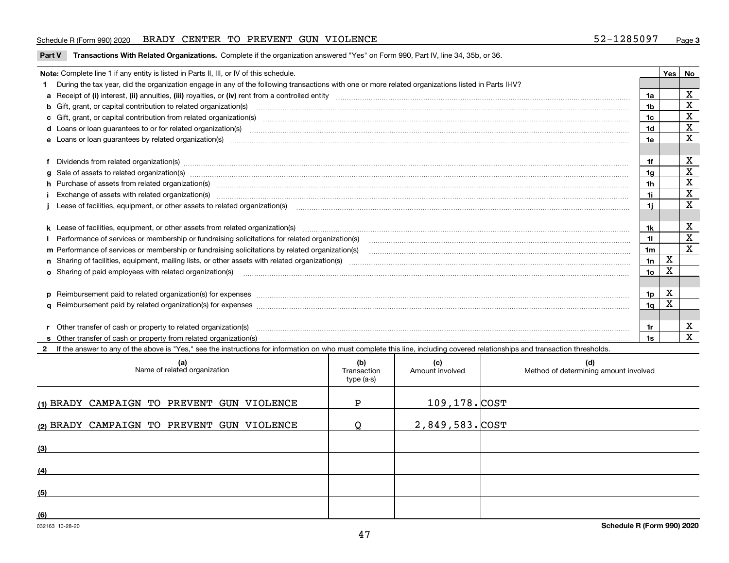Schedule R (Form 990) 2020 BRADY CENTER TO PREVENT GUN VIOLENCE 52-1285097 Page 3

**Part V Transactions With Related Organizations.** Complete if the organization answered "Yes" on Form 990, Part IV, line 34, 35b, or 36.

| **Note:** Complete line 1 if any entity is listed in Parts II, III, or IV of this schedule. | | Yes | No |
|---|---|---|---|
| **1** During the tax year, did the organization engage in any of the following transactions with one or more related organizations listed in Parts II-IV? | | | |
| **a** Receipt of **(i)** interest, **(ii)** annuities, **(iii)** royalties, or **(iv)** rent from a controlled entity | 1a | | X |
| **b** Gift, grant, or capital contribution to related organization(s) | 1b | | X |
| **c** Gift, grant, or capital contribution from related organization(s) | 1c | | X |
| **d** Loans or loan guarantees to or for related organization(s) | 1d | | X |
| **e** Loans or loan guarantees by related organization(s) | 1e | | X |
| **f** Dividends from related organization(s) | 1f | | X |
| **g** Sale of assets to related organization(s) | 1g | | X |
| **h** Purchase of assets from related organization(s) | 1h | | X |
| **i** Exchange of assets with related organization(s) | 1i | | X |
| **j** Lease of facilities, equipment, or other assets to related organization(s) | 1j | | X |
| **k** Lease of facilities, equipment, or other assets from related organization(s) | 1k | | X |
| **l** Performance of services or membership or fundraising solicitations for related organization(s) | 1l | | X |
| **m** Performance of services or membership or fundraising solicitations by related organization(s) | 1m | | X |
| **n** Sharing of facilities, equipment, mailing lists, or other assets with related organization(s) | 1n | X | |
| **o** Sharing of paid employees with related organization(s) | 1o | X | |
| **p** Reimbursement paid to related organization(s) for expenses | 1p | X | |
| **q** Reimbursement paid by related organization(s) for expenses | 1q | X | |
| **r** Other transfer of cash or property to related organization(s) | 1r | | X |
| **s** Other transfer of cash or property from related organization(s) | 1s | | X |

**2** If the answer to any of the above is "Yes," see the instructions for information on who must complete this line, including covered relationships and transaction thresholds.

| (a) Name of related organization | (b) Transaction type (a-s) | (c) Amount involved | (d) Method of determining amount involved |
|---|---|---|---|
| (1) BRADY CAMPAIGN TO PREVENT GUN VIOLENCE | P | 109,178. | COST |
| (2) BRADY CAMPAIGN TO PREVENT GUN VIOLENCE | Q | 2,849,583. | COST |
| (3) | | | |
| (4) | | | |
| (5) | | | |
| (6) | | | |

032163 10-28-20 **Schedule R (Form 990) 2020**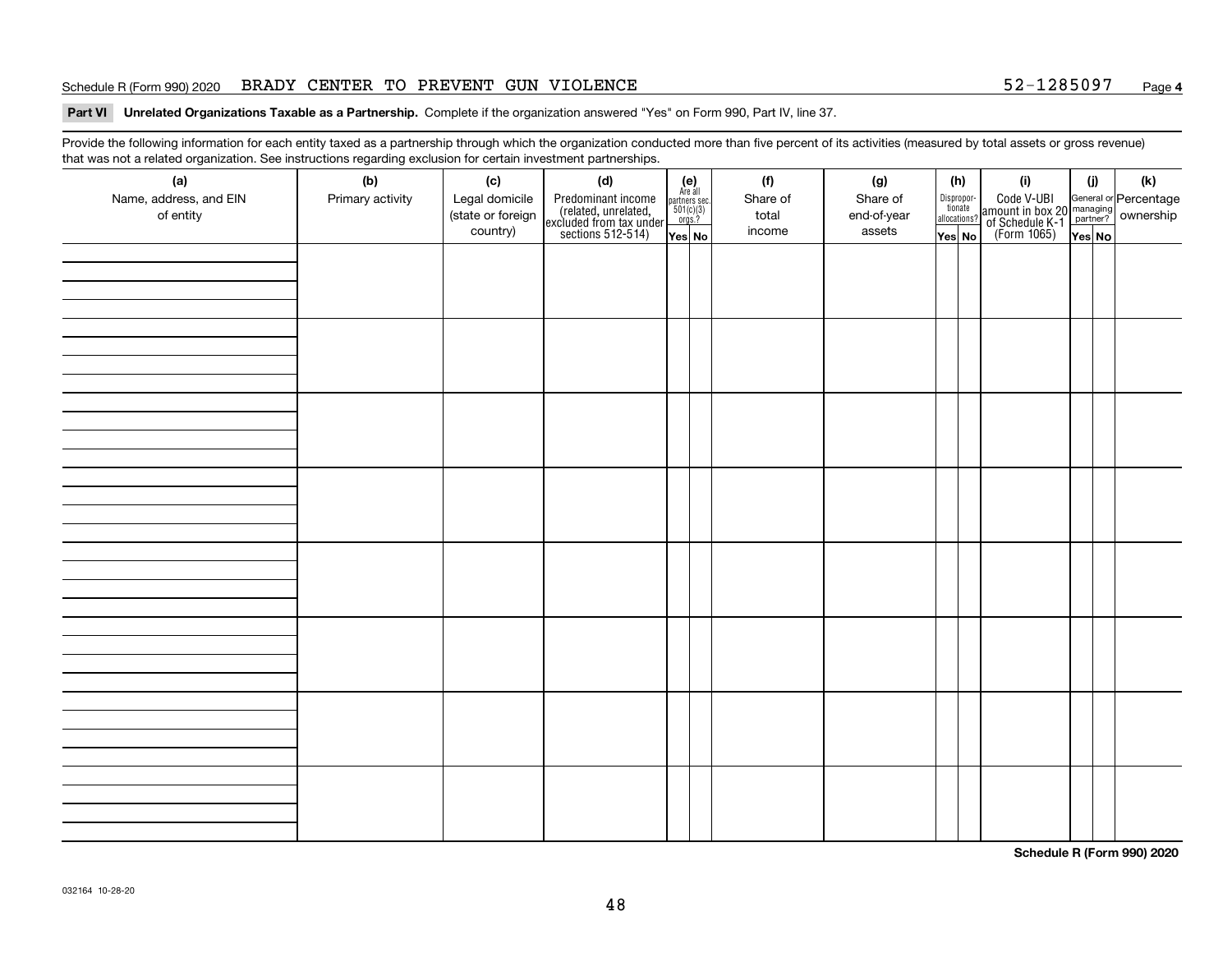Schedule R (Form 990) 2020 BRADY CENTER TO PREVENT GUN VIOLENCE 52-1285097 Page 4

**Part VI Unrelated Organizations Taxable as a Partnership.** Complete if the organization answered "Yes" on Form 990, Part IV, line 37.

Provide the following information for each entity taxed as a partnership through which the organization conducted more than five percent of its activities (measured by total assets or gross revenue) that was not a related organization. See instructions regarding exclusion for certain investment partnerships.

| (a) Name, address, and EIN of entity | (b) Primary activity | (c) Legal domicile (state or foreign country) | (d) Predominant income (related, unrelated, excluded from tax under sections 512-514) | (e) Are all partners sec. 501(c)(3) orgs.? Yes | No | (f) Share of total income | (g) Share of end-of-year assets | (h) Dispropor-tionate allocations? Yes | No | (i) Code V-UBI amount in box 20 of Schedule K-1 (Form 1065) | (j) General or managing partner? Yes | No | (k) Percentage ownership |
|---|---|---|---|---|---|---|---|---|---|---|---|---|---|
| | | | | | | | | | | | | | |
| | | | | | | | | | | | | | |
| | | | | | | | | | | | | | |
| | | | | | | | | | | | | | |
| | | | | | | | | | | | | | |
| | | | | | | | | | | | | | |
| | | | | | | | | | | | | | |
| | | | | | | | | | | | | | |

**Schedule R (Form 990) 2020**

032164 10-28-20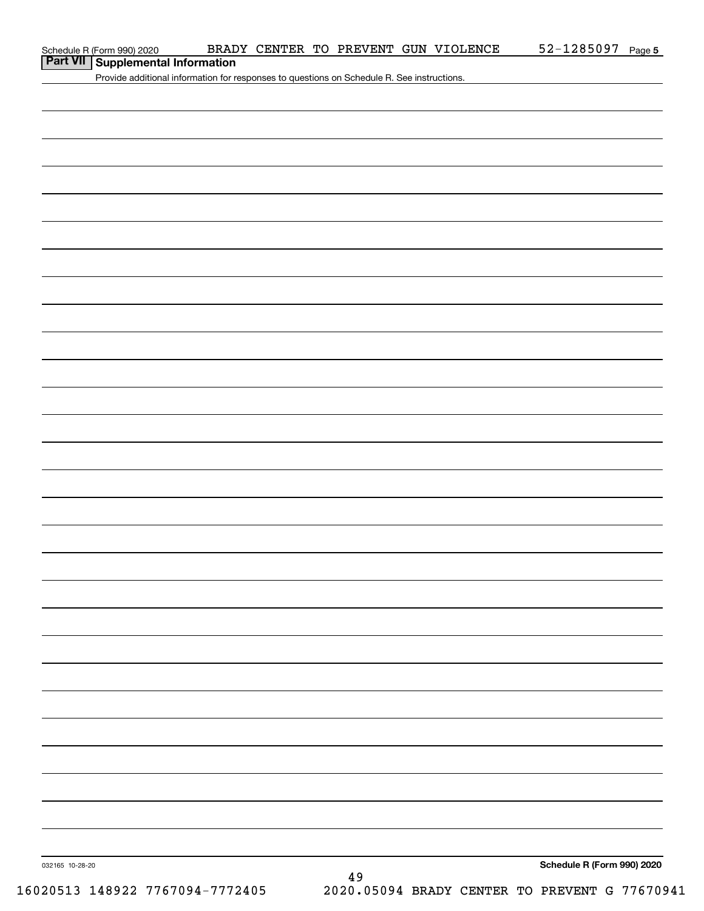## Part VII Supplemental Information

Provide additional information for responses to questions on Schedule R. See instructions.